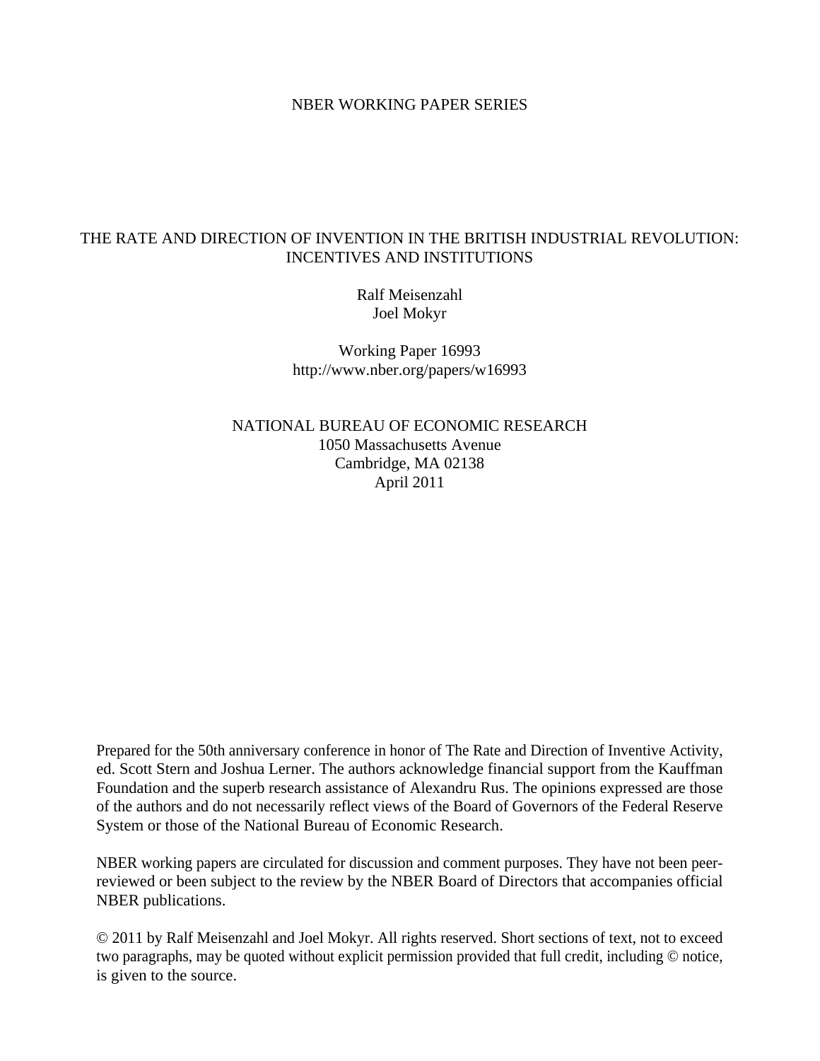NBER WORKING PAPER SERIES

# THE RATE AND DIRECTION OF INVENTION IN THE BRITISH INDUSTRIAL REVOLUTION: INCENTIVES AND INSTITUTIONS

Ralf Meisenzahl
Joel Mokyr

Working Paper 16993
http://www.nber.org/papers/w16993

NATIONAL BUREAU OF ECONOMIC RESEARCH
1050 Massachusetts Avenue
Cambridge, MA 02138
April 2011

Prepared for the 50th anniversary conference in honor of The Rate and Direction of Inventive Activity, ed. Scott Stern and Joshua Lerner. The authors acknowledge financial support from the Kauffman Foundation and the superb research assistance of Alexandru Rus. The opinions expressed are those of the authors and do not necessarily reflect views of the Board of Governors of the Federal Reserve System or those of the National Bureau of Economic Research.

NBER working papers are circulated for discussion and comment purposes. They have not been peer-reviewed or been subject to the review by the NBER Board of Directors that accompanies official NBER publications.

© 2011 by Ralf Meisenzahl and Joel Mokyr. All rights reserved. Short sections of text, not to exceed two paragraphs, may be quoted without explicit permission provided that full credit, including © notice, is given to the source.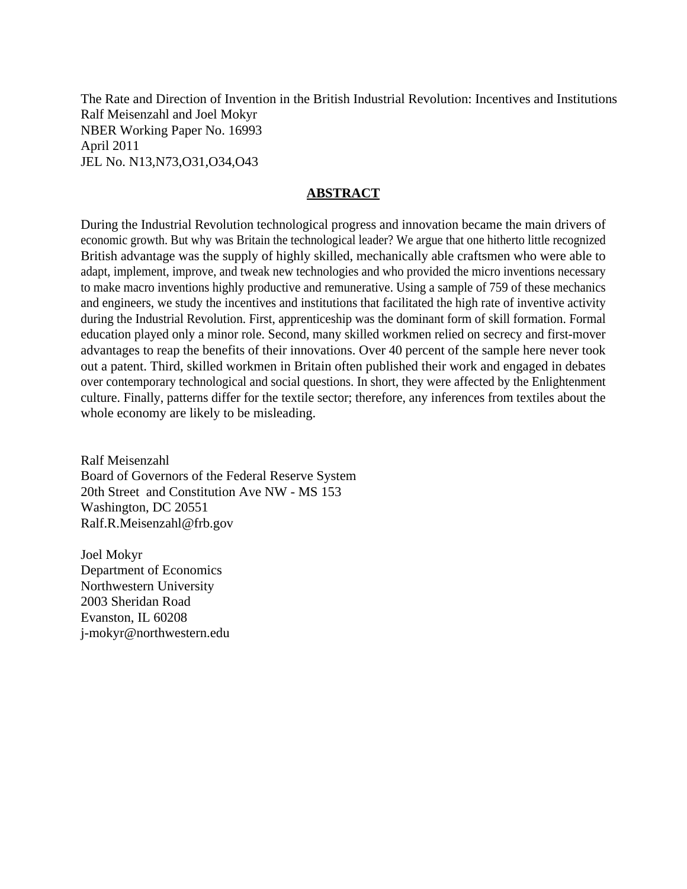The Rate and Direction of Invention in the British Industrial Revolution: Incentives and Institutions
Ralf Meisenzahl and Joel Mokyr
NBER Working Paper No. 16993
April 2011
JEL No. N13,N73,O31,O34,O43

## ABSTRACT

During the Industrial Revolution technological progress and innovation became the main drivers of economic growth. But why was Britain the technological leader? We argue that one hitherto little recognized British advantage was the supply of highly skilled, mechanically able craftsmen who were able to adapt, implement, improve, and tweak new technologies and who provided the micro inventions necessary to make macro inventions highly productive and remunerative. Using a sample of 759 of these mechanics and engineers, we study the incentives and institutions that facilitated the high rate of inventive activity during the Industrial Revolution. First, apprenticeship was the dominant form of skill formation. Formal education played only a minor role. Second, many skilled workmen relied on secrecy and first-mover advantages to reap the benefits of their innovations. Over 40 percent of the sample here never took out a patent. Third, skilled workmen in Britain often published their work and engaged in debates over contemporary technological and social questions. In short, they were affected by the Enlightenment culture. Finally, patterns differ for the textile sector; therefore, any inferences from textiles about the whole economy are likely to be misleading.

Ralf Meisenzahl
Board of Governors of the Federal Reserve System
20th Street and Constitution Ave NW - MS 153
Washington, DC 20551
Ralf.R.Meisenzahl@frb.gov

Joel Mokyr
Department of Economics
Northwestern University
2003 Sheridan Road
Evanston, IL 60208
j-mokyr@northwestern.edu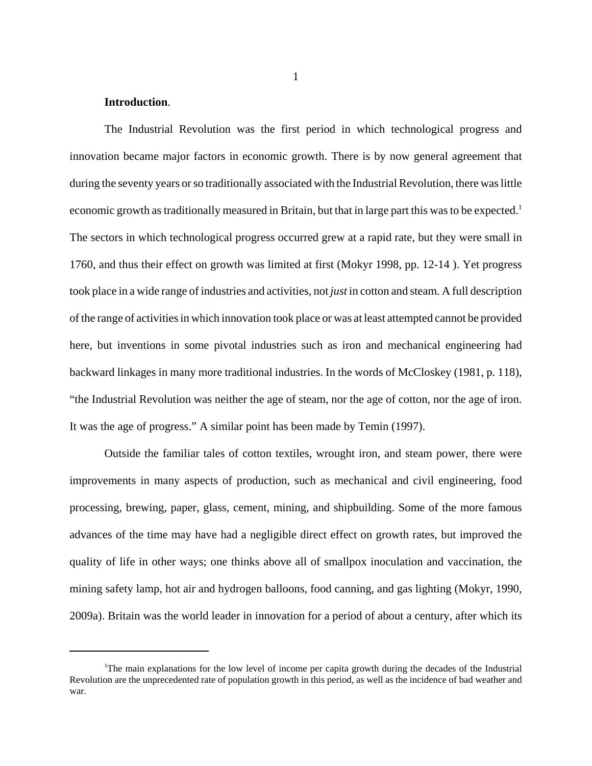**Introduction**.

The Industrial Revolution was the first period in which technological progress and innovation became major factors in economic growth. There is by now general agreement that during the seventy years or so traditionally associated with the Industrial Revolution, there was little economic growth as traditionally measured in Britain, but that in large part this was to be expected.[1] The sectors in which technological progress occurred grew at a rapid rate, but they were small in 1760, and thus their effect on growth was limited at first (Mokyr 1998, pp. 12-14 ). Yet progress took place in a wide range of industries and activities, not *just* in cotton and steam. A full description of the range of activities in which innovation took place or was at least attempted cannot be provided here, but inventions in some pivotal industries such as iron and mechanical engineering had backward linkages in many more traditional industries. In the words of McCloskey (1981, p. 118), "the Industrial Revolution was neither the age of steam, nor the age of cotton, nor the age of iron. It was the age of progress." A similar point has been made by Temin (1997).

Outside the familiar tales of cotton textiles, wrought iron, and steam power, there were improvements in many aspects of production, such as mechanical and civil engineering, food processing, brewing, paper, glass, cement, mining, and shipbuilding. Some of the more famous advances of the time may have had a negligible direct effect on growth rates, but improved the quality of life in other ways; one thinks above all of smallpox inoculation and vaccination, the mining safety lamp, hot air and hydrogen balloons, food canning, and gas lighting (Mokyr, 1990, 2009a). Britain was the world leader in innovation for a period of about a century, after which its

[1] The main explanations for the low level of income per capita growth during the decades of the Industrial Revolution are the unprecedented rate of population growth in this period, as well as the incidence of bad weather and war.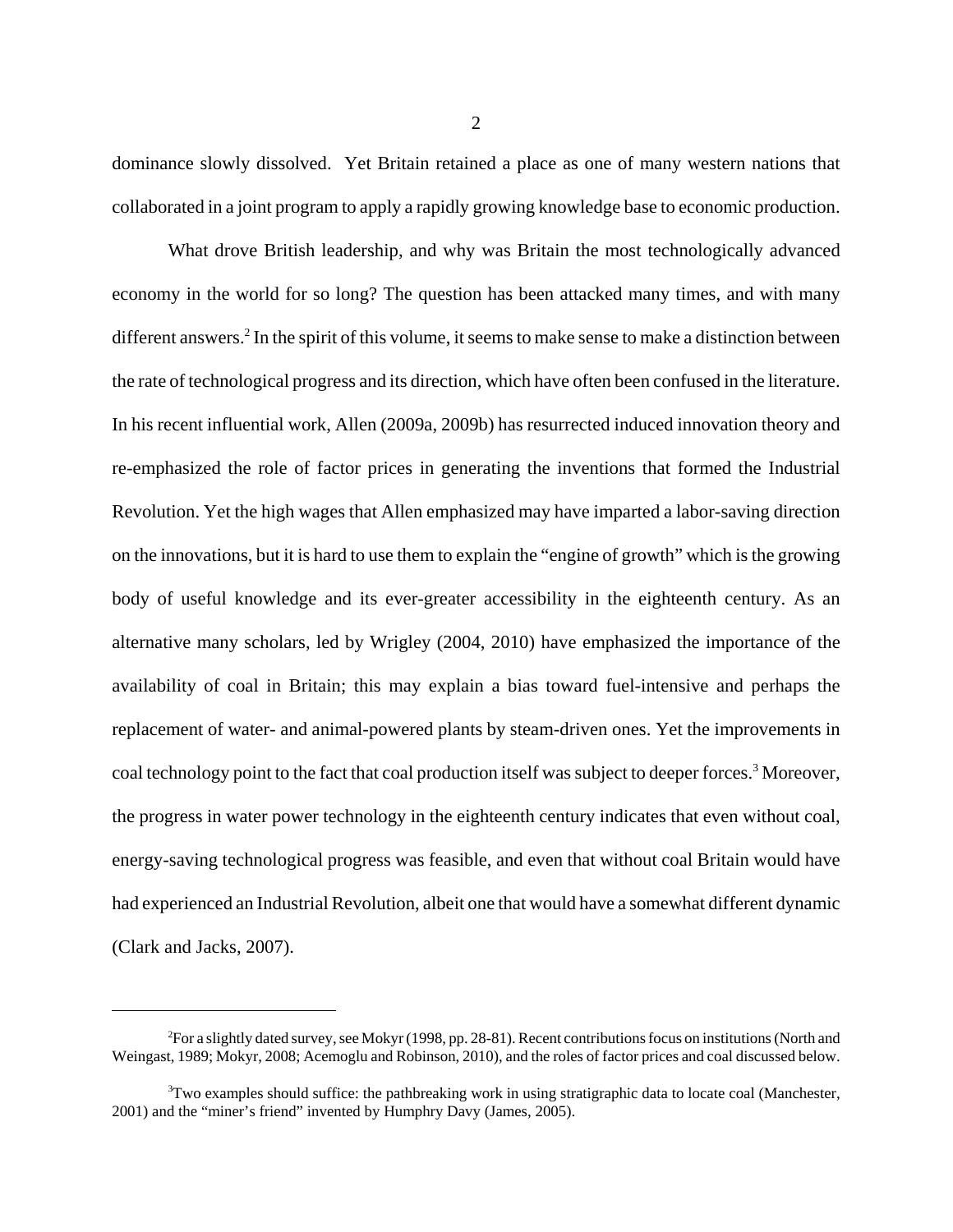dominance slowly dissolved. Yet Britain retained a place as one of many western nations that collaborated in a joint program to apply a rapidly growing knowledge base to economic production.

What drove British leadership, and why was Britain the most technologically advanced economy in the world for so long? The question has been attacked many times, and with many different answers.[2] In the spirit of this volume, it seems to make sense to make a distinction between the rate of technological progress and its direction, which have often been confused in the literature. In his recent influential work, Allen (2009a, 2009b) has resurrected induced innovation theory and re-emphasized the role of factor prices in generating the inventions that formed the Industrial Revolution. Yet the high wages that Allen emphasized may have imparted a labor-saving direction on the innovations, but it is hard to use them to explain the "engine of growth" which is the growing body of useful knowledge and its ever-greater accessibility in the eighteenth century. As an alternative many scholars, led by Wrigley (2004, 2010) have emphasized the importance of the availability of coal in Britain; this may explain a bias toward fuel-intensive and perhaps the replacement of water- and animal-powered plants by steam-driven ones. Yet the improvements in coal technology point to the fact that coal production itself was subject to deeper forces.[3] Moreover, the progress in water power technology in the eighteenth century indicates that even without coal, energy-saving technological progress was feasible, and even that without coal Britain would have had experienced an Industrial Revolution, albeit one that would have a somewhat different dynamic (Clark and Jacks, 2007).

[2] For a slightly dated survey, see Mokyr (1998, pp. 28-81). Recent contributions focus on institutions (North and Weingast, 1989; Mokyr, 2008; Acemoglu and Robinson, 2010), and the roles of factor prices and coal discussed below.

[3] Two examples should suffice: the pathbreaking work in using stratigraphic data to locate coal (Manchester, 2001) and the "miner's friend" invented by Humphry Davy (James, 2005).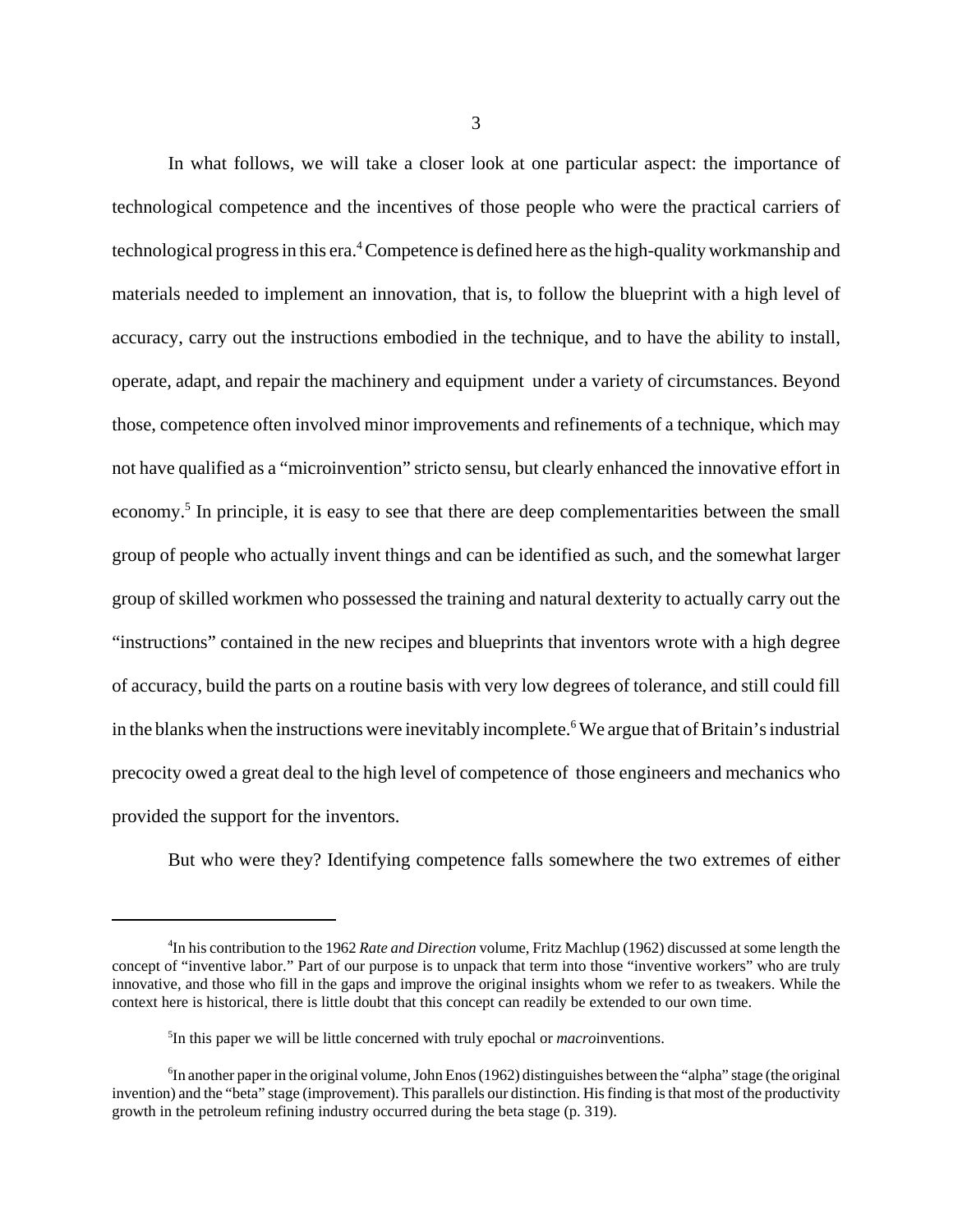In what follows, we will take a closer look at one particular aspect: the importance of technological competence and the incentives of those people who were the practical carriers of technological progress in this era.[4] Competence is defined here as the high-quality workmanship and materials needed to implement an innovation, that is, to follow the blueprint with a high level of accuracy, carry out the instructions embodied in the technique, and to have the ability to install, operate, adapt, and repair the machinery and equipment under a variety of circumstances. Beyond those, competence often involved minor improvements and refinements of a technique, which may not have qualified as a "microinvention" stricto sensu, but clearly enhanced the innovative effort in economy.[5] In principle, it is easy to see that there are deep complementarities between the small group of people who actually invent things and can be identified as such, and the somewhat larger group of skilled workmen who possessed the training and natural dexterity to actually carry out the "instructions" contained in the new recipes and blueprints that inventors wrote with a high degree of accuracy, build the parts on a routine basis with very low degrees of tolerance, and still could fill in the blanks when the instructions were inevitably incomplete.[6] We argue that of Britain's industrial precocity owed a great deal to the high level of competence of those engineers and mechanics who provided the support for the inventors.

But who were they? Identifying competence falls somewhere the two extremes of either

[4] In his contribution to the 1962 *Rate and Direction* volume, Fritz Machlup (1962) discussed at some length the concept of "inventive labor." Part of our purpose is to unpack that term into those "inventive workers" who are truly innovative, and those who fill in the gaps and improve the original insights whom we refer to as tweakers. While the context here is historical, there is little doubt that this concept can readily be extended to our own time.

[5] In this paper we will be little concerned with truly epochal or *macro*inventions.

[6] In another paper in the original volume, John Enos (1962) distinguishes between the "alpha" stage (the original invention) and the "beta" stage (improvement). This parallels our distinction. His finding is that most of the productivity growth in the petroleum refining industry occurred during the beta stage (p. 319).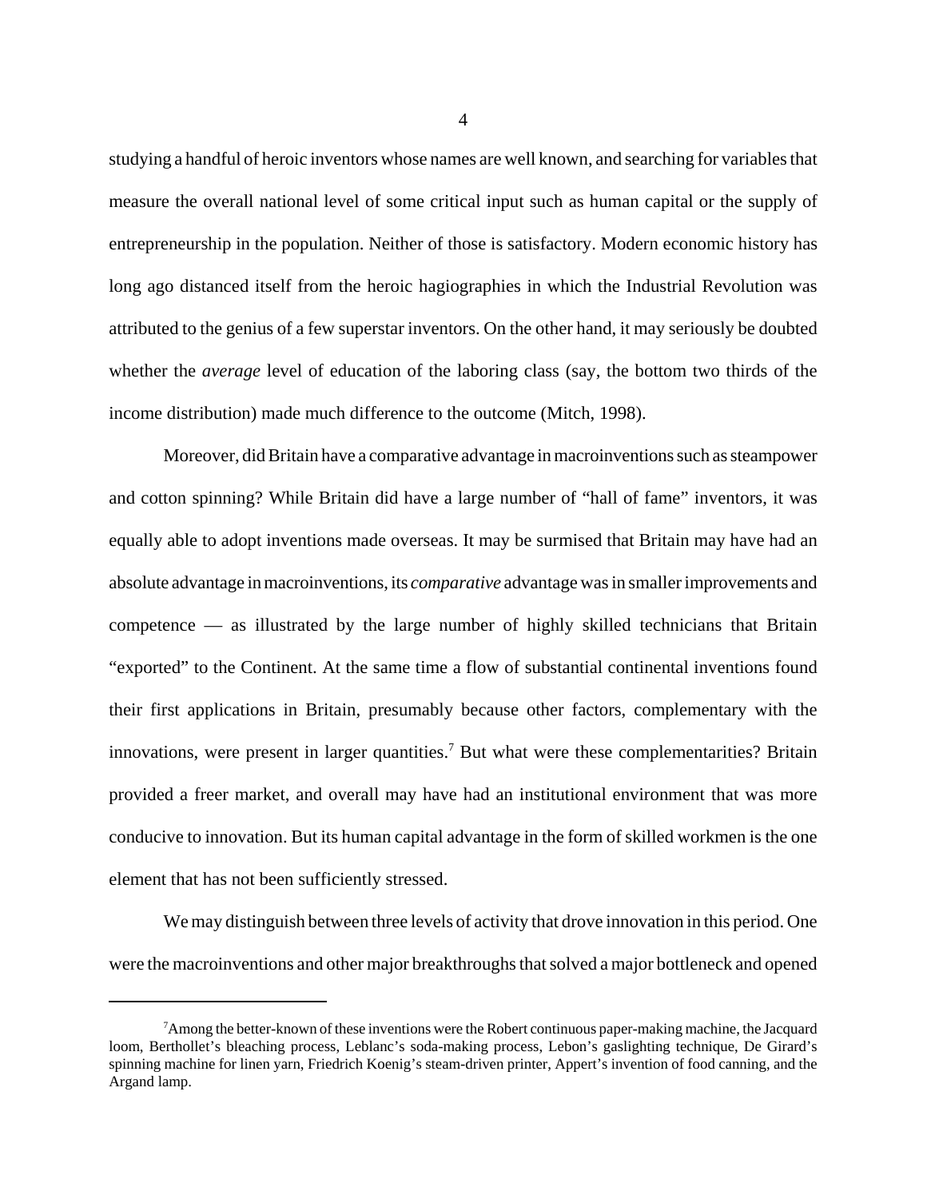studying a handful of heroic inventors whose names are well known, and searching for variables that measure the overall national level of some critical input such as human capital or the supply of entrepreneurship in the population. Neither of those is satisfactory. Modern economic history has long ago distanced itself from the heroic hagiographies in which the Industrial Revolution was attributed to the genius of a few superstar inventors. On the other hand, it may seriously be doubted whether the *average* level of education of the laboring class (say, the bottom two thirds of the income distribution) made much difference to the outcome (Mitch, 1998).

Moreover, did Britain have a comparative advantage in macroinventions such as steampower and cotton spinning? While Britain did have a large number of "hall of fame" inventors, it was equally able to adopt inventions made overseas. It may be surmised that Britain may have had an absolute advantage in macroinventions, its *comparative* advantage was in smaller improvements and competence — as illustrated by the large number of highly skilled technicians that Britain "exported" to the Continent. At the same time a flow of substantial continental inventions found their first applications in Britain, presumably because other factors, complementary with the innovations, were present in larger quantities.[7] But what were these complementarities? Britain provided a freer market, and overall may have had an institutional environment that was more conducive to innovation. But its human capital advantage in the form of skilled workmen is the one element that has not been sufficiently stressed.

We may distinguish between three levels of activity that drove innovation in this period. One were the macroinventions and other major breakthroughs that solved a major bottleneck and opened

[7] Among the better-known of these inventions were the Robert continuous paper-making machine, the Jacquard loom, Berthollet's bleaching process, Leblanc's soda-making process, Lebon's gaslighting technique, De Girard's spinning machine for linen yarn, Friedrich Koenig's steam-driven printer, Appert's invention of food canning, and the Argand lamp.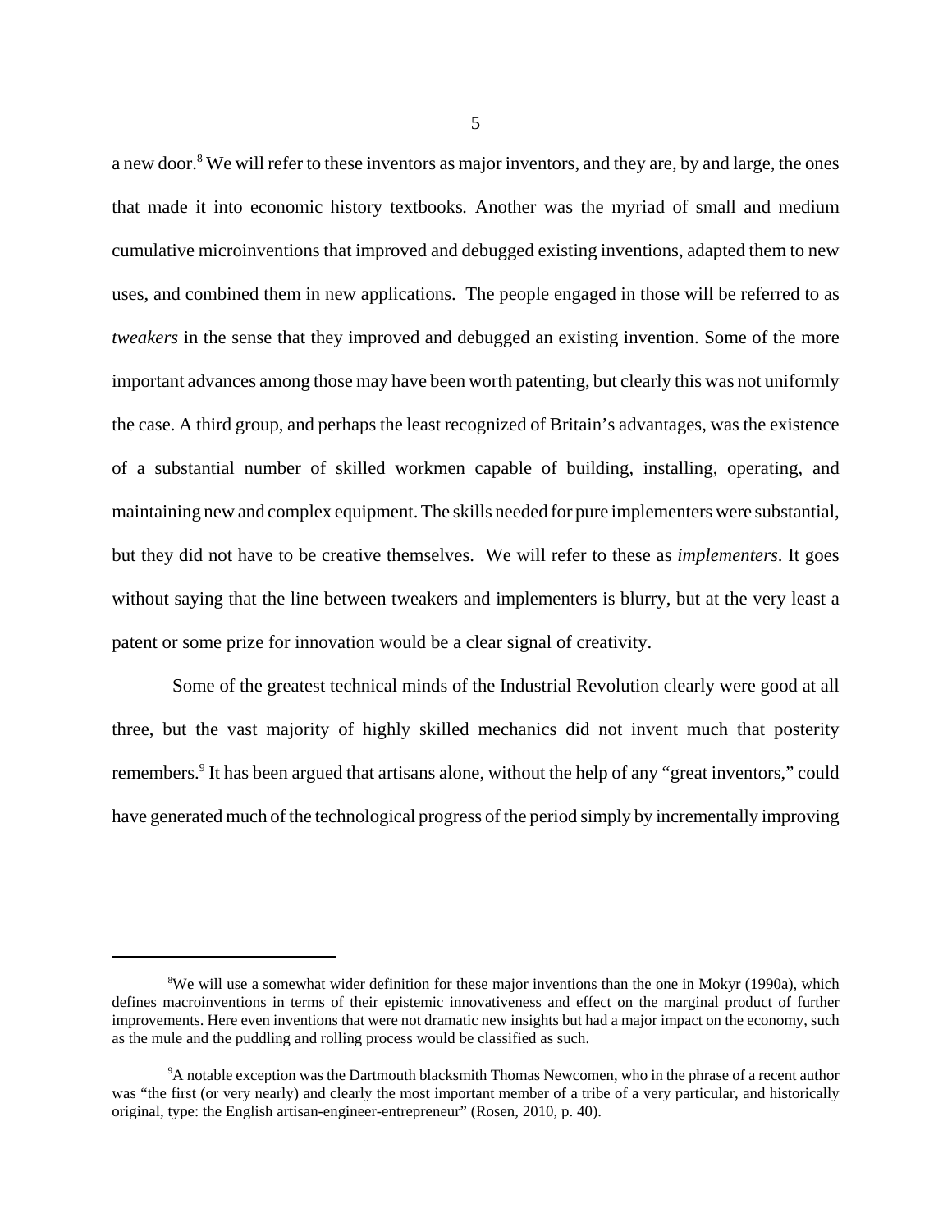a new door.[8] We will refer to these inventors as major inventors, and they are, by and large, the ones that made it into economic history textbooks*.* Another was the myriad of small and medium cumulative microinventions that improved and debugged existing inventions, adapted them to new uses, and combined them in new applications. The people engaged in those will be referred to as *tweakers* in the sense that they improved and debugged an existing invention. Some of the more important advances among those may have been worth patenting, but clearly this was not uniformly the case. A third group, and perhaps the least recognized of Britain's advantages, was the existence of a substantial number of skilled workmen capable of building, installing, operating, and maintaining new and complex equipment. The skills needed for pure implementers were substantial, but they did not have to be creative themselves. We will refer to these as *implementers*. It goes without saying that the line between tweakers and implementers is blurry, but at the very least a patent or some prize for innovation would be a clear signal of creativity.

Some of the greatest technical minds of the Industrial Revolution clearly were good at all three, but the vast majority of highly skilled mechanics did not invent much that posterity remembers.[9] It has been argued that artisans alone, without the help of any "great inventors," could have generated much of the technological progress of the period simply by incrementally improving

---

[8]We will use a somewhat wider definition for these major inventions than the one in Mokyr (1990a), which defines macroinventions in terms of their epistemic innovativeness and effect on the marginal product of further improvements. Here even inventions that were not dramatic new insights but had a major impact on the economy, such as the mule and the puddling and rolling process would be classified as such.

[9]A notable exception was the Dartmouth blacksmith Thomas Newcomen, who in the phrase of a recent author was "the first (or very nearly) and clearly the most important member of a tribe of a very particular, and historically original, type: the English artisan-engineer-entrepreneur" (Rosen, 2010, p. 40).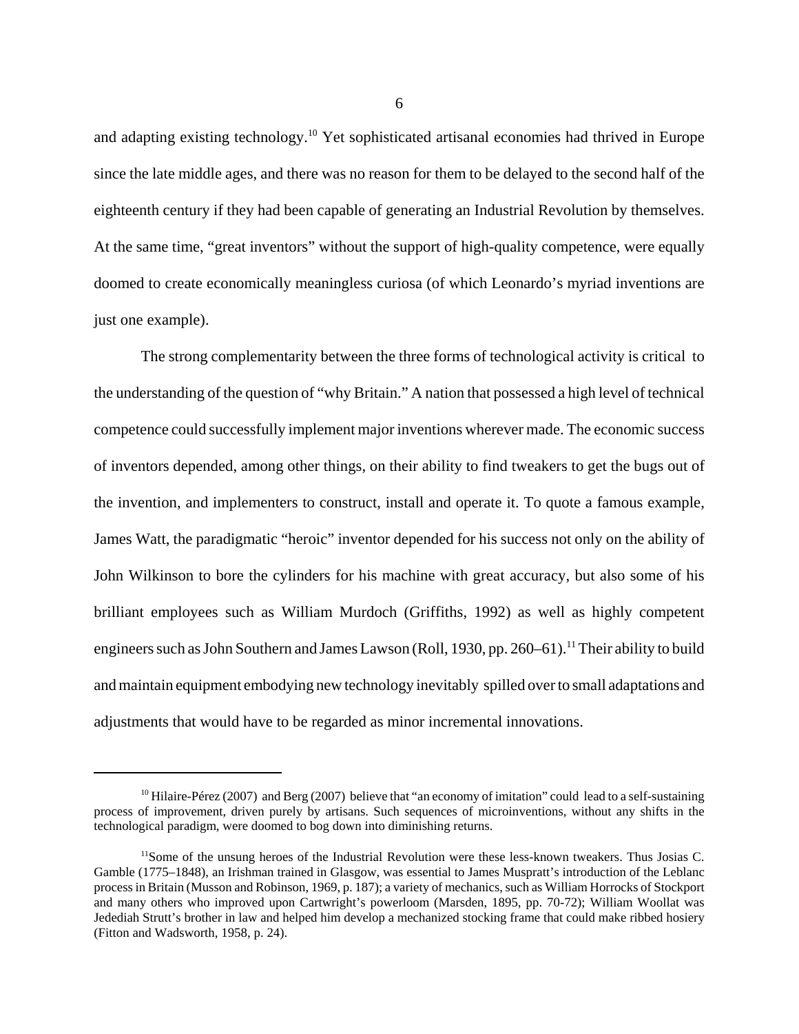and adapting existing technology.[10] Yet sophisticated artisanal economies had thrived in Europe since the late middle ages, and there was no reason for them to be delayed to the second half of the eighteenth century if they had been capable of generating an Industrial Revolution by themselves. At the same time, "great inventors" without the support of high-quality competence, were equally doomed to create economically meaningless curiosa (of which Leonardo's myriad inventions are just one example).

The strong complementarity between the three forms of technological activity is critical to the understanding of the question of "why Britain." A nation that possessed a high level of technical competence could successfully implement major inventions wherever made. The economic success of inventors depended, among other things, on their ability to find tweakers to get the bugs out of the invention, and implementers to construct, install and operate it. To quote a famous example, James Watt, the paradigmatic "heroic" inventor depended for his success not only on the ability of John Wilkinson to bore the cylinders for his machine with great accuracy, but also some of his brilliant employees such as William Murdoch (Griffiths, 1992) as well as highly competent engineers such as John Southern and James Lawson (Roll, 1930, pp. 260–61).[11] Their ability to build and maintain equipment embodying new technology inevitably spilled over to small adaptations and adjustments that would have to be regarded as minor incremental innovations.

---

[10] Hilaire-Pérez (2007) and Berg (2007) believe that "an economy of imitation" could lead to a self-sustaining process of improvement, driven purely by artisans. Such sequences of microinventions, without any shifts in the technological paradigm, were doomed to bog down into diminishing returns.

[11] Some of the unsung heroes of the Industrial Revolution were these less-known tweakers. Thus Josias C. Gamble (1775–1848), an Irishman trained in Glasgow, was essential to James Muspratt's introduction of the Leblanc process in Britain (Musson and Robinson, 1969, p. 187); a variety of mechanics, such as William Horrocks of Stockport and many others who improved upon Cartwright's powerloom (Marsden, 1895, pp. 70-72); William Woollat was Jedediah Strutt's brother in law and helped him develop a mechanized stocking frame that could make ribbed hosiery (Fitton and Wadsworth, 1958, p. 24).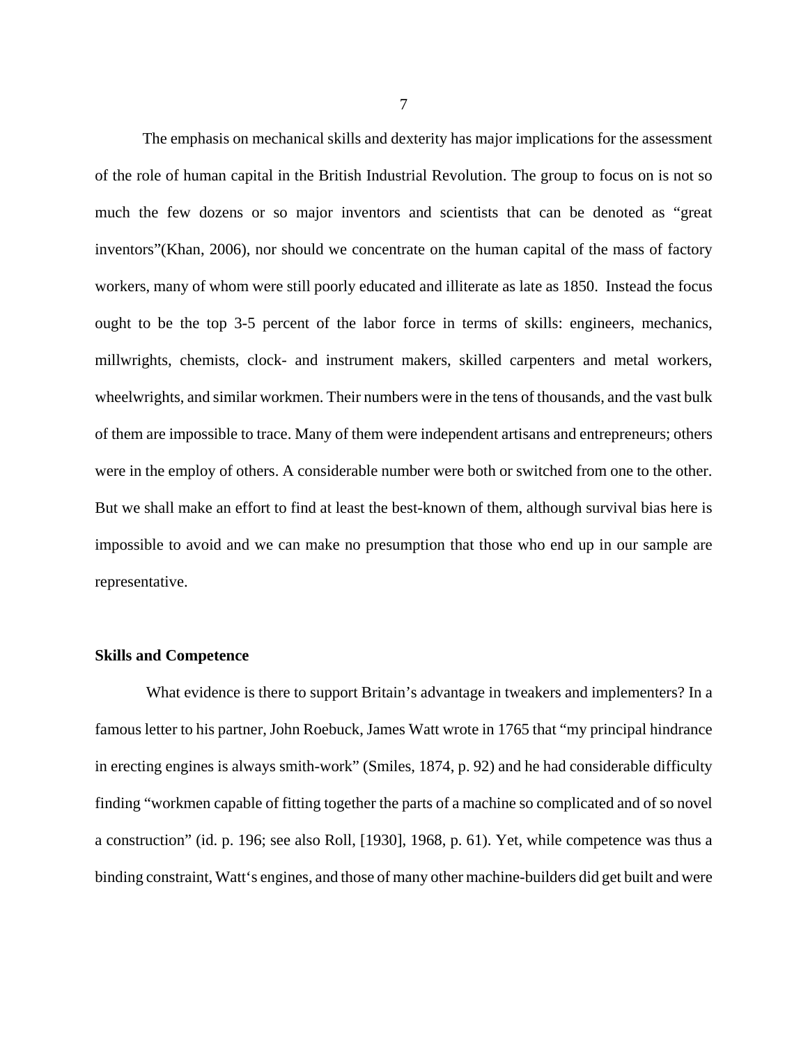The emphasis on mechanical skills and dexterity has major implications for the assessment of the role of human capital in the British Industrial Revolution. The group to focus on is not so much the few dozens or so major inventors and scientists that can be denoted as "great inventors"(Khan, 2006), nor should we concentrate on the human capital of the mass of factory workers, many of whom were still poorly educated and illiterate as late as 1850. Instead the focus ought to be the top 3-5 percent of the labor force in terms of skills: engineers, mechanics, millwrights, chemists, clock- and instrument makers, skilled carpenters and metal workers, wheelwrights, and similar workmen. Their numbers were in the tens of thousands, and the vast bulk of them are impossible to trace. Many of them were independent artisans and entrepreneurs; others were in the employ of others. A considerable number were both or switched from one to the other. But we shall make an effort to find at least the best-known of them, although survival bias here is impossible to avoid and we can make no presumption that those who end up in our sample are representative.

**Skills and Competence**

What evidence is there to support Britain's advantage in tweakers and implementers? In a famous letter to his partner, John Roebuck, James Watt wrote in 1765 that "my principal hindrance in erecting engines is always smith-work" (Smiles, 1874, p. 92) and he had considerable difficulty finding "workmen capable of fitting together the parts of a machine so complicated and of so novel a construction" (id. p. 196; see also Roll, [1930], 1968, p. 61). Yet, while competence was thus a binding constraint, Watt's engines, and those of many other machine-builders did get built and were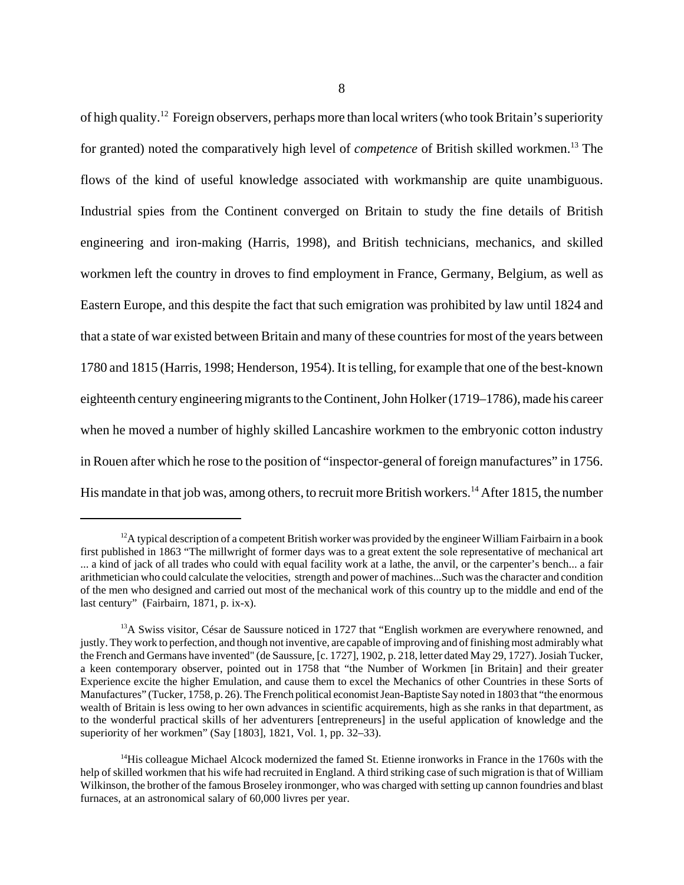of high quality.[12] Foreign observers, perhaps more than local writers (who took Britain's superiority for granted) noted the comparatively high level of *competence* of British skilled workmen.[13] The flows of the kind of useful knowledge associated with workmanship are quite unambiguous. Industrial spies from the Continent converged on Britain to study the fine details of British engineering and iron-making (Harris, 1998), and British technicians, mechanics, and skilled workmen left the country in droves to find employment in France, Germany, Belgium, as well as Eastern Europe, and this despite the fact that such emigration was prohibited by law until 1824 and that a state of war existed between Britain and many of these countries for most of the years between 1780 and 1815 (Harris, 1998; Henderson, 1954). It is telling, for example that one of the best-known eighteenth century engineering migrants to the Continent, John Holker (1719–1786), made his career when he moved a number of highly skilled Lancashire workmen to the embryonic cotton industry in Rouen after which he rose to the position of "inspector-general of foreign manufactures" in 1756. His mandate in that job was, among others, to recruit more British workers.[14] After 1815, the number

---

[12] A typical description of a competent British worker was provided by the engineer William Fairbairn in a book first published in 1863 "The millwright of former days was to a great extent the sole representative of mechanical art ... a kind of jack of all trades who could with equal facility work at a lathe, the anvil, or the carpenter's bench... a fair arithmetician who could calculate the velocities, strength and power of machines...Such was the character and condition of the men who designed and carried out most of the mechanical work of this country up to the middle and end of the last century" (Fairbairn, 1871, p. ix-x).

[13] A Swiss visitor, César de Saussure noticed in 1727 that "English workmen are everywhere renowned, and justly. They work to perfection, and though not inventive, are capable of improving and of finishing most admirably what the French and Germans have invented" (de Saussure, [c. 1727], 1902, p. 218, letter dated May 29, 1727). Josiah Tucker, a keen contemporary observer, pointed out in 1758 that "the Number of Workmen [in Britain] and their greater Experience excite the higher Emulation, and cause them to excel the Mechanics of other Countries in these Sorts of Manufactures" (Tucker, 1758, p. 26). The French political economist Jean-Baptiste Say noted in 1803 that "the enormous wealth of Britain is less owing to her own advances in scientific acquirements, high as she ranks in that department, as to the wonderful practical skills of her adventurers [entrepreneurs] in the useful application of knowledge and the superiority of her workmen" (Say [1803], 1821, Vol. 1, pp. 32–33).

[14] His colleague Michael Alcock modernized the famed St. Etienne ironworks in France in the 1760s with the help of skilled workmen that his wife had recruited in England. A third striking case of such migration is that of William Wilkinson, the brother of the famous Broseley ironmonger, who was charged with setting up cannon foundries and blast furnaces, at an astronomical salary of 60,000 livres per year.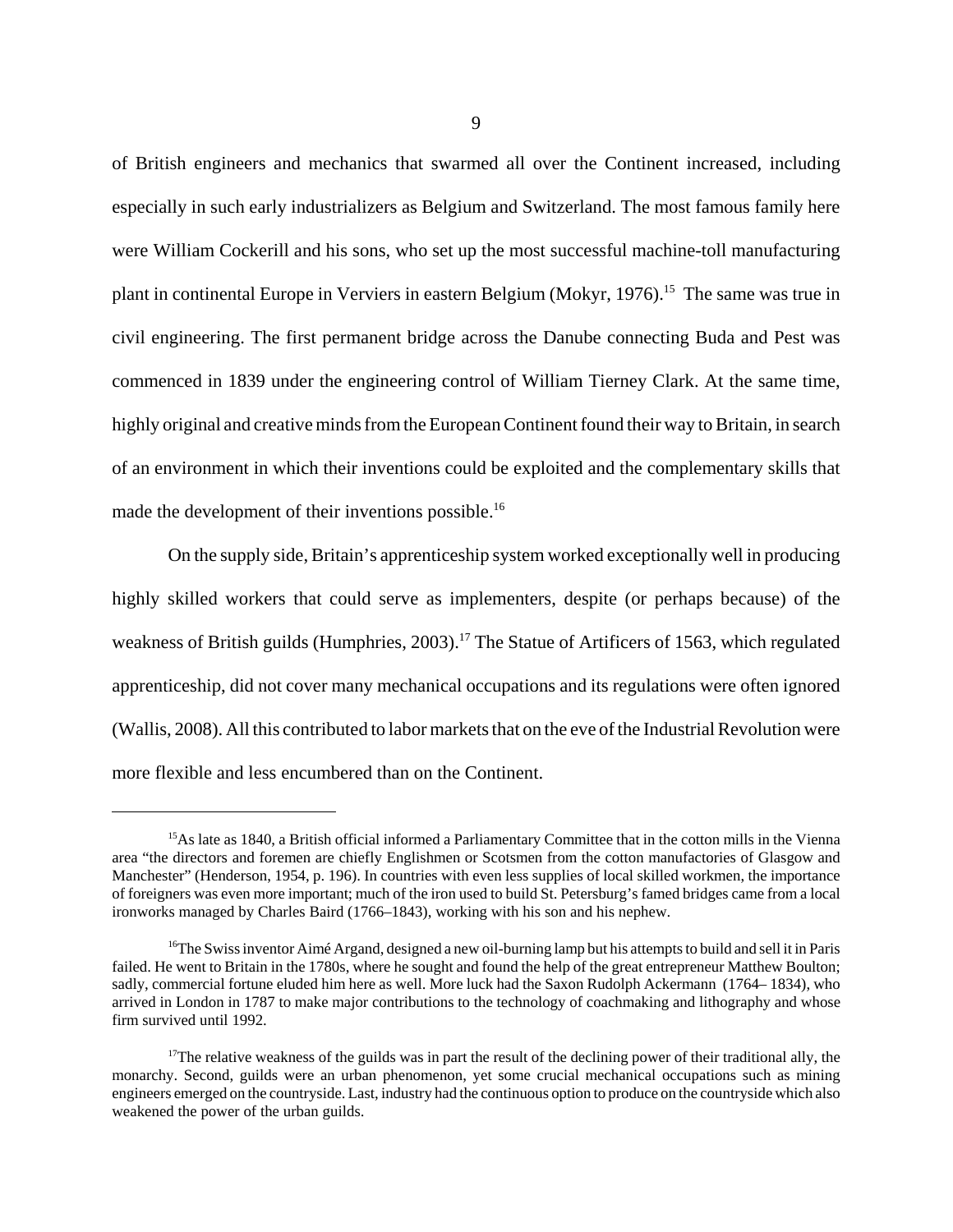of British engineers and mechanics that swarmed all over the Continent increased, including especially in such early industrializers as Belgium and Switzerland. The most famous family here were William Cockerill and his sons, who set up the most successful machine-toll manufacturing plant in continental Europe in Verviers in eastern Belgium (Mokyr, 1976).[15] The same was true in civil engineering. The first permanent bridge across the Danube connecting Buda and Pest was commenced in 1839 under the engineering control of William Tierney Clark. At the same time, highly original and creative minds from the European Continent found their way to Britain, in search of an environment in which their inventions could be exploited and the complementary skills that made the development of their inventions possible.[16]

On the supply side, Britain's apprenticeship system worked exceptionally well in producing highly skilled workers that could serve as implementers, despite (or perhaps because) of the weakness of British guilds (Humphries, 2003).[17] The Statue of Artificers of 1563, which regulated apprenticeship, did not cover many mechanical occupations and its regulations were often ignored (Wallis, 2008). All this contributed to labor markets that on the eve of the Industrial Revolution were more flexible and less encumbered than on the Continent.

---

[15] As late as 1840, a British official informed a Parliamentary Committee that in the cotton mills in the Vienna area "the directors and foremen are chiefly Englishmen or Scotsmen from the cotton manufactories of Glasgow and Manchester" (Henderson, 1954, p. 196). In countries with even less supplies of local skilled workmen, the importance of foreigners was even more important; much of the iron used to build St. Petersburg's famed bridges came from a local ironworks managed by Charles Baird (1766–1843), working with his son and his nephew.

[16] The Swiss inventor Aimé Argand, designed a new oil-burning lamp but his attempts to build and sell it in Paris failed. He went to Britain in the 1780s, where he sought and found the help of the great entrepreneur Matthew Boulton; sadly, commercial fortune eluded him here as well. More luck had the Saxon Rudolph Ackermann (1764– 1834), who arrived in London in 1787 to make major contributions to the technology of coachmaking and lithography and whose firm survived until 1992.

[17] The relative weakness of the guilds was in part the result of the declining power of their traditional ally, the monarchy. Second, guilds were an urban phenomenon, yet some crucial mechanical occupations such as mining engineers emerged on the countryside. Last, industry had the continuous option to produce on the countryside which also weakened the power of the urban guilds.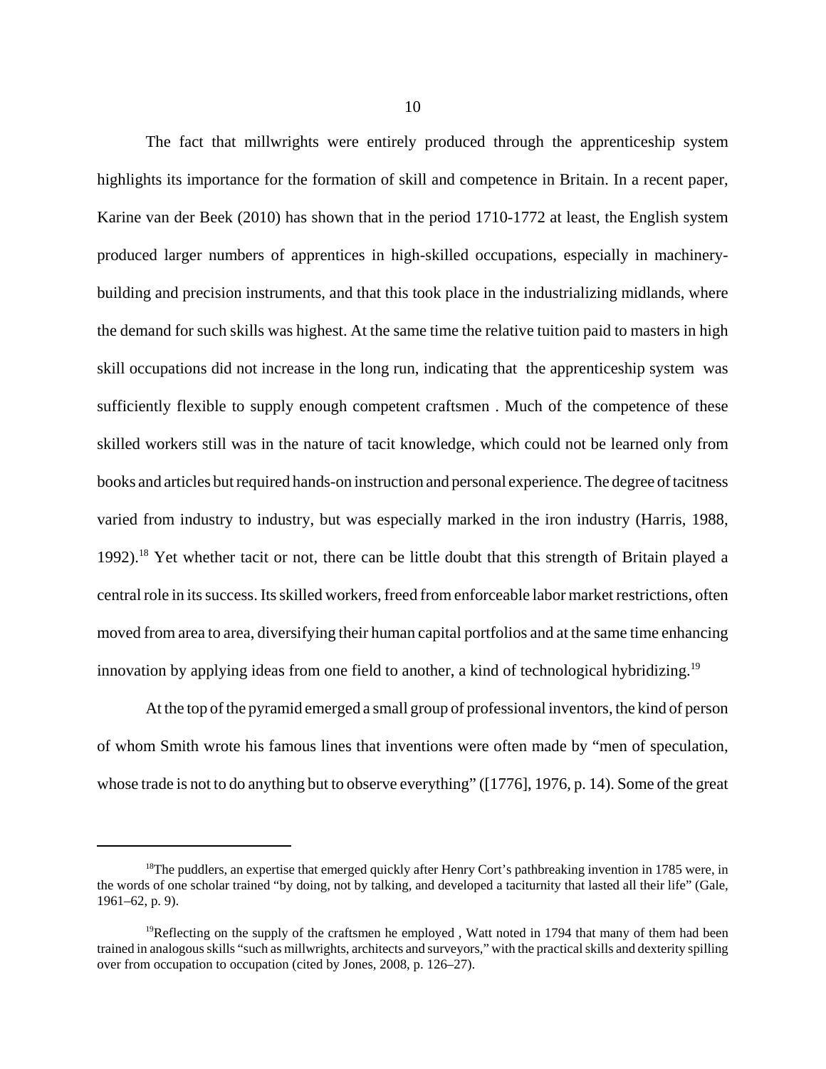The fact that millwrights were entirely produced through the apprenticeship system highlights its importance for the formation of skill and competence in Britain. In a recent paper, Karine van der Beek (2010) has shown that in the period 1710-1772 at least, the English system produced larger numbers of apprentices in high-skilled occupations, especially in machinery-building and precision instruments, and that this took place in the industrializing midlands, where the demand for such skills was highest. At the same time the relative tuition paid to masters in high skill occupations did not increase in the long run, indicating that the apprenticeship system was sufficiently flexible to supply enough competent craftsmen . Much of the competence of these skilled workers still was in the nature of tacit knowledge, which could not be learned only from books and articles but required hands-on instruction and personal experience. The degree of tacitness varied from industry to industry, but was especially marked in the iron industry (Harris, 1988, 1992).[18] Yet whether tacit or not, there can be little doubt that this strength of Britain played a central role in its success. Its skilled workers, freed from enforceable labor market restrictions, often moved from area to area, diversifying their human capital portfolios and at the same time enhancing innovation by applying ideas from one field to another, a kind of technological hybridizing.[19]

At the top of the pyramid emerged a small group of professional inventors, the kind of person of whom Smith wrote his famous lines that inventions were often made by "men of speculation, whose trade is not to do anything but to observe everything" ([1776], 1976, p. 14). Some of the great

---

[18] The puddlers, an expertise that emerged quickly after Henry Cort's pathbreaking invention in 1785 were, in the words of one scholar trained "by doing, not by talking, and developed a taciturnity that lasted all their life" (Gale, 1961–62, p. 9).

[19] Reflecting on the supply of the craftsmen he employed , Watt noted in 1794 that many of them had been trained in analogous skills "such as millwrights, architects and surveyors," with the practical skills and dexterity spilling over from occupation to occupation (cited by Jones, 2008, p. 126–27).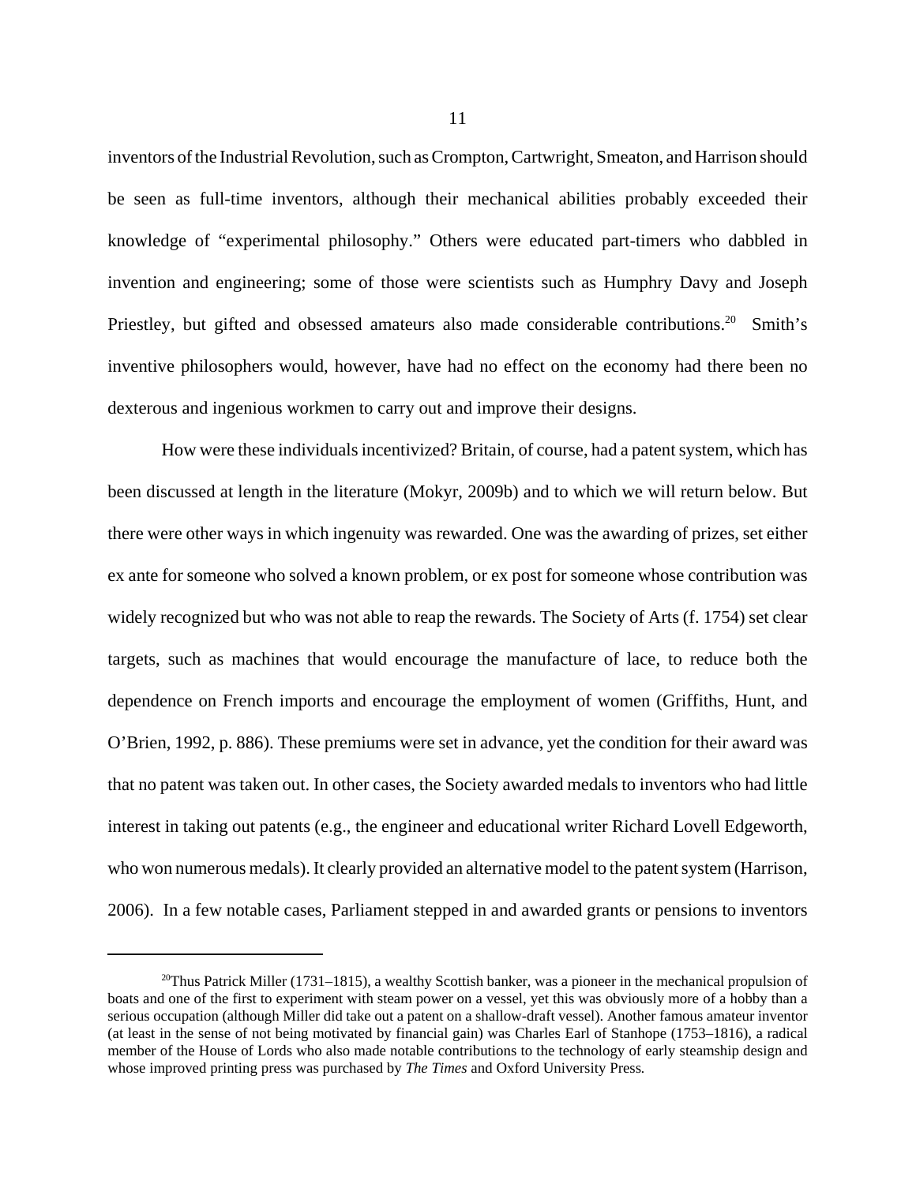inventors of the Industrial Revolution, such as Crompton, Cartwright, Smeaton, and Harrison should be seen as full-time inventors, although their mechanical abilities probably exceeded their knowledge of "experimental philosophy." Others were educated part-timers who dabbled in invention and engineering; some of those were scientists such as Humphry Davy and Joseph Priestley, but gifted and obsessed amateurs also made considerable contributions.[20] Smith's inventive philosophers would, however, have had no effect on the economy had there been no dexterous and ingenious workmen to carry out and improve their designs.

How were these individuals incentivized? Britain, of course, had a patent system, which has been discussed at length in the literature (Mokyr, 2009b) and to which we will return below. But there were other ways in which ingenuity was rewarded. One was the awarding of prizes, set either ex ante for someone who solved a known problem, or ex post for someone whose contribution was widely recognized but who was not able to reap the rewards. The Society of Arts (f. 1754) set clear targets, such as machines that would encourage the manufacture of lace, to reduce both the dependence on French imports and encourage the employment of women (Griffiths, Hunt, and O'Brien, 1992, p. 886). These premiums were set in advance, yet the condition for their award was that no patent was taken out. In other cases, the Society awarded medals to inventors who had little interest in taking out patents (e.g., the engineer and educational writer Richard Lovell Edgeworth, who won numerous medals). It clearly provided an alternative model to the patent system (Harrison, 2006). In a few notable cases, Parliament stepped in and awarded grants or pensions to inventors

[20]Thus Patrick Miller (1731–1815), a wealthy Scottish banker, was a pioneer in the mechanical propulsion of boats and one of the first to experiment with steam power on a vessel, yet this was obviously more of a hobby than a serious occupation (although Miller did take out a patent on a shallow-draft vessel). Another famous amateur inventor (at least in the sense of not being motivated by financial gain) was Charles Earl of Stanhope (1753–1816), a radical member of the House of Lords who also made notable contributions to the technology of early steamship design and whose improved printing press was purchased by *The Times* and Oxford University Press.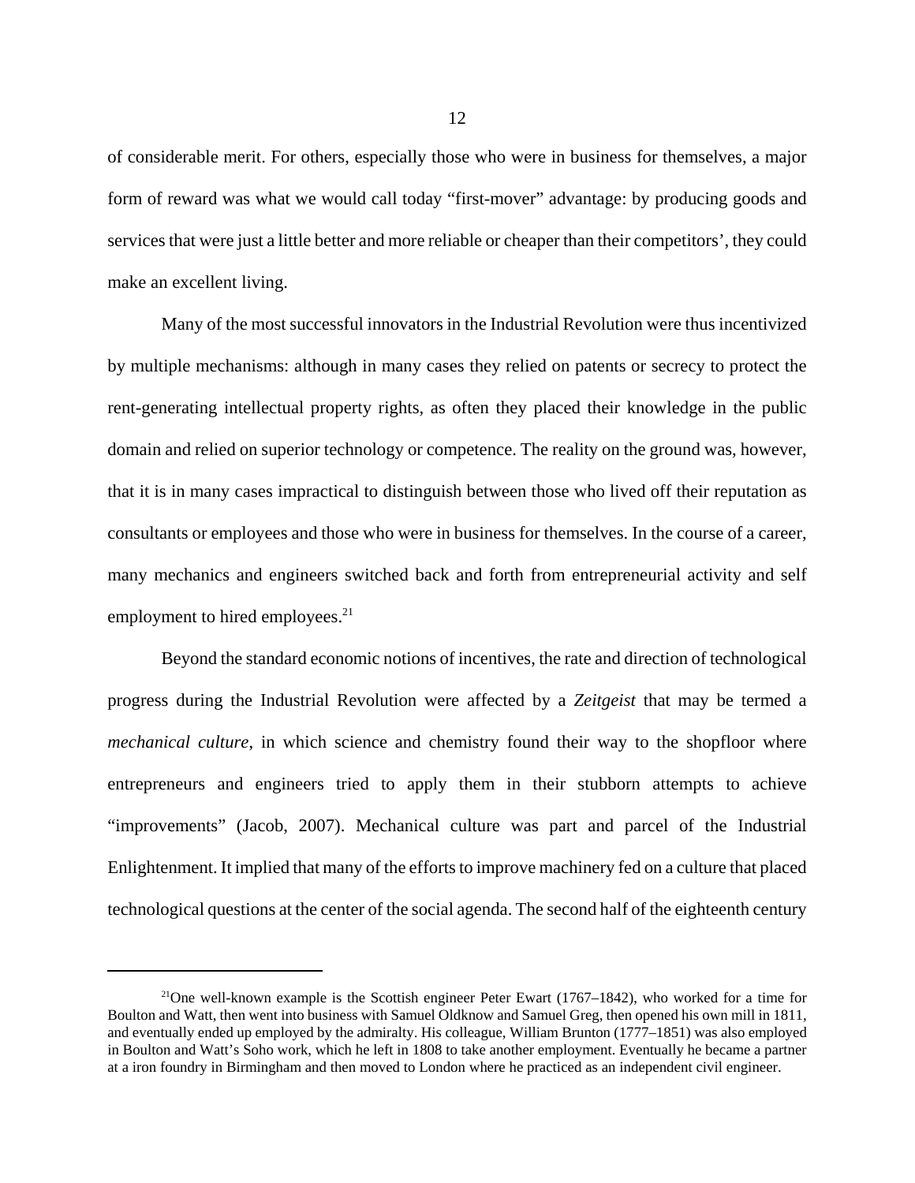of considerable merit. For others, especially those who were in business for themselves, a major form of reward was what we would call today "first-mover" advantage: by producing goods and services that were just a little better and more reliable or cheaper than their competitors', they could make an excellent living.

Many of the most successful innovators in the Industrial Revolution were thus incentivized by multiple mechanisms: although in many cases they relied on patents or secrecy to protect the rent-generating intellectual property rights, as often they placed their knowledge in the public domain and relied on superior technology or competence. The reality on the ground was, however, that it is in many cases impractical to distinguish between those who lived off their reputation as consultants or employees and those who were in business for themselves. In the course of a career, many mechanics and engineers switched back and forth from entrepreneurial activity and self employment to hired employees.[21]

Beyond the standard economic notions of incentives, the rate and direction of technological progress during the Industrial Revolution were affected by a *Zeitgeist* that may be termed a *mechanical culture*, in which science and chemistry found their way to the shopfloor where entrepreneurs and engineers tried to apply them in their stubborn attempts to achieve "improvements" (Jacob, 2007). Mechanical culture was part and parcel of the Industrial Enlightenment. It implied that many of the efforts to improve machinery fed on a culture that placed technological questions at the center of the social agenda. The second half of the eighteenth century

[21]One well-known example is the Scottish engineer Peter Ewart (1767–1842), who worked for a time for Boulton and Watt, then went into business with Samuel Oldknow and Samuel Greg, then opened his own mill in 1811, and eventually ended up employed by the admiralty. His colleague, William Brunton (1777–1851) was also employed in Boulton and Watt's Soho work, which he left in 1808 to take another employment. Eventually he became a partner at a iron foundry in Birmingham and then moved to London where he practiced as an independent civil engineer.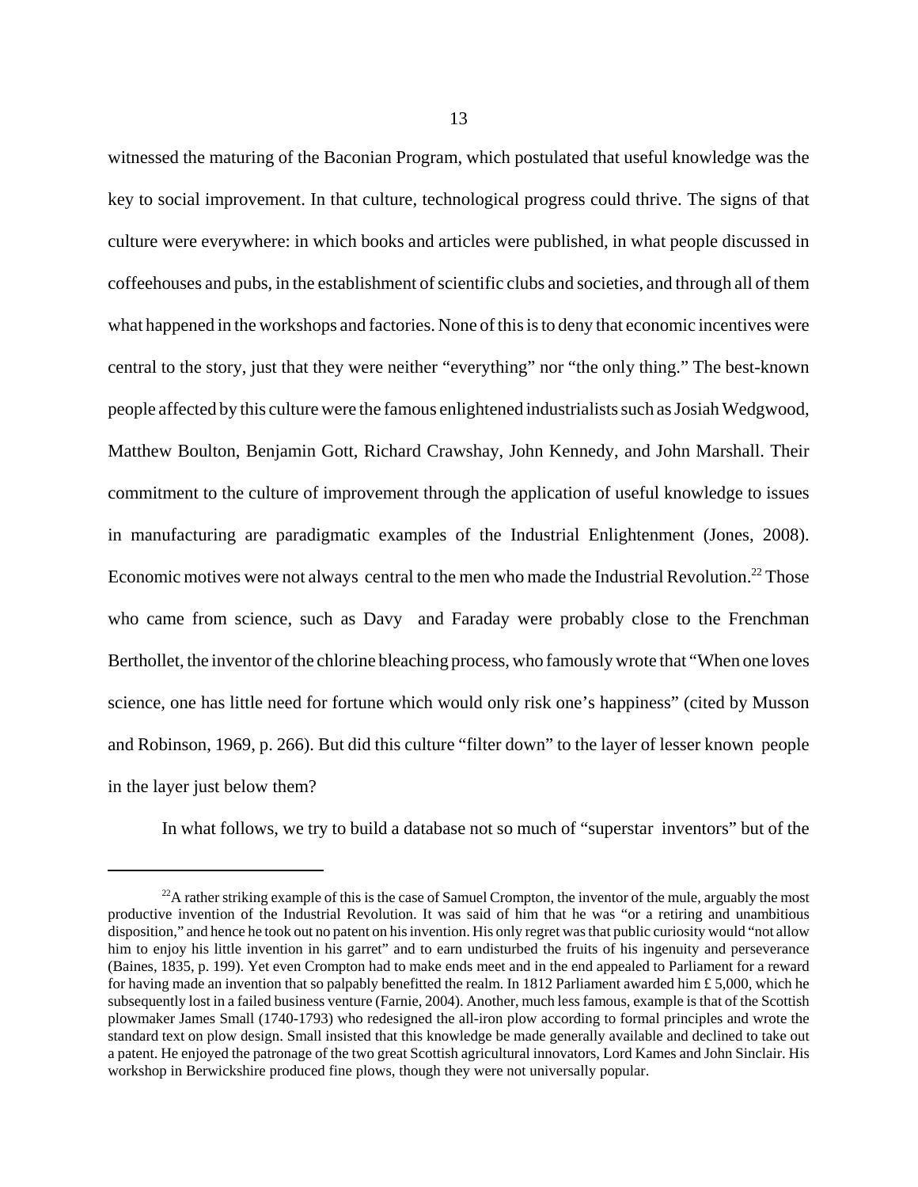witnessed the maturing of the Baconian Program, which postulated that useful knowledge was the key to social improvement. In that culture, technological progress could thrive. The signs of that culture were everywhere: in which books and articles were published, in what people discussed in coffeehouses and pubs, in the establishment of scientific clubs and societies, and through all of them what happened in the workshops and factories. None of this is to deny that economic incentives were central to the story, just that they were neither "everything" nor "the only thing." The best-known people affected by this culture were the famous enlightened industrialists such as Josiah Wedgwood, Matthew Boulton, Benjamin Gott, Richard Crawshay, John Kennedy, and John Marshall. Their commitment to the culture of improvement through the application of useful knowledge to issues in manufacturing are paradigmatic examples of the Industrial Enlightenment (Jones, 2008). Economic motives were not always central to the men who made the Industrial Revolution.[22] Those who came from science, such as Davy and Faraday were probably close to the Frenchman Berthollet, the inventor of the chlorine bleaching process, who famously wrote that "When one loves science, one has little need for fortune which would only risk one's happiness" (cited by Musson and Robinson, 1969, p. 266). But did this culture "filter down" to the layer of lesser known people in the layer just below them?

In what follows, we try to build a database not so much of "superstar inventors" but of the

[22] A rather striking example of this is the case of Samuel Crompton, the inventor of the mule, arguably the most productive invention of the Industrial Revolution. It was said of him that he was "or a retiring and unambitious disposition," and hence he took out no patent on his invention. His only regret was that public curiosity would "not allow him to enjoy his little invention in his garret" and to earn undisturbed the fruits of his ingenuity and perseverance (Baines, 1835, p. 199). Yet even Crompton had to make ends meet and in the end appealed to Parliament for a reward for having made an invention that so palpably benefitted the realm. In 1812 Parliament awarded him £ 5,000, which he subsequently lost in a failed business venture (Farnie, 2004). Another, much less famous, example is that of the Scottish plowmaker James Small (1740-1793) who redesigned the all-iron plow according to formal principles and wrote the standard text on plow design. Small insisted that this knowledge be made generally available and declined to take out a patent. He enjoyed the patronage of the two great Scottish agricultural innovators, Lord Kames and John Sinclair. His workshop in Berwickshire produced fine plows, though they were not universally popular.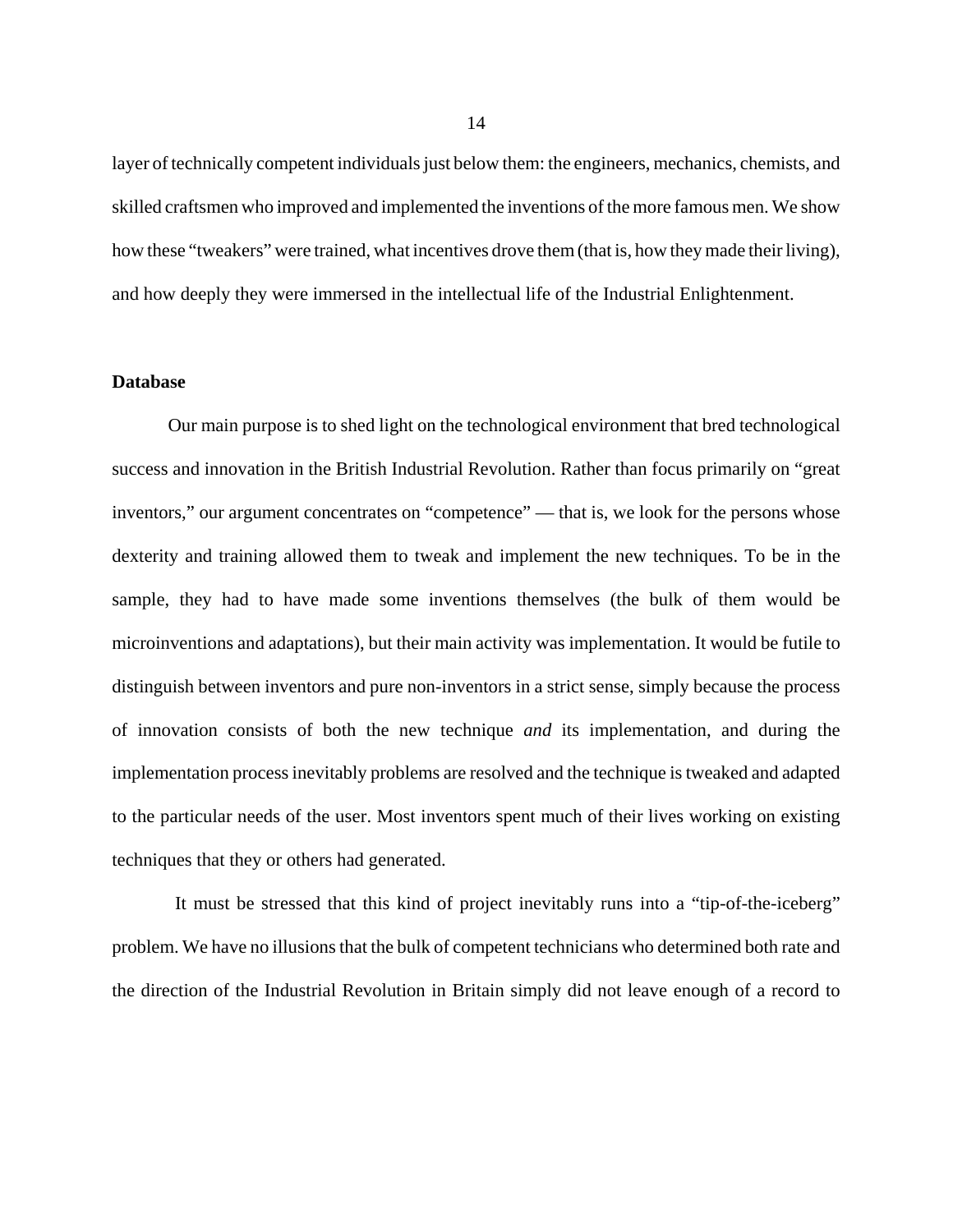layer of technically competent individuals just below them: the engineers, mechanics, chemists, and skilled craftsmen who improved and implemented the inventions of the more famous men. We show how these "tweakers" were trained, what incentives drove them (that is, how they made their living), and how deeply they were immersed in the intellectual life of the Industrial Enlightenment.

## Database

Our main purpose is to shed light on the technological environment that bred technological success and innovation in the British Industrial Revolution. Rather than focus primarily on "great inventors," our argument concentrates on "competence" — that is, we look for the persons whose dexterity and training allowed them to tweak and implement the new techniques. To be in the sample, they had to have made some inventions themselves (the bulk of them would be microinventions and adaptations), but their main activity was implementation. It would be futile to distinguish between inventors and pure non-inventors in a strict sense, simply because the process of innovation consists of both the new technique *and* its implementation, and during the implementation process inevitably problems are resolved and the technique is tweaked and adapted to the particular needs of the user. Most inventors spent much of their lives working on existing techniques that they or others had generated.

It must be stressed that this kind of project inevitably runs into a "tip-of-the-iceberg" problem. We have no illusions that the bulk of competent technicians who determined both rate and the direction of the Industrial Revolution in Britain simply did not leave enough of a record to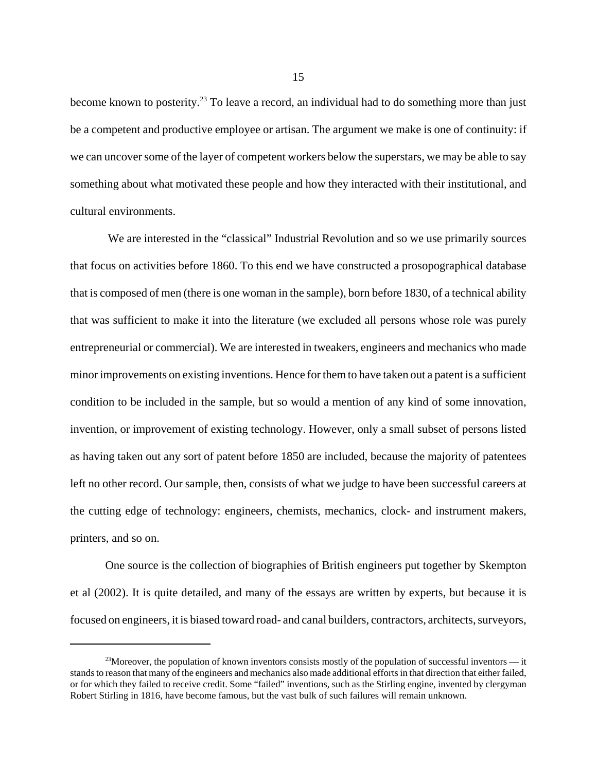become known to posterity.[23] To leave a record, an individual had to do something more than just be a competent and productive employee or artisan. The argument we make is one of continuity: if we can uncover some of the layer of competent workers below the superstars, we may be able to say something about what motivated these people and how they interacted with their institutional, and cultural environments.

We are interested in the "classical" Industrial Revolution and so we use primarily sources that focus on activities before 1860. To this end we have constructed a prosopographical database that is composed of men (there is one woman in the sample), born before 1830, of a technical ability that was sufficient to make it into the literature (we excluded all persons whose role was purely entrepreneurial or commercial). We are interested in tweakers, engineers and mechanics who made minor improvements on existing inventions. Hence for them to have taken out a patent is a sufficient condition to be included in the sample, but so would a mention of any kind of some innovation, invention, or improvement of existing technology. However, only a small subset of persons listed as having taken out any sort of patent before 1850 are included, because the majority of patentees left no other record. Our sample, then, consists of what we judge to have been successful careers at the cutting edge of technology: engineers, chemists, mechanics, clock- and instrument makers, printers, and so on.

One source is the collection of biographies of British engineers put together by Skempton et al (2002). It is quite detailed, and many of the essays are written by experts, but because it is focused on engineers, it is biased toward road- and canal builders, contractors, architects, surveyors,

[23] Moreover, the population of known inventors consists mostly of the population of successful inventors — it stands to reason that many of the engineers and mechanics also made additional efforts in that direction that either failed, or for which they failed to receive credit. Some "failed" inventions, such as the Stirling engine, invented by clergyman Robert Stirling in 1816, have become famous, but the vast bulk of such failures will remain unknown.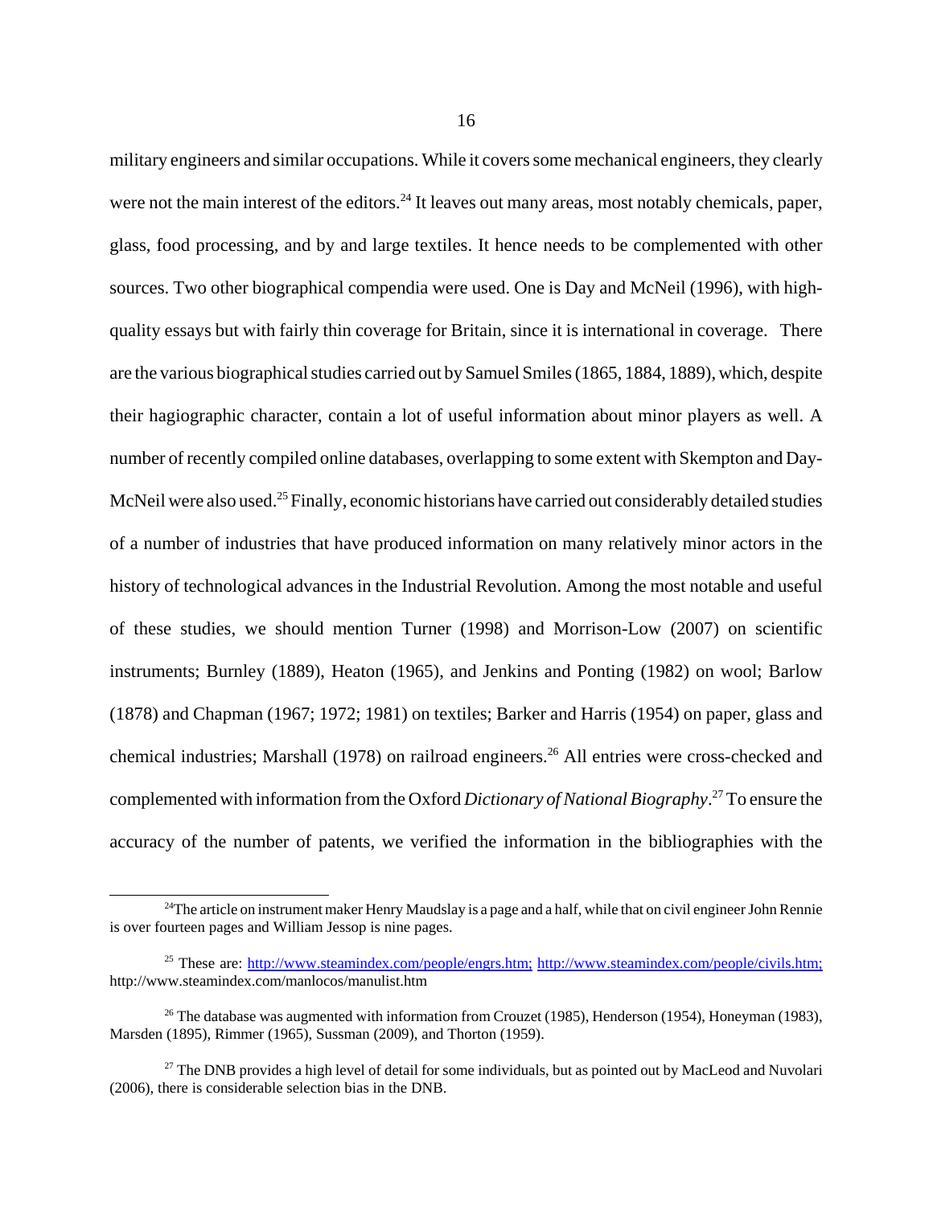military engineers and similar occupations. While it covers some mechanical engineers, they clearly were not the main interest of the editors.[24] It leaves out many areas, most notably chemicals, paper, glass, food processing, and by and large textiles. It hence needs to be complemented with other sources. Two other biographical compendia were used. One is Day and McNeil (1996), with high-quality essays but with fairly thin coverage for Britain, since it is international in coverage. There are the various biographical studies carried out by Samuel Smiles (1865, 1884, 1889), which, despite their hagiographic character, contain a lot of useful information about minor players as well. A number of recently compiled online databases, overlapping to some extent with Skempton and Day-McNeil were also used.[25] Finally, economic historians have carried out considerably detailed studies of a number of industries that have produced information on many relatively minor actors in the history of technological advances in the Industrial Revolution. Among the most notable and useful of these studies, we should mention Turner (1998) and Morrison-Low (2007) on scientific instruments; Burnley (1889), Heaton (1965), and Jenkins and Ponting (1982) on wool; Barlow (1878) and Chapman (1967; 1972; 1981) on textiles; Barker and Harris (1954) on paper, glass and chemical industries; Marshall (1978) on railroad engineers.[26] All entries were cross-checked and complemented with information from the Oxford *Dictionary of National Biography*.[27] To ensure the accuracy of the number of patents, we verified the information in the bibliographies with the

---

[24] The article on instrument maker Henry Maudslay is a page and a half, while that on civil engineer John Rennie is over fourteen pages and William Jessop is nine pages.

[25] These are: http://www.steamindex.com/people/engrs.htm; http://www.steamindex.com/people/civils.htm; http://www.steamindex.com/manlocos/manulist.htm

[26] The database was augmented with information from Crouzet (1985), Henderson (1954), Honeyman (1983), Marsden (1895), Rimmer (1965), Sussman (2009), and Thorton (1959).

[27] The DNB provides a high level of detail for some individuals, but as pointed out by MacLeod and Nuvolari (2006), there is considerable selection bias in the DNB.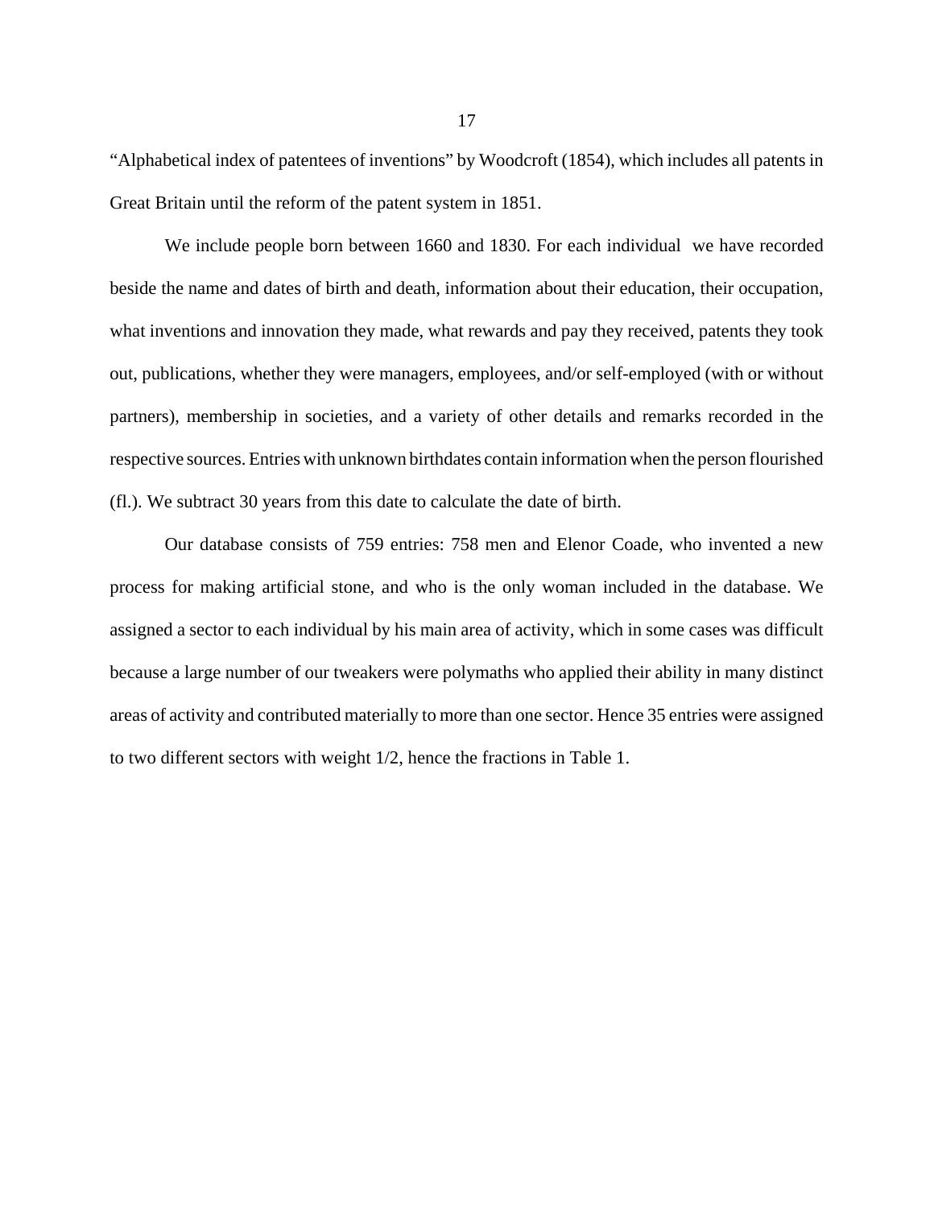"Alphabetical index of patentees of inventions" by Woodcroft (1854), which includes all patents in Great Britain until the reform of the patent system in 1851.

We include people born between 1660 and 1830. For each individual we have recorded beside the name and dates of birth and death, information about their education, their occupation, what inventions and innovation they made, what rewards and pay they received, patents they took out, publications, whether they were managers, employees, and/or self-employed (with or without partners), membership in societies, and a variety of other details and remarks recorded in the respective sources. Entries with unknown birthdates contain information when the person flourished (fl.). We subtract 30 years from this date to calculate the date of birth.

Our database consists of 759 entries: 758 men and Elenor Coade, who invented a new process for making artificial stone, and who is the only woman included in the database. We assigned a sector to each individual by his main area of activity, which in some cases was difficult because a large number of our tweakers were polymaths who applied their ability in many distinct areas of activity and contributed materially to more than one sector. Hence 35 entries were assigned to two different sectors with weight 1/2, hence the fractions in Table 1.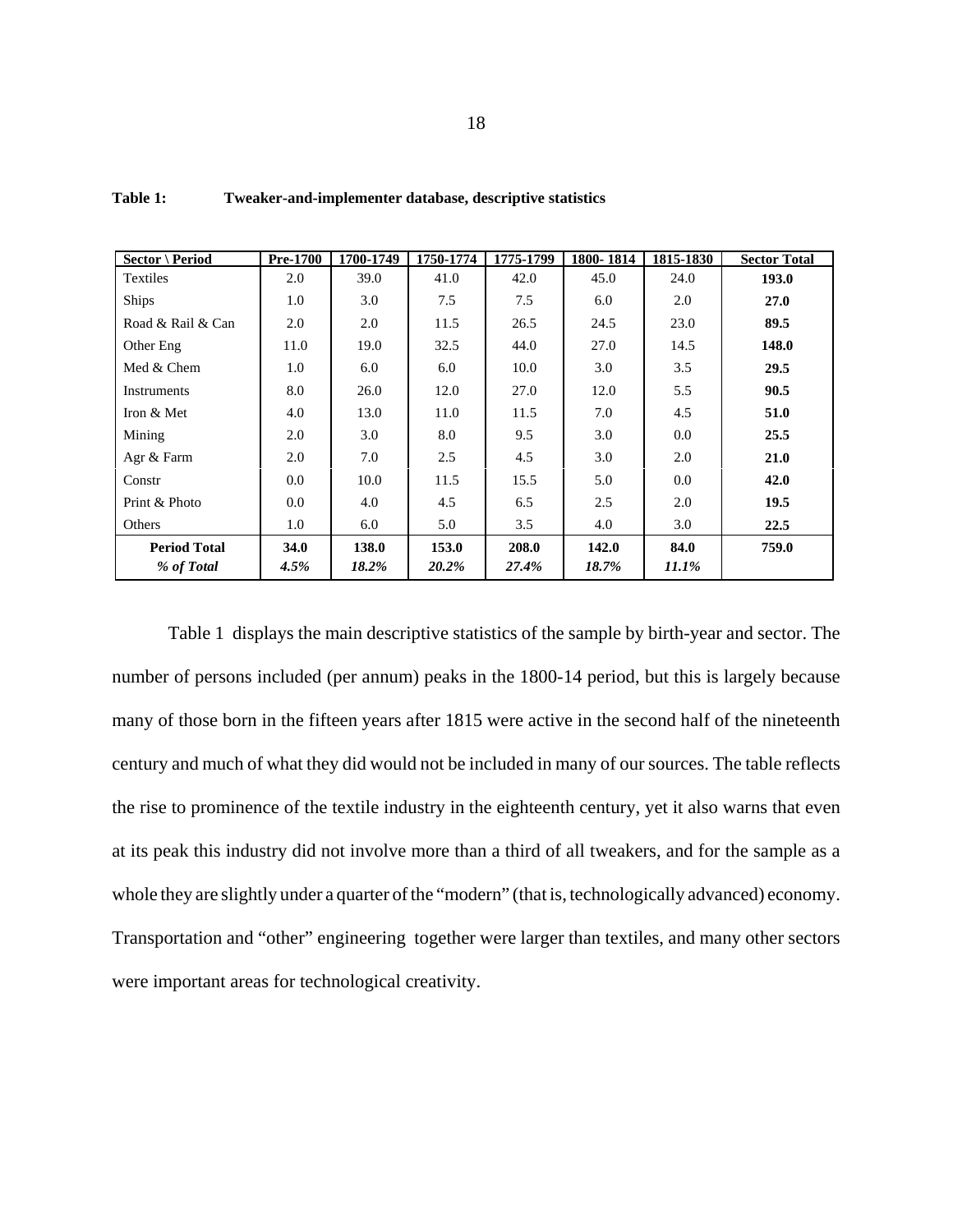**Table 1: Tweaker-and-implementer database, descriptive statistics**

| Sector \ Period | Pre-1700 | 1700-1749 | 1750-1774 | 1775-1799 | 1800- 1814 | 1815-1830 | Sector Total |
|---|---|---|---|---|---|---|---|
| Textiles | 2.0 | 39.0 | 41.0 | 42.0 | 45.0 | 24.0 | **193.0** |
| Ships | 1.0 | 3.0 | 7.5 | 7.5 | 6.0 | 2.0 | **27.0** |
| Road & Rail & Can | 2.0 | 2.0 | 11.5 | 26.5 | 24.5 | 23.0 | **89.5** |
| Other Eng | 11.0 | 19.0 | 32.5 | 44.0 | 27.0 | 14.5 | **148.0** |
| Med & Chem | 1.0 | 6.0 | 6.0 | 10.0 | 3.0 | 3.5 | **29.5** |
| Instruments | 8.0 | 26.0 | 12.0 | 27.0 | 12.0 | 5.5 | **90.5** |
| Iron & Met | 4.0 | 13.0 | 11.0 | 11.5 | 7.0 | 4.5 | **51.0** |
| Mining | 2.0 | 3.0 | 8.0 | 9.5 | 3.0 | 0.0 | **25.5** |
| Agr & Farm | 2.0 | 7.0 | 2.5 | 4.5 | 3.0 | 2.0 | **21.0** |
| Constr | 0.0 | 10.0 | 11.5 | 15.5 | 5.0 | 0.0 | **42.0** |
| Print & Photo | 0.0 | 4.0 | 4.5 | 6.5 | 2.5 | 2.0 | **19.5** |
| Others | 1.0 | 6.0 | 5.0 | 3.5 | 4.0 | 3.0 | **22.5** |
| **Period Total** | **34.0** | **138.0** | **153.0** | **208.0** | **142.0** | **84.0** | **759.0** |
| ***% of Total*** | ***4.5%*** | ***18.2%*** | ***20.2%*** | ***27.4%*** | ***18.7%*** | ***11.1%*** | |

Table 1 displays the main descriptive statistics of the sample by birth-year and sector. The number of persons included (per annum) peaks in the 1800-14 period, but this is largely because many of those born in the fifteen years after 1815 were active in the second half of the nineteenth century and much of what they did would not be included in many of our sources. The table reflects the rise to prominence of the textile industry in the eighteenth century, yet it also warns that even at its peak this industry did not involve more than a third of all tweakers, and for the sample as a whole they are slightly under a quarter of the "modern" (that is, technologically advanced) economy. Transportation and "other" engineering together were larger than textiles, and many other sectors were important areas for technological creativity.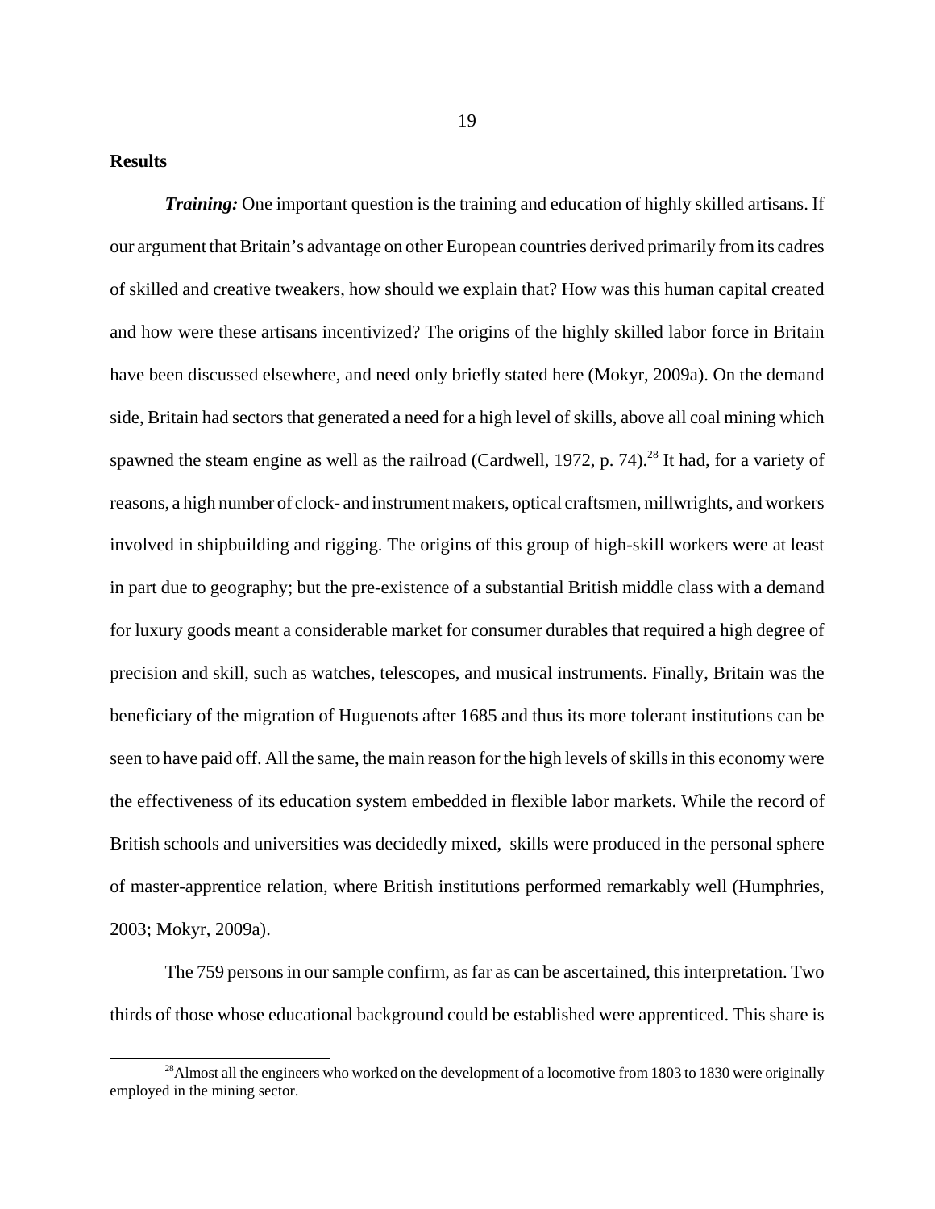**Results**

***Training:*** One important question is the training and education of highly skilled artisans. If our argument that Britain's advantage on other European countries derived primarily from its cadres of skilled and creative tweakers, how should we explain that? How was this human capital created and how were these artisans incentivized? The origins of the highly skilled labor force in Britain have been discussed elsewhere, and need only briefly stated here (Mokyr, 2009a). On the demand side, Britain had sectors that generated a need for a high level of skills, above all coal mining which spawned the steam engine as well as the railroad (Cardwell, 1972, p. 74).[28] It had, for a variety of reasons, a high number of clock- and instrument makers, optical craftsmen, millwrights, and workers involved in shipbuilding and rigging. The origins of this group of high-skill workers were at least in part due to geography; but the pre-existence of a substantial British middle class with a demand for luxury goods meant a considerable market for consumer durables that required a high degree of precision and skill, such as watches, telescopes, and musical instruments. Finally, Britain was the beneficiary of the migration of Huguenots after 1685 and thus its more tolerant institutions can be seen to have paid off. All the same, the main reason for the high levels of skills in this economy were the effectiveness of its education system embedded in flexible labor markets. While the record of British schools and universities was decidedly mixed, skills were produced in the personal sphere of master-apprentice relation, where British institutions performed remarkably well (Humphries, 2003; Mokyr, 2009a).

The 759 persons in our sample confirm, as far as can be ascertained, this interpretation. Two thirds of those whose educational background could be established were apprenticed. This share is

[28] Almost all the engineers who worked on the development of a locomotive from 1803 to 1830 were originally employed in the mining sector.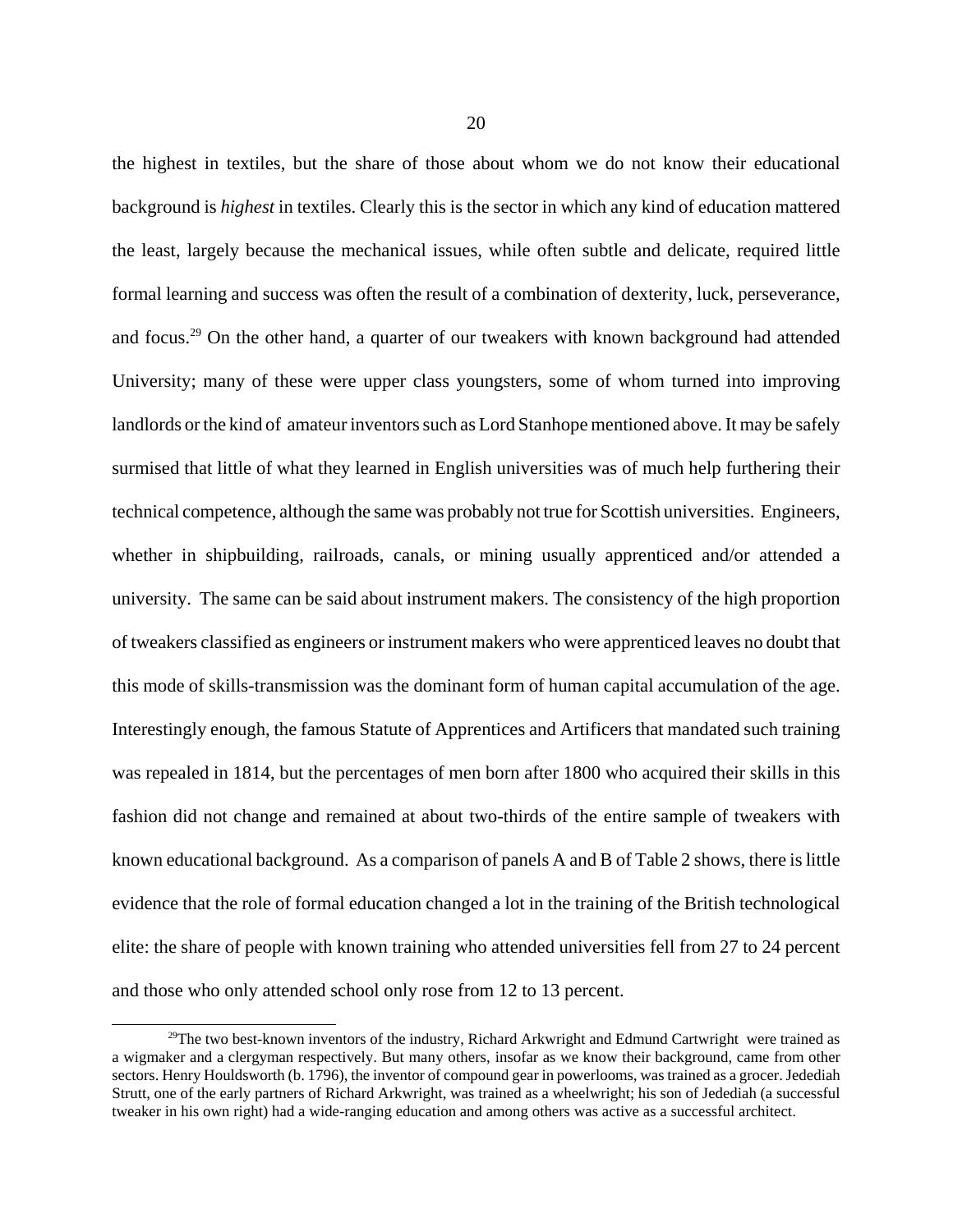the highest in textiles, but the share of those about whom we do not know their educational background is *highest* in textiles. Clearly this is the sector in which any kind of education mattered the least, largely because the mechanical issues, while often subtle and delicate, required little formal learning and success was often the result of a combination of dexterity, luck, perseverance, and focus.[29] On the other hand, a quarter of our tweakers with known background had attended University; many of these were upper class youngsters, some of whom turned into improving landlords or the kind of amateur inventors such as Lord Stanhope mentioned above. It may be safely surmised that little of what they learned in English universities was of much help furthering their technical competence, although the same was probably not true for Scottish universities. Engineers, whether in shipbuilding, railroads, canals, or mining usually apprenticed and/or attended a university. The same can be said about instrument makers. The consistency of the high proportion of tweakers classified as engineers or instrument makers who were apprenticed leaves no doubt that this mode of skills-transmission was the dominant form of human capital accumulation of the age. Interestingly enough, the famous Statute of Apprentices and Artificers that mandated such training was repealed in 1814, but the percentages of men born after 1800 who acquired their skills in this fashion did not change and remained at about two-thirds of the entire sample of tweakers with known educational background. As a comparison of panels A and B of Table 2 shows, there is little evidence that the role of formal education changed a lot in the training of the British technological elite: the share of people with known training who attended universities fell from 27 to 24 percent and those who only attended school only rose from 12 to 13 percent.

[29] The two best-known inventors of the industry, Richard Arkwright and Edmund Cartwright were trained as a wigmaker and a clergyman respectively. But many others, insofar as we know their background, came from other sectors. Henry Houldsworth (b. 1796), the inventor of compound gear in powerlooms, was trained as a grocer. Jedediah Strutt, one of the early partners of Richard Arkwright, was trained as a wheelwright; his son of Jedediah (a successful tweaker in his own right) had a wide-ranging education and among others was active as a successful architect.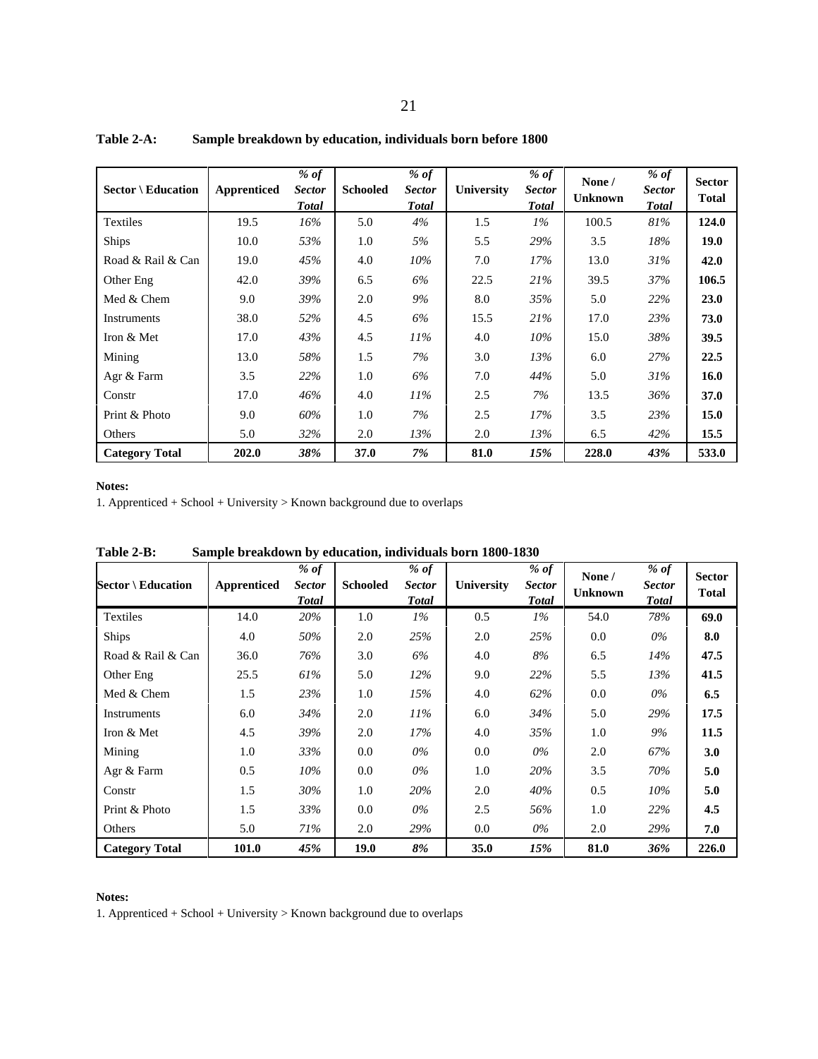**Table 2-A: Sample breakdown by education, individuals born before 1800**

| Sector \ Education | Apprenticed | *% of Sector Total* | Schooled | *% of Sector Total* | University | *% of Sector Total* | None / Unknown | *% of Sector Total* | Sector Total |
|---|---|---|---|---|---|---|---|---|---|
| Textiles | 19.5 | *16%* | 5.0 | *4%* | 1.5 | *1%* | 100.5 | *81%* | **124.0** |
| Ships | 10.0 | *53%* | 1.0 | *5%* | 5.5 | *29%* | 3.5 | *18%* | **19.0** |
| Road & Rail & Can | 19.0 | *45%* | 4.0 | *10%* | 7.0 | *17%* | 13.0 | *31%* | **42.0** |
| Other Eng | 42.0 | *39%* | 6.5 | *6%* | 22.5 | *21%* | 39.5 | *37%* | **106.5** |
| Med & Chem | 9.0 | *39%* | 2.0 | *9%* | 8.0 | *35%* | 5.0 | *22%* | **23.0** |
| Instruments | 38.0 | *52%* | 4.5 | *6%* | 15.5 | *21%* | 17.0 | *23%* | **73.0** |
| Iron & Met | 17.0 | *43%* | 4.5 | *11%* | 4.0 | *10%* | 15.0 | *38%* | **39.5** |
| Mining | 13.0 | *58%* | 1.5 | *7%* | 3.0 | *13%* | 6.0 | *27%* | **22.5** |
| Agr & Farm | 3.5 | *22%* | 1.0 | *6%* | 7.0 | *44%* | 5.0 | *31%* | **16.0** |
| Constr | 17.0 | *46%* | 4.0 | *11%* | 2.5 | *7%* | 13.5 | *36%* | **37.0** |
| Print & Photo | 9.0 | *60%* | 1.0 | *7%* | 2.5 | *17%* | 3.5 | *23%* | **15.0** |
| Others | 5.0 | *32%* | 2.0 | *13%* | 2.0 | *13%* | 6.5 | *42%* | **15.5** |
| **Category Total** | **202.0** | ***38%*** | **37.0** | ***7%*** | **81.0** | ***15%*** | **228.0** | ***43%*** | **533.0** |

**Notes:**

1. Apprenticed + School + University > Known background due to overlaps

**Table 2-B: Sample breakdown by education, individuals born 1800-1830**

| Sector \ Education | Apprenticed | *% of Sector Total* | Schooled | *% of Sector Total* | University | *% of Sector Total* | None / Unknown | *% of Sector Total* | Sector Total |
|---|---|---|---|---|---|---|---|---|---|
| Textiles | 14.0 | *20%* | 1.0 | *1%* | 0.5 | *1%* | 54.0 | *78%* | **69.0** |
| Ships | 4.0 | *50%* | 2.0 | *25%* | 2.0 | *25%* | 0.0 | *0%* | **8.0** |
| Road & Rail & Can | 36.0 | *76%* | 3.0 | *6%* | 4.0 | *8%* | 6.5 | *14%* | **47.5** |
| Other Eng | 25.5 | *61%* | 5.0 | *12%* | 9.0 | *22%* | 5.5 | *13%* | **41.5** |
| Med & Chem | 1.5 | *23%* | 1.0 | *15%* | 4.0 | *62%* | 0.0 | *0%* | **6.5** |
| Instruments | 6.0 | *34%* | 2.0 | *11%* | 6.0 | *34%* | 5.0 | *29%* | **17.5** |
| Iron & Met | 4.5 | *39%* | 2.0 | *17%* | 4.0 | *35%* | 1.0 | *9%* | **11.5** |
| Mining | 1.0 | *33%* | 0.0 | *0%* | 0.0 | *0%* | 2.0 | *67%* | **3.0** |
| Agr & Farm | 0.5 | *10%* | 0.0 | *0%* | 1.0 | *20%* | 3.5 | *70%* | **5.0** |
| Constr | 1.5 | *30%* | 1.0 | *20%* | 2.0 | *40%* | 0.5 | *10%* | **5.0** |
| Print & Photo | 1.5 | *33%* | 0.0 | *0%* | 2.5 | *56%* | 1.0 | *22%* | **4.5** |
| Others | 5.0 | *71%* | 2.0 | *29%* | 0.0 | *0%* | 2.0 | *29%* | **7.0** |
| **Category Total** | **101.0** | ***45%*** | **19.0** | ***8%*** | **35.0** | ***15%*** | **81.0** | ***36%*** | **226.0** |

**Notes:**

1. Apprenticed + School + University > Known background due to overlaps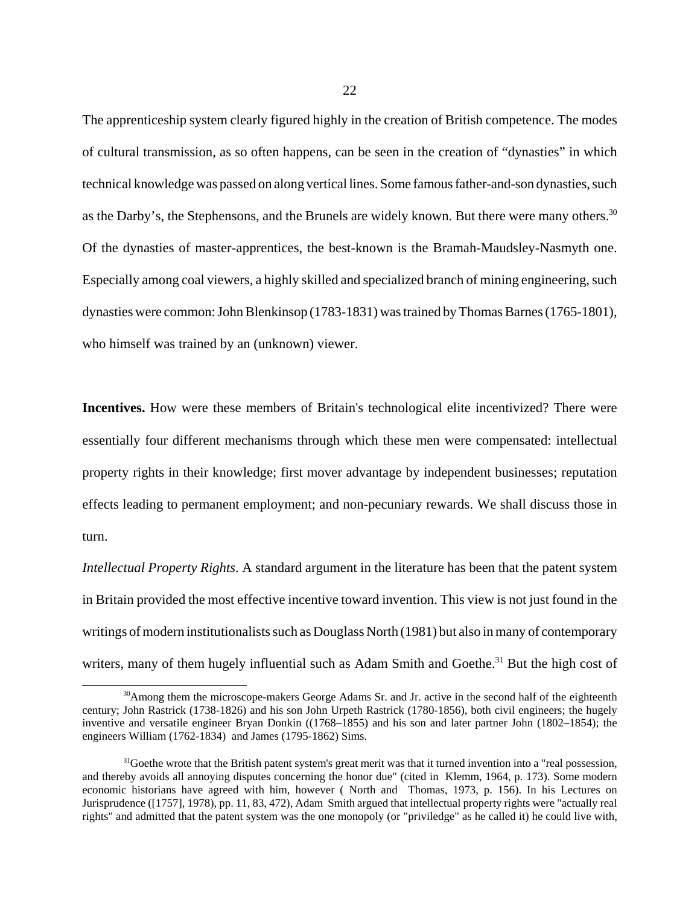The apprenticeship system clearly figured highly in the creation of British competence. The modes of cultural transmission, as so often happens, can be seen in the creation of "dynasties" in which technical knowledge was passed on along vertical lines. Some famous father-and-son dynasties, such as the Darby's, the Stephensons, and the Brunels are widely known. But there were many others.[30] Of the dynasties of master-apprentices, the best-known is the Bramah-Maudsley-Nasmyth one. Especially among coal viewers, a highly skilled and specialized branch of mining engineering, such dynasties were common: John Blenkinsop (1783-1831) was trained by Thomas Barnes (1765-1801), who himself was trained by an (unknown) viewer.

**Incentives.** How were these members of Britain's technological elite incentivized? There were essentially four different mechanisms through which these men were compensated: intellectual property rights in their knowledge; first mover advantage by independent businesses; reputation effects leading to permanent employment; and non-pecuniary rewards. We shall discuss those in turn.

*Intellectual Property Rights*. A standard argument in the literature has been that the patent system in Britain provided the most effective incentive toward invention. This view is not just found in the writings of modern institutionalists such as Douglass North (1981) but also in many of contemporary writers, many of them hugely influential such as Adam Smith and Goethe.[31] But the high cost of

[30]Among them the microscope-makers George Adams Sr. and Jr. active in the second half of the eighteenth century; John Rastrick (1738-1826) and his son John Urpeth Rastrick (1780-1856), both civil engineers; the hugely inventive and versatile engineer Bryan Donkin ((1768–1855) and his son and later partner John (1802–1854); the engineers William (1762-1834) and James (1795-1862) Sims.

[31]Goethe wrote that the British patent system's great merit was that it turned invention into a "real possession, and thereby avoids all annoying disputes concerning the honor due" (cited in Klemm, 1964, p. 173). Some modern economic historians have agreed with him, however ( North and Thomas, 1973, p. 156). In his Lectures on Jurisprudence ([1757], 1978), pp. 11, 83, 472), Adam Smith argued that intellectual property rights were "actually real rights" and admitted that the patent system was the one monopoly (or "priviledge" as he called it) he could live with,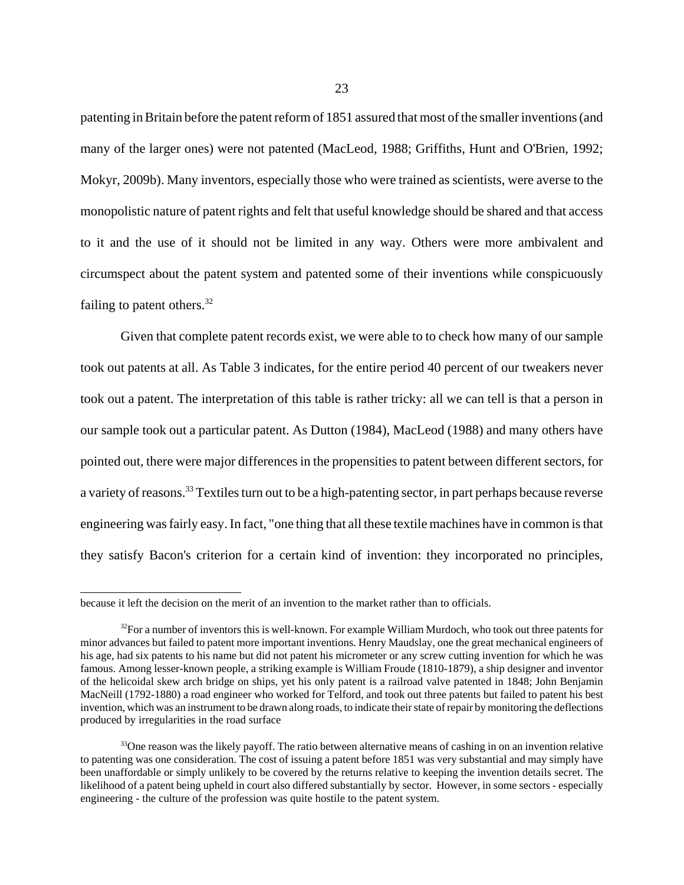patenting in Britain before the patent reform of 1851 assured that most of the smaller inventions (and many of the larger ones) were not patented (MacLeod, 1988; Griffiths, Hunt and O'Brien, 1992; Mokyr, 2009b). Many inventors, especially those who were trained as scientists, were averse to the monopolistic nature of patent rights and felt that useful knowledge should be shared and that access to it and the use of it should not be limited in any way. Others were more ambivalent and circumspect about the patent system and patented some of their inventions while conspicuously failing to patent others.[32]

Given that complete patent records exist, we were able to to check how many of our sample took out patents at all. As Table 3 indicates, for the entire period 40 percent of our tweakers never took out a patent. The interpretation of this table is rather tricky: all we can tell is that a person in our sample took out a particular patent. As Dutton (1984), MacLeod (1988) and many others have pointed out, there were major differences in the propensities to patent between different sectors, for a variety of reasons.[33] Textiles turn out to be a high-patenting sector, in part perhaps because reverse engineering was fairly easy. In fact, "one thing that all these textile machines have in common is that they satisfy Bacon's criterion for a certain kind of invention: they incorporated no principles,

---

because it left the decision on the merit of an invention to the market rather than to officials.

[32]For a number of inventors this is well-known. For example William Murdoch, who took out three patents for minor advances but failed to patent more important inventions. Henry Maudslay, one the great mechanical engineers of his age, had six patents to his name but did not patent his micrometer or any screw cutting invention for which he was famous. Among lesser-known people, a striking example is William Froude (1810-1879), a ship designer and inventor of the helicoidal skew arch bridge on ships, yet his only patent is a railroad valve patented in 1848; John Benjamin MacNeill (1792-1880) a road engineer who worked for Telford, and took out three patents but failed to patent his best invention, which was an instrument to be drawn along roads, to indicate their state of repair by monitoring the deflections produced by irregularities in the road surface

[33]One reason was the likely payoff. The ratio between alternative means of cashing in on an invention relative to patenting was one consideration. The cost of issuing a patent before 1851 was very substantial and may simply have been unaffordable or simply unlikely to be covered by the returns relative to keeping the invention details secret. The likelihood of a patent being upheld in court also differed substantially by sector. However, in some sectors - especially engineering - the culture of the profession was quite hostile to the patent system.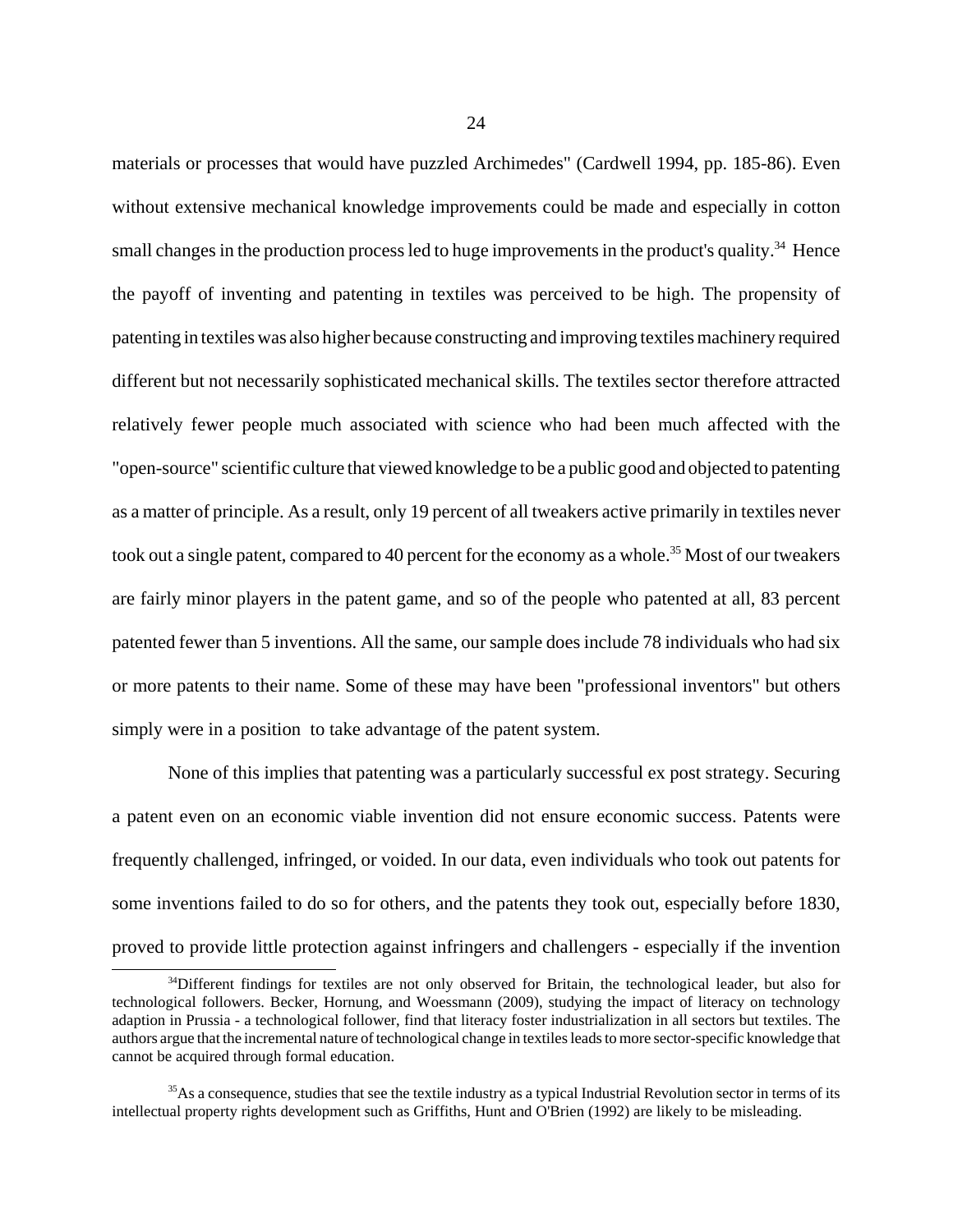materials or processes that would have puzzled Archimedes" (Cardwell 1994, pp. 185-86). Even without extensive mechanical knowledge improvements could be made and especially in cotton small changes in the production process led to huge improvements in the product's quality.[34] Hence the payoff of inventing and patenting in textiles was perceived to be high. The propensity of patenting in textiles was also higher because constructing and improving textiles machinery required different but not necessarily sophisticated mechanical skills. The textiles sector therefore attracted relatively fewer people much associated with science who had been much affected with the "open-source" scientific culture that viewed knowledge to be a public good and objected to patenting as a matter of principle. As a result, only 19 percent of all tweakers active primarily in textiles never took out a single patent, compared to 40 percent for the economy as a whole.[35] Most of our tweakers are fairly minor players in the patent game, and so of the people who patented at all, 83 percent patented fewer than 5 inventions. All the same, our sample does include 78 individuals who had six or more patents to their name. Some of these may have been "professional inventors" but others simply were in a position to take advantage of the patent system.

None of this implies that patenting was a particularly successful ex post strategy. Securing a patent even on an economic viable invention did not ensure economic success. Patents were frequently challenged, infringed, or voided. In our data, even individuals who took out patents for some inventions failed to do so for others, and the patents they took out, especially before 1830, proved to provide little protection against infringers and challengers - especially if the invention

[34] Different findings for textiles are not only observed for Britain, the technological leader, but also for technological followers. Becker, Hornung, and Woessmann (2009), studying the impact of literacy on technology adaption in Prussia - a technological follower, find that literacy foster industrialization in all sectors but textiles. The authors argue that the incremental nature of technological change in textiles leads to more sector-specific knowledge that cannot be acquired through formal education.

[35] As a consequence, studies that see the textile industry as a typical Industrial Revolution sector in terms of its intellectual property rights development such as Griffiths, Hunt and O'Brien (1992) are likely to be misleading.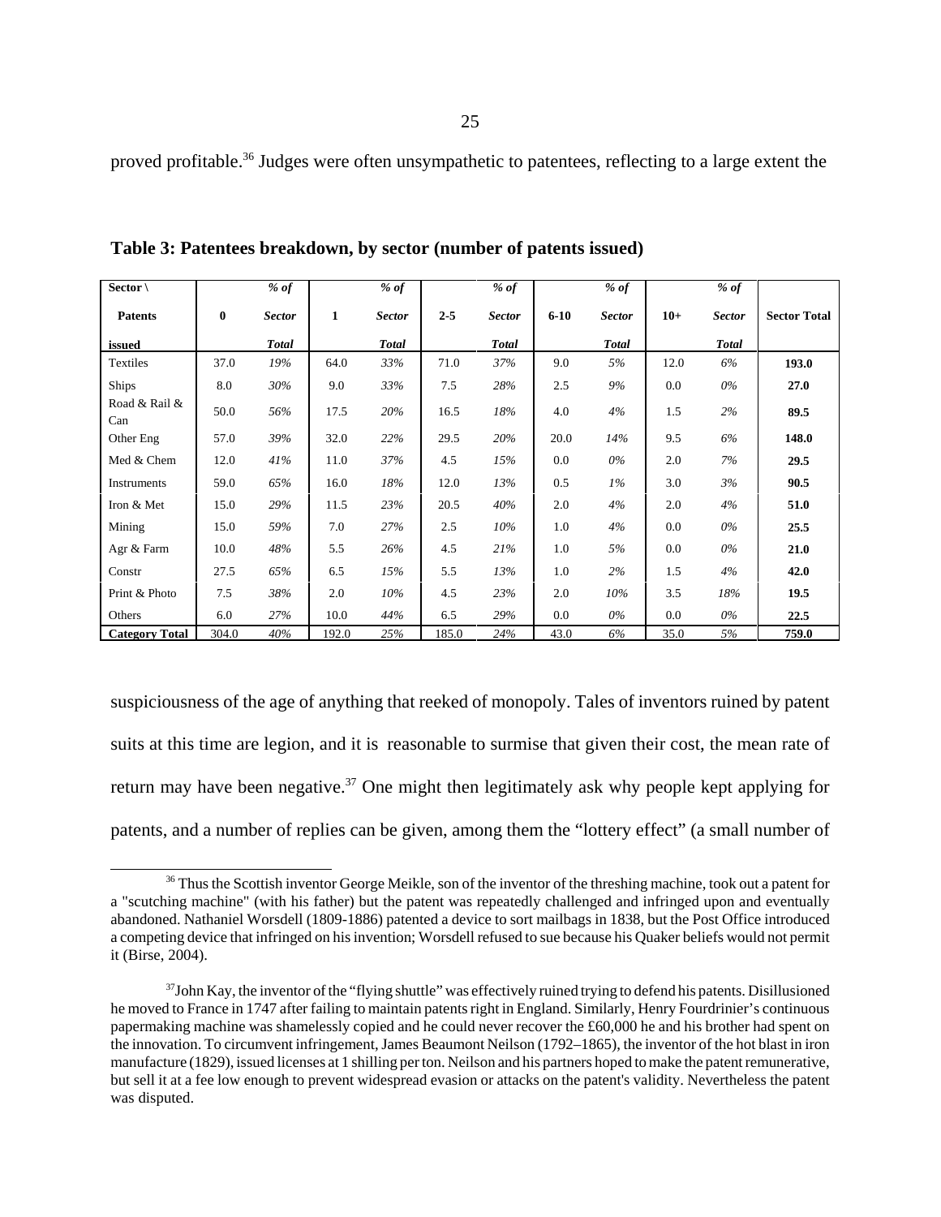proved profitable.[36] Judges were often unsympathetic to patentees, reflecting to a large extent the

**Table 3: Patentees breakdown, by sector (number of patents issued)**

| Sector \ Patents issued | 0 | *% of Sector Total* | 1 | *% of Sector Total* | 2-5 | *% of Sector Total* | 6-10 | *% of Sector Total* | 10+ | *% of Sector Total* | Sector Total |
|---|---|---|---|---|---|---|---|---|---|---|---|
| Textiles | 37.0 | *19%* | 64.0 | *33%* | 71.0 | *37%* | 9.0 | *5%* | 12.0 | *6%* | **193.0** |
| Ships | 8.0 | *30%* | 9.0 | *33%* | 7.5 | *28%* | 2.5 | *9%* | 0.0 | *0%* | **27.0** |
| Road & Rail & Can | 50.0 | *56%* | 17.5 | *20%* | 16.5 | *18%* | 4.0 | *4%* | 1.5 | *2%* | **89.5** |
| Other Eng | 57.0 | *39%* | 32.0 | *22%* | 29.5 | *20%* | 20.0 | *14%* | 9.5 | *6%* | **148.0** |
| Med & Chem | 12.0 | *41%* | 11.0 | *37%* | 4.5 | *15%* | 0.0 | *0%* | 2.0 | *7%* | **29.5** |
| Instruments | 59.0 | *65%* | 16.0 | *18%* | 12.0 | *13%* | 0.5 | *1%* | 3.0 | *3%* | **90.5** |
| Iron & Met | 15.0 | *29%* | 11.5 | *23%* | 20.5 | *40%* | 2.0 | *4%* | 2.0 | *4%* | **51.0** |
| Mining | 15.0 | *59%* | 7.0 | *27%* | 2.5 | *10%* | 1.0 | *4%* | 0.0 | *0%* | **25.5** |
| Agr & Farm | 10.0 | *48%* | 5.5 | *26%* | 4.5 | *21%* | 1.0 | *5%* | 0.0 | *0%* | **21.0** |
| Constr | 27.5 | *65%* | 6.5 | *15%* | 5.5 | *13%* | 1.0 | *2%* | 1.5 | *4%* | **42.0** |
| Print & Photo | 7.5 | *38%* | 2.0 | *10%* | 4.5 | *23%* | 2.0 | *10%* | 3.5 | *18%* | **19.5** |
| Others | 6.0 | *27%* | 10.0 | *44%* | 6.5 | *29%* | 0.0 | *0%* | 0.0 | *0%* | **22.5** |
| **Category Total** | 304.0 | *40%* | 192.0 | *25%* | 185.0 | *24%* | 43.0 | *6%* | 35.0 | *5%* | **759.0** |

suspiciousness of the age of anything that reeked of monopoly. Tales of inventors ruined by patent suits at this time are legion, and it is reasonable to surmise that given their cost, the mean rate of return may have been negative.[37] One might then legitimately ask why people kept applying for patents, and a number of replies can be given, among them the "lottery effect" (a small number of

[36] Thus the Scottish inventor George Meikle, son of the inventor of the threshing machine, took out a patent for a "scutching machine" (with his father) but the patent was repeatedly challenged and infringed upon and eventually abandoned. Nathaniel Worsdell (1809-1886) patented a device to sort mailbags in 1838, but the Post Office introduced a competing device that infringed on his invention; Worsdell refused to sue because his Quaker beliefs would not permit it (Birse, 2004).

[37] John Kay, the inventor of the "flying shuttle" was effectively ruined trying to defend his patents. Disillusioned he moved to France in 1747 after failing to maintain patents right in England. Similarly, Henry Fourdrinier's continuous papermaking machine was shamelessly copied and he could never recover the £60,000 he and his brother had spent on the innovation. To circumvent infringement, James Beaumont Neilson (1792–1865), the inventor of the hot blast in iron manufacture (1829), issued licenses at 1 shilling per ton. Neilson and his partners hoped to make the patent remunerative, but sell it at a fee low enough to prevent widespread evasion or attacks on the patent's validity. Nevertheless the patent was disputed.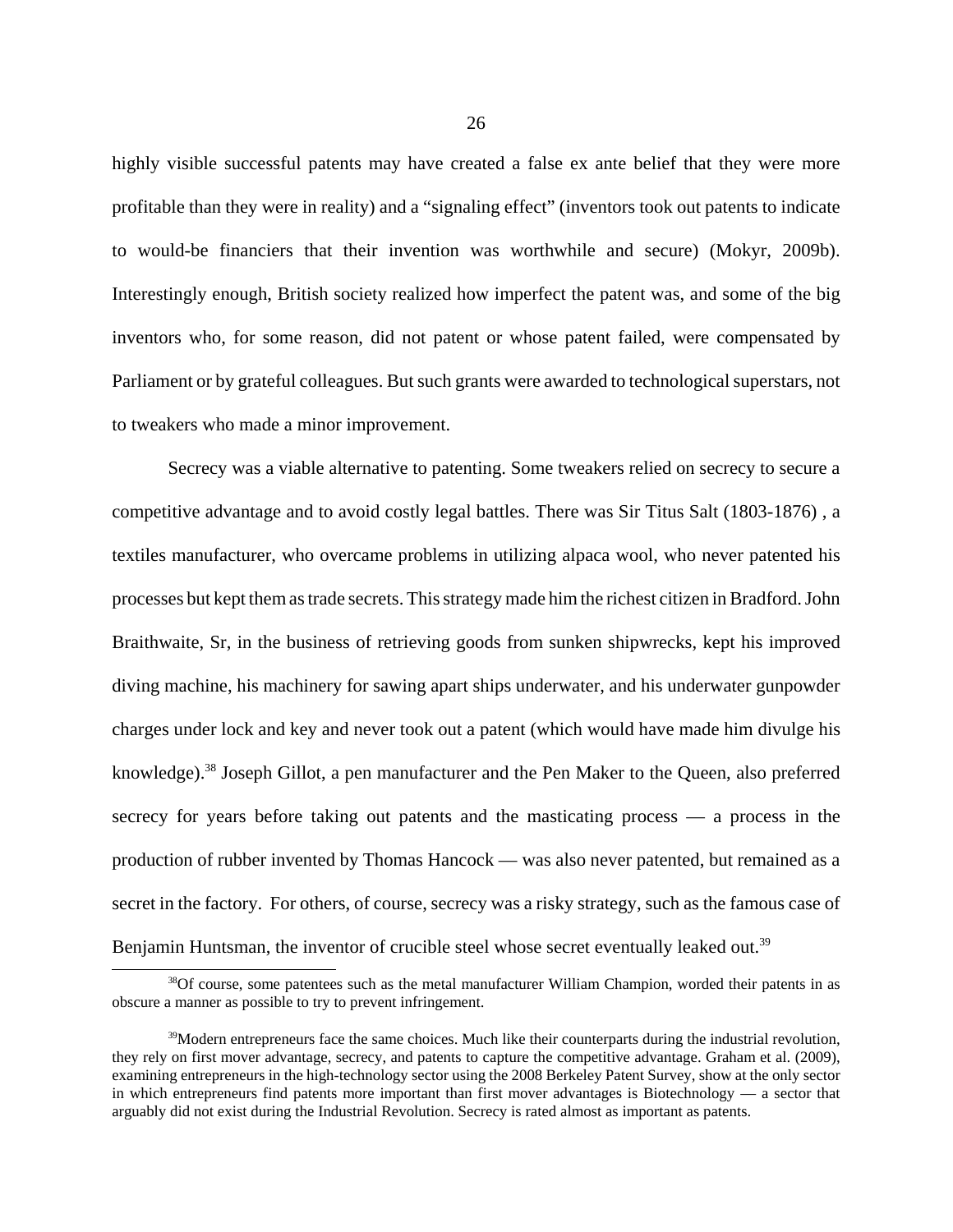highly visible successful patents may have created a false ex ante belief that they were more profitable than they were in reality) and a "signaling effect" (inventors took out patents to indicate to would-be financiers that their invention was worthwhile and secure) (Mokyr, 2009b). Interestingly enough, British society realized how imperfect the patent was, and some of the big inventors who, for some reason, did not patent or whose patent failed, were compensated by Parliament or by grateful colleagues. But such grants were awarded to technological superstars, not to tweakers who made a minor improvement.

Secrecy was a viable alternative to patenting. Some tweakers relied on secrecy to secure a competitive advantage and to avoid costly legal battles. There was Sir Titus Salt (1803-1876) , a textiles manufacturer, who overcame problems in utilizing alpaca wool, who never patented his processes but kept them as trade secrets. This strategy made him the richest citizen in Bradford. John Braithwaite, Sr, in the business of retrieving goods from sunken shipwrecks, kept his improved diving machine, his machinery for sawing apart ships underwater, and his underwater gunpowder charges under lock and key and never took out a patent (which would have made him divulge his knowledge).[38] Joseph Gillot, a pen manufacturer and the Pen Maker to the Queen, also preferred secrecy for years before taking out patents and the masticating process — a process in the production of rubber invented by Thomas Hancock — was also never patented, but remained as a secret in the factory. For others, of course, secrecy was a risky strategy, such as the famous case of Benjamin Huntsman, the inventor of crucible steel whose secret eventually leaked out.[39]

[38]Of course, some patentees such as the metal manufacturer William Champion, worded their patents in as obscure a manner as possible to try to prevent infringement.

[39]Modern entrepreneurs face the same choices. Much like their counterparts during the industrial revolution, they rely on first mover advantage, secrecy, and patents to capture the competitive advantage. Graham et al. (2009), examining entrepreneurs in the high-technology sector using the 2008 Berkeley Patent Survey, show at the only sector in which entrepreneurs find patents more important than first mover advantages is Biotechnology — a sector that arguably did not exist during the Industrial Revolution. Secrecy is rated almost as important as patents.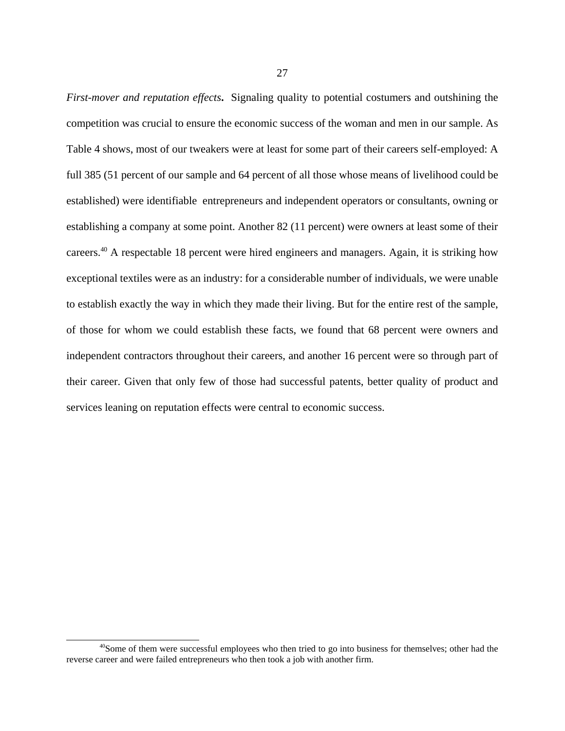*First-mover and reputation effects.* Signaling quality to potential costumers and outshining the competition was crucial to ensure the economic success of the woman and men in our sample. As Table 4 shows, most of our tweakers were at least for some part of their careers self-employed: A full 385 (51 percent of our sample and 64 percent of all those whose means of livelihood could be established) were identifiable entrepreneurs and independent operators or consultants, owning or establishing a company at some point. Another 82 (11 percent) were owners at least some of their careers.[40] A respectable 18 percent were hired engineers and managers. Again, it is striking how exceptional textiles were as an industry: for a considerable number of individuals, we were unable to establish exactly the way in which they made their living. But for the entire rest of the sample, of those for whom we could establish these facts, we found that 68 percent were owners and independent contractors throughout their careers, and another 16 percent were so through part of their career. Given that only few of those had successful patents, better quality of product and services leaning on reputation effects were central to economic success.

[40]Some of them were successful employees who then tried to go into business for themselves; other had the reverse career and were failed entrepreneurs who then took a job with another firm.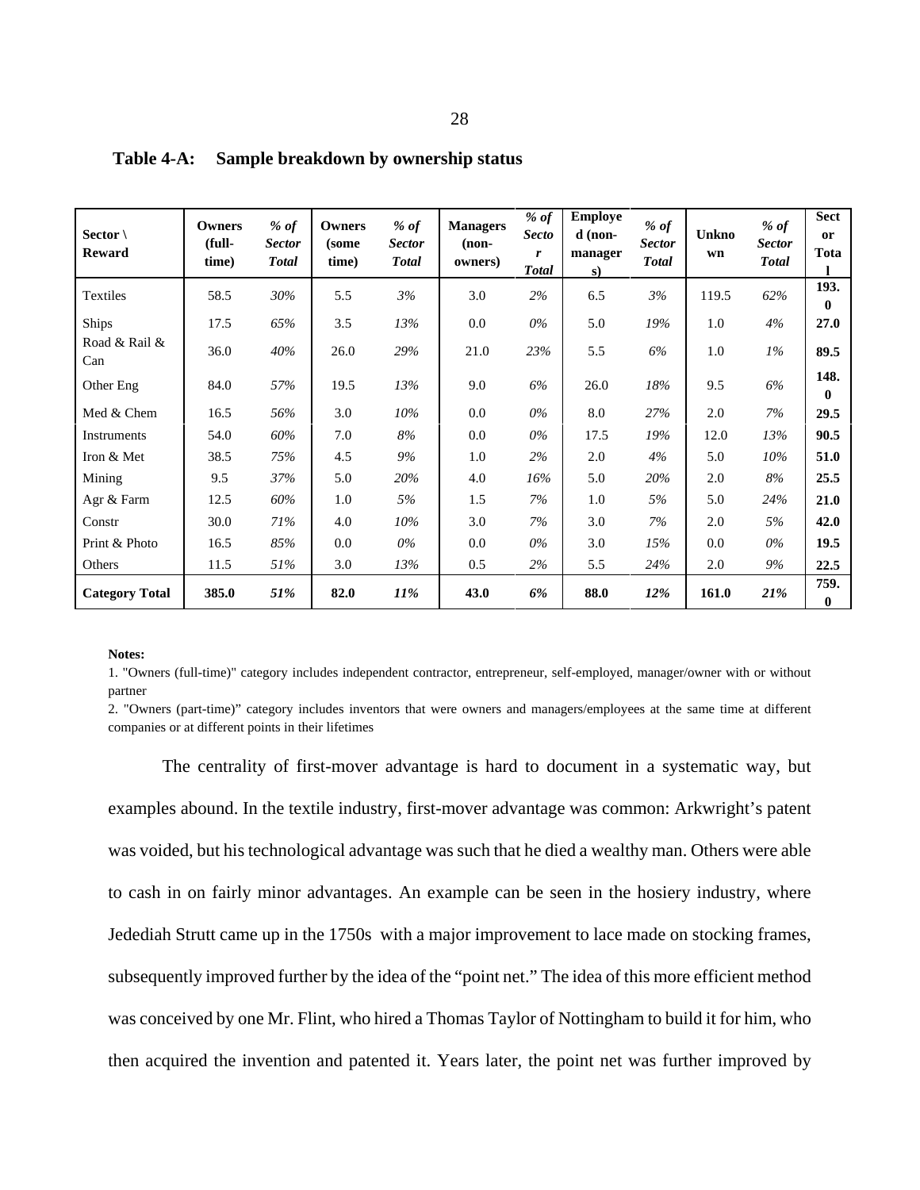**Table 4-A: Sample breakdown by ownership status**

| Sector \ Reward | Owners (full-time) | *% of Sector Total* | Owners (some time) | *% of Sector Total* | Managers (non-owners) | *% of Sector Total* | Employed (non-managers) | *% of Sector Total* | Unknown | *% of Sector Total* | Sector Total |
|---|---|---|---|---|---|---|---|---|---|---|---|
| Textiles | 58.5 | *30%* | 5.5 | *3%* | 3.0 | *2%* | 6.5 | *3%* | 119.5 | *62%* | **193.0** |
| Ships | 17.5 | *65%* | 3.5 | *13%* | 0.0 | *0%* | 5.0 | *19%* | 1.0 | *4%* | **27.0** |
| Road & Rail & Can | 36.0 | *40%* | 26.0 | *29%* | 21.0 | *23%* | 5.5 | *6%* | 1.0 | *1%* | **89.5** |
| Other Eng | 84.0 | *57%* | 19.5 | *13%* | 9.0 | *6%* | 26.0 | *18%* | 9.5 | *6%* | **148.0** |
| Med & Chem | 16.5 | *56%* | 3.0 | *10%* | 0.0 | *0%* | 8.0 | *27%* | 2.0 | *7%* | **29.5** |
| Instruments | 54.0 | *60%* | 7.0 | *8%* | 0.0 | *0%* | 17.5 | *19%* | 12.0 | *13%* | **90.5** |
| Iron & Met | 38.5 | *75%* | 4.5 | *9%* | 1.0 | *2%* | 2.0 | *4%* | 5.0 | *10%* | **51.0** |
| Mining | 9.5 | *37%* | 5.0 | *20%* | 4.0 | *16%* | 5.0 | *20%* | 2.0 | *8%* | **25.5** |
| Agr & Farm | 12.5 | *60%* | 1.0 | *5%* | 1.5 | *7%* | 1.0 | *5%* | 5.0 | *24%* | **21.0** |
| Constr | 30.0 | *71%* | 4.0 | *10%* | 3.0 | *7%* | 3.0 | *7%* | 2.0 | *5%* | **42.0** |
| Print & Photo | 16.5 | *85%* | 0.0 | *0%* | 0.0 | *0%* | 3.0 | *15%* | 0.0 | *0%* | **19.5** |
| Others | 11.5 | *51%* | 3.0 | *13%* | 0.5 | *2%* | 5.5 | *24%* | 2.0 | *9%* | **22.5** |
| **Category Total** | **385.0** | ***51%*** | **82.0** | ***11%*** | **43.0** | ***6%*** | **88.0** | ***12%*** | **161.0** | ***21%*** | **759.0** |

**Notes:**

1. "Owners (full-time)" category includes independent contractor, entrepreneur, self-employed, manager/owner with or without partner

2. "Owners (part-time)" category includes inventors that were owners and managers/employees at the same time at different companies or at different points in their lifetimes

The centrality of first-mover advantage is hard to document in a systematic way, but examples abound. In the textile industry, first-mover advantage was common: Arkwright's patent was voided, but his technological advantage was such that he died a wealthy man. Others were able to cash in on fairly minor advantages. An example can be seen in the hosiery industry, where Jedediah Strutt came up in the 1750s with a major improvement to lace made on stocking frames, subsequently improved further by the idea of the "point net." The idea of this more efficient method was conceived by one Mr. Flint, who hired a Thomas Taylor of Nottingham to build it for him, who then acquired the invention and patented it. Years later, the point net was further improved by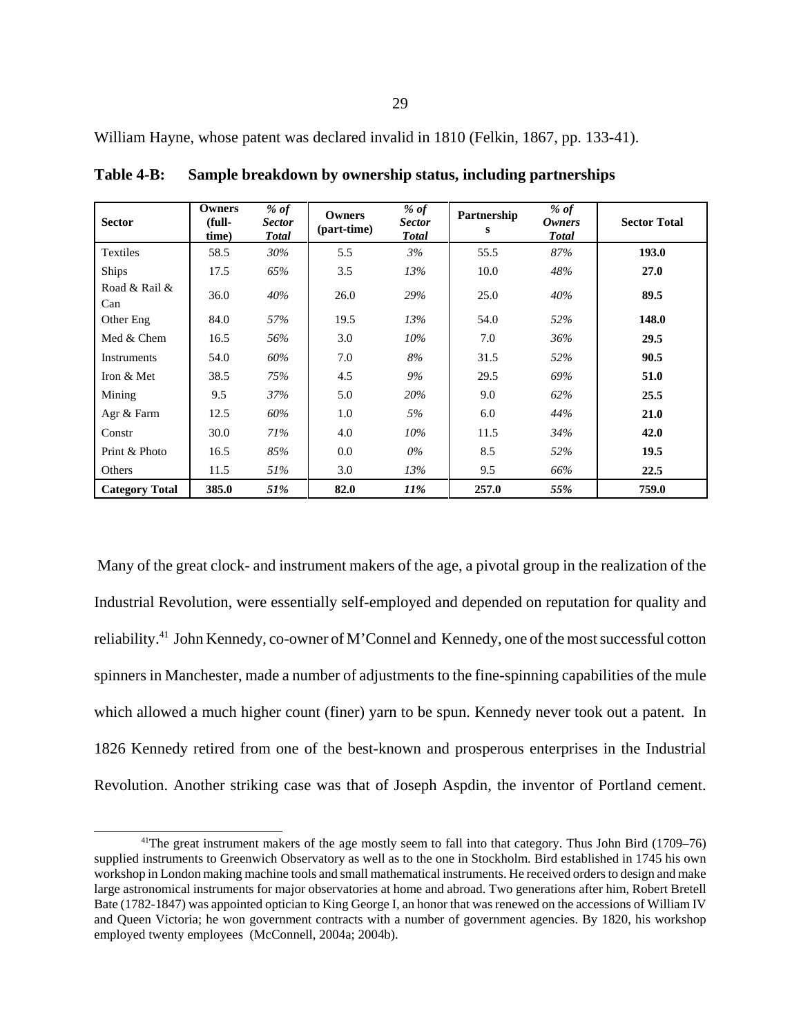William Hayne, whose patent was declared invalid in 1810 (Felkin, 1867, pp. 133-41).

**Table 4-B: Sample breakdown by ownership status, including partnerships**

| Sector | Owners (full-time) | *% of Sector Total* | Owners (part-time) | *% of Sector Total* | Partnerships | *% of Owners Total* | Sector Total |
|---|---|---|---|---|---|---|---|
| Textiles | 58.5 | *30%* | 5.5 | *3%* | 55.5 | *87%* | **193.0** |
| Ships | 17.5 | *65%* | 3.5 | *13%* | 10.0 | *48%* | **27.0** |
| Road & Rail & Can | 36.0 | *40%* | 26.0 | *29%* | 25.0 | *40%* | **89.5** |
| Other Eng | 84.0 | *57%* | 19.5 | *13%* | 54.0 | *52%* | **148.0** |
| Med & Chem | 16.5 | *56%* | 3.0 | *10%* | 7.0 | *36%* | **29.5** |
| Instruments | 54.0 | *60%* | 7.0 | *8%* | 31.5 | *52%* | **90.5** |
| Iron & Met | 38.5 | *75%* | 4.5 | *9%* | 29.5 | *69%* | **51.0** |
| Mining | 9.5 | *37%* | 5.0 | *20%* | 9.0 | *62%* | **25.5** |
| Agr & Farm | 12.5 | *60%* | 1.0 | *5%* | 6.0 | *44%* | **21.0** |
| Constr | 30.0 | *71%* | 4.0 | *10%* | 11.5 | *34%* | **42.0** |
| Print & Photo | 16.5 | *85%* | 0.0 | *0%* | 8.5 | *52%* | **19.5** |
| Others | 11.5 | *51%* | 3.0 | *13%* | 9.5 | *66%* | **22.5** |
| **Category Total** | **385.0** | ***51%*** | **82.0** | ***11%*** | **257.0** | ***55%*** | **759.0** |

Many of the great clock- and instrument makers of the age, a pivotal group in the realization of the Industrial Revolution, were essentially self-employed and depended on reputation for quality and reliability.[41] John Kennedy, co-owner of M'Connel and Kennedy, one of the most successful cotton spinners in Manchester, made a number of adjustments to the fine-spinning capabilities of the mule which allowed a much higher count (finer) yarn to be spun. Kennedy never took out a patent. In 1826 Kennedy retired from one of the best-known and prosperous enterprises in the Industrial Revolution. Another striking case was that of Joseph Aspdin, the inventor of Portland cement.

[41]The great instrument makers of the age mostly seem to fall into that category. Thus John Bird (1709–76) supplied instruments to Greenwich Observatory as well as to the one in Stockholm. Bird established in 1745 his own workshop in London making machine tools and small mathematical instruments. He received orders to design and make large astronomical instruments for major observatories at home and abroad. Two generations after him, Robert Bretell Bate (1782-1847) was appointed optician to King George I, an honor that was renewed on the accessions of William IV and Queen Victoria; he won government contracts with a number of government agencies. By 1820, his workshop employed twenty employees (McConnell, 2004a; 2004b).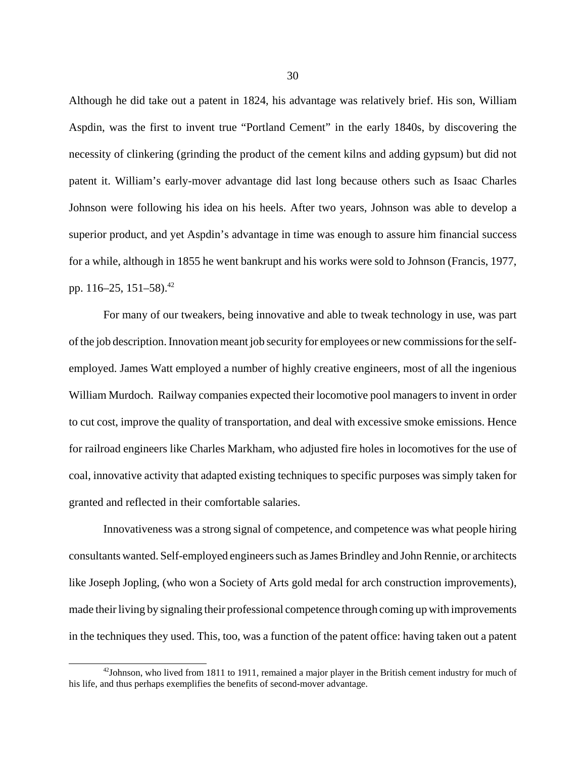Although he did take out a patent in 1824, his advantage was relatively brief. His son, William Aspdin, was the first to invent true "Portland Cement" in the early 1840s, by discovering the necessity of clinkering (grinding the product of the cement kilns and adding gypsum) but did not patent it. William's early-mover advantage did last long because others such as Isaac Charles Johnson were following his idea on his heels. After two years, Johnson was able to develop a superior product, and yet Aspdin's advantage in time was enough to assure him financial success for a while, although in 1855 he went bankrupt and his works were sold to Johnson (Francis, 1977, pp. 116–25, 151–58).[42]

For many of our tweakers, being innovative and able to tweak technology in use, was part of the job description. Innovation meant job security for employees or new commissions for the self-employed. James Watt employed a number of highly creative engineers, most of all the ingenious William Murdoch. Railway companies expected their locomotive pool managers to invent in order to cut cost, improve the quality of transportation, and deal with excessive smoke emissions. Hence for railroad engineers like Charles Markham, who adjusted fire holes in locomotives for the use of coal, innovative activity that adapted existing techniques to specific purposes was simply taken for granted and reflected in their comfortable salaries.

Innovativeness was a strong signal of competence, and competence was what people hiring consultants wanted. Self-employed engineers such as James Brindley and John Rennie, or architects like Joseph Jopling, (who won a Society of Arts gold medal for arch construction improvements), made their living by signaling their professional competence through coming up with improvements in the techniques they used. This, too, was a function of the patent office: having taken out a patent

---

[42] Johnson, who lived from 1811 to 1911, remained a major player in the British cement industry for much of his life, and thus perhaps exemplifies the benefits of second-mover advantage.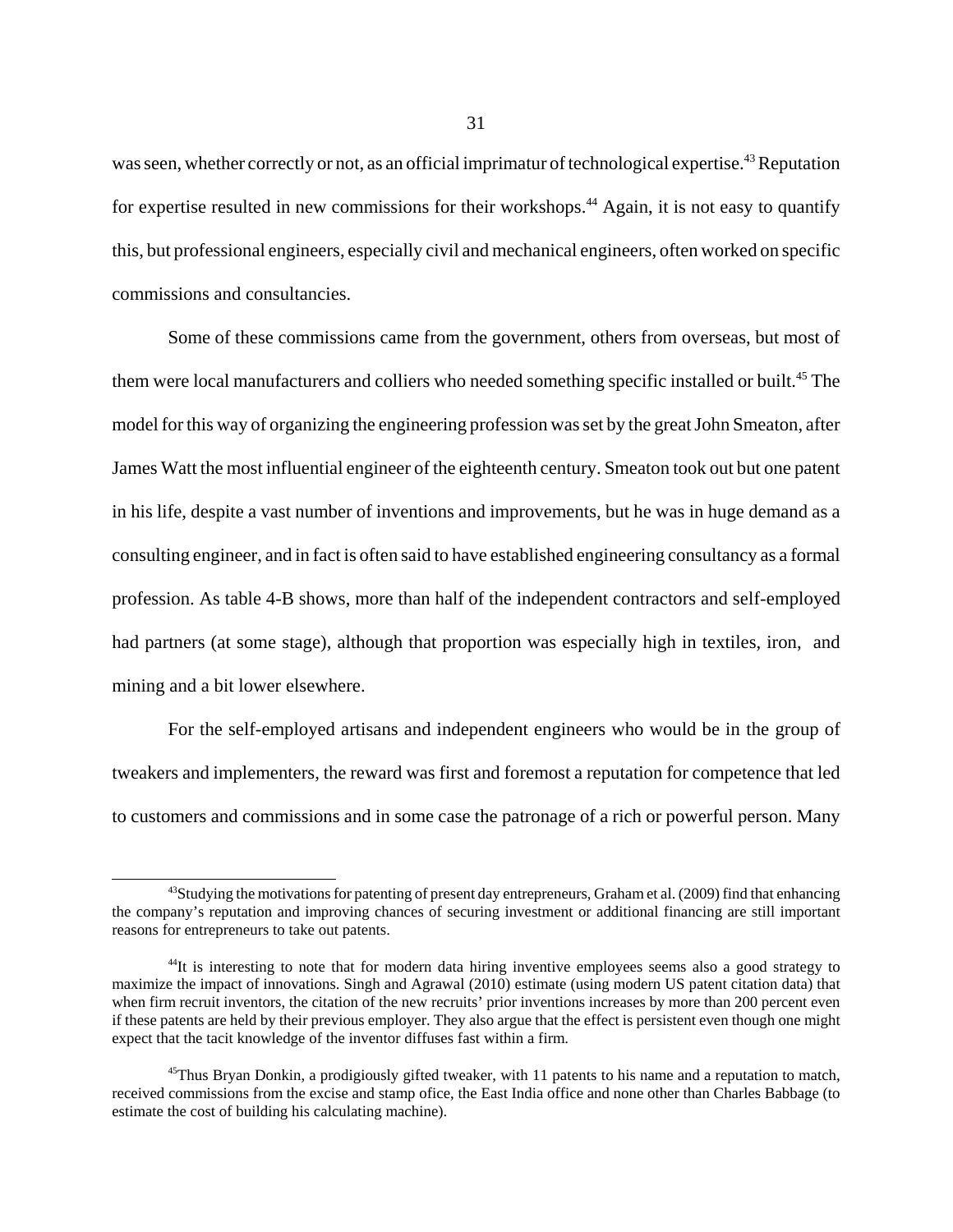was seen, whether correctly or not, as an official imprimatur of technological expertise.[43] Reputation for expertise resulted in new commissions for their workshops.[44] Again, it is not easy to quantify this, but professional engineers, especially civil and mechanical engineers, often worked on specific commissions and consultancies.

Some of these commissions came from the government, others from overseas, but most of them were local manufacturers and colliers who needed something specific installed or built.[45] The model for this way of organizing the engineering profession was set by the great John Smeaton, after James Watt the most influential engineer of the eighteenth century. Smeaton took out but one patent in his life, despite a vast number of inventions and improvements, but he was in huge demand as a consulting engineer, and in fact is often said to have established engineering consultancy as a formal profession. As table 4-B shows, more than half of the independent contractors and self-employed had partners (at some stage), although that proportion was especially high in textiles, iron, and mining and a bit lower elsewhere.

For the self-employed artisans and independent engineers who would be in the group of tweakers and implementers, the reward was first and foremost a reputation for competence that led to customers and commissions and in some case the patronage of a rich or powerful person. Many

---

[43] Studying the motivations for patenting of present day entrepreneurs, Graham et al. (2009) find that enhancing the company's reputation and improving chances of securing investment or additional financing are still important reasons for entrepreneurs to take out patents.

[44] It is interesting to note that for modern data hiring inventive employees seems also a good strategy to maximize the impact of innovations. Singh and Agrawal (2010) estimate (using modern US patent citation data) that when firm recruit inventors, the citation of the new recruits' prior inventions increases by more than 200 percent even if these patents are held by their previous employer. They also argue that the effect is persistent even though one might expect that the tacit knowledge of the inventor diffuses fast within a firm.

[45] Thus Bryan Donkin, a prodigiously gifted tweaker, with 11 patents to his name and a reputation to match, received commissions from the excise and stamp ofice, the East India office and none other than Charles Babbage (to estimate the cost of building his calculating machine).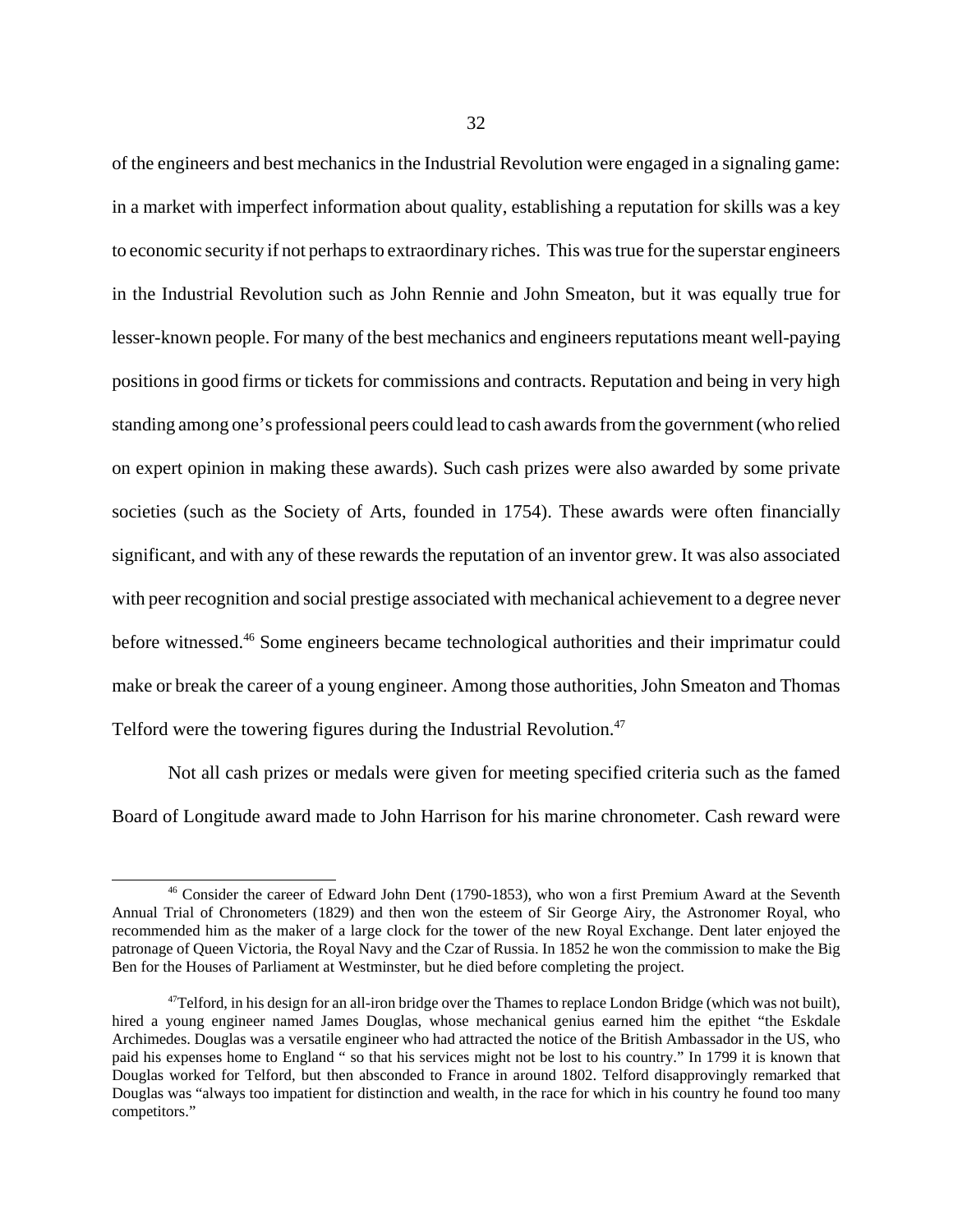of the engineers and best mechanics in the Industrial Revolution were engaged in a signaling game: in a market with imperfect information about quality, establishing a reputation for skills was a key to economic security if not perhaps to extraordinary riches. This was true for the superstar engineers in the Industrial Revolution such as John Rennie and John Smeaton, but it was equally true for lesser-known people. For many of the best mechanics and engineers reputations meant well-paying positions in good firms or tickets for commissions and contracts. Reputation and being in very high standing among one's professional peers could lead to cash awards from the government (who relied on expert opinion in making these awards). Such cash prizes were also awarded by some private societies (such as the Society of Arts, founded in 1754). These awards were often financially significant, and with any of these rewards the reputation of an inventor grew. It was also associated with peer recognition and social prestige associated with mechanical achievement to a degree never before witnessed.[46] Some engineers became technological authorities and their imprimatur could make or break the career of a young engineer. Among those authorities, John Smeaton and Thomas Telford were the towering figures during the Industrial Revolution.[47]

Not all cash prizes or medals were given for meeting specified criteria such as the famed Board of Longitude award made to John Harrison for his marine chronometer. Cash reward were

---

[46] Consider the career of Edward John Dent (1790-1853), who won a first Premium Award at the Seventh Annual Trial of Chronometers (1829) and then won the esteem of Sir George Airy, the Astronomer Royal, who recommended him as the maker of a large clock for the tower of the new Royal Exchange. Dent later enjoyed the patronage of Queen Victoria, the Royal Navy and the Czar of Russia. In 1852 he won the commission to make the Big Ben for the Houses of Parliament at Westminster, but he died before completing the project.

[47]Telford, in his design for an all-iron bridge over the Thames to replace London Bridge (which was not built), hired a young engineer named James Douglas, whose mechanical genius earned him the epithet "the Eskdale Archimedes. Douglas was a versatile engineer who had attracted the notice of the British Ambassador in the US, who paid his expenses home to England " so that his services might not be lost to his country." In 1799 it is known that Douglas worked for Telford, but then absconded to France in around 1802. Telford disapprovingly remarked that Douglas was "always too impatient for distinction and wealth, in the race for which in his country he found too many competitors."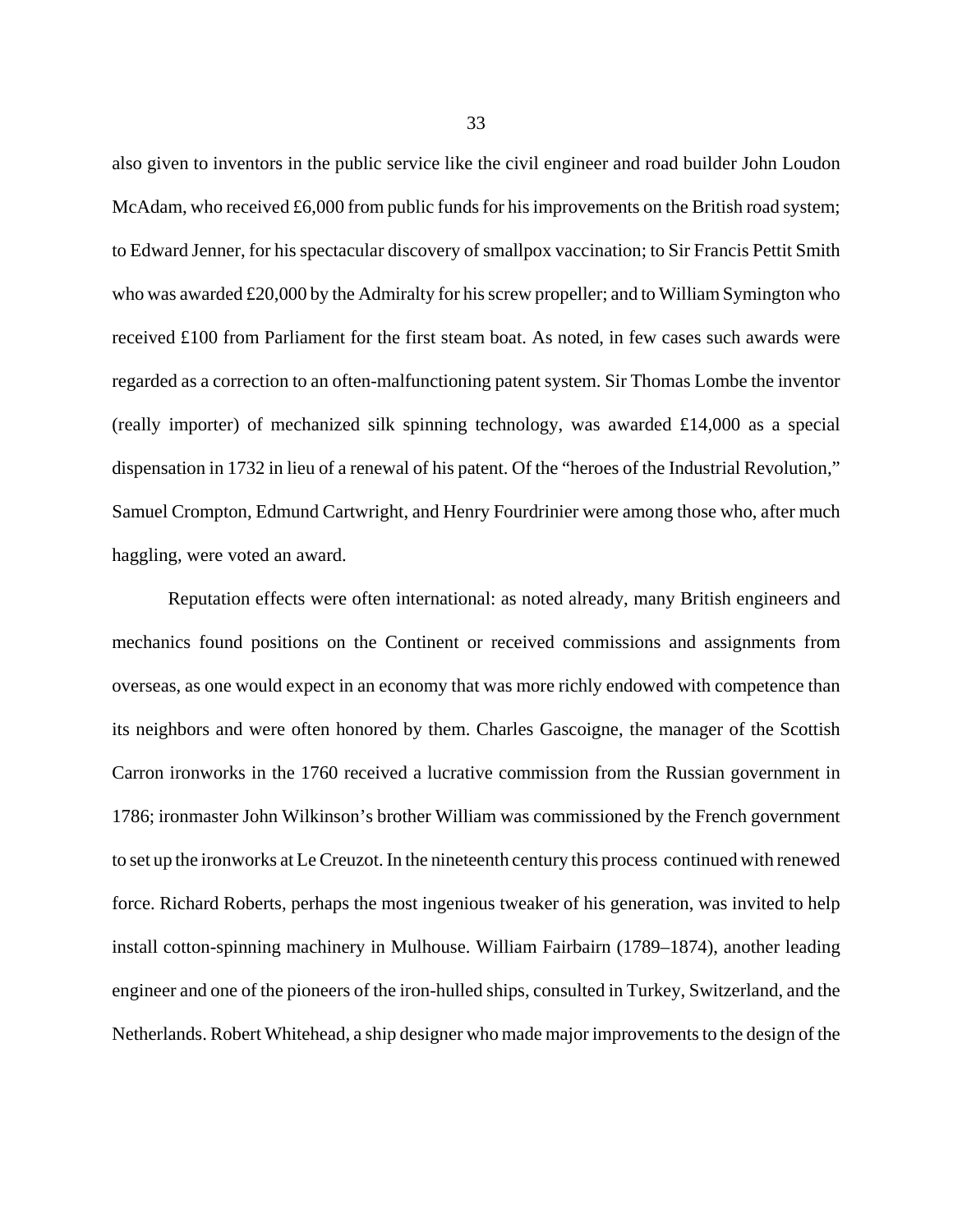also given to inventors in the public service like the civil engineer and road builder John Loudon McAdam, who received £6,000 from public funds for his improvements on the British road system; to Edward Jenner, for his spectacular discovery of smallpox vaccination; to Sir Francis Pettit Smith who was awarded £20,000 by the Admiralty for his screw propeller; and to William Symington who received £100 from Parliament for the first steam boat. As noted, in few cases such awards were regarded as a correction to an often-malfunctioning patent system. Sir Thomas Lombe the inventor (really importer) of mechanized silk spinning technology, was awarded £14,000 as a special dispensation in 1732 in lieu of a renewal of his patent. Of the "heroes of the Industrial Revolution," Samuel Crompton, Edmund Cartwright, and Henry Fourdrinier were among those who, after much haggling, were voted an award.

Reputation effects were often international: as noted already, many British engineers and mechanics found positions on the Continent or received commissions and assignments from overseas, as one would expect in an economy that was more richly endowed with competence than its neighbors and were often honored by them. Charles Gascoigne, the manager of the Scottish Carron ironworks in the 1760 received a lucrative commission from the Russian government in 1786; ironmaster John Wilkinson's brother William was commissioned by the French government to set up the ironworks at Le Creuzot. In the nineteenth century this process continued with renewed force. Richard Roberts, perhaps the most ingenious tweaker of his generation, was invited to help install cotton-spinning machinery in Mulhouse. William Fairbairn (1789–1874), another leading engineer and one of the pioneers of the iron-hulled ships, consulted in Turkey, Switzerland, and the Netherlands. Robert Whitehead, a ship designer who made major improvements to the design of the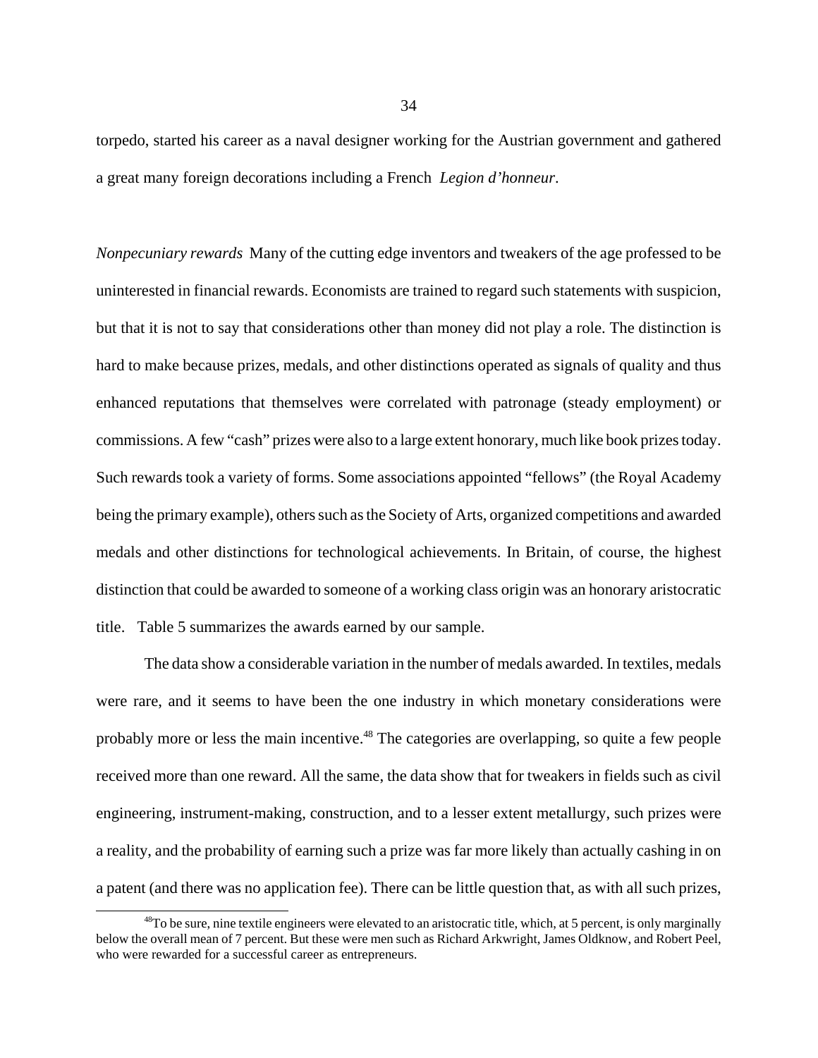torpedo, started his career as a naval designer working for the Austrian government and gathered a great many foreign decorations including a French *Legion d'honneur*.

*Nonpecuniary rewards* Many of the cutting edge inventors and tweakers of the age professed to be uninterested in financial rewards. Economists are trained to regard such statements with suspicion, but that it is not to say that considerations other than money did not play a role. The distinction is hard to make because prizes, medals, and other distinctions operated as signals of quality and thus enhanced reputations that themselves were correlated with patronage (steady employment) or commissions. A few "cash" prizes were also to a large extent honorary, much like book prizes today. Such rewards took a variety of forms. Some associations appointed "fellows" (the Royal Academy being the primary example), others such as the Society of Arts, organized competitions and awarded medals and other distinctions for technological achievements. In Britain, of course, the highest distinction that could be awarded to someone of a working class origin was an honorary aristocratic title. Table 5 summarizes the awards earned by our sample.

The data show a considerable variation in the number of medals awarded. In textiles, medals were rare, and it seems to have been the one industry in which monetary considerations were probably more or less the main incentive.[48] The categories are overlapping, so quite a few people received more than one reward. All the same, the data show that for tweakers in fields such as civil engineering, instrument-making, construction, and to a lesser extent metallurgy, such prizes were a reality, and the probability of earning such a prize was far more likely than actually cashing in on a patent (and there was no application fee). There can be little question that, as with all such prizes,

[48]To be sure, nine textile engineers were elevated to an aristocratic title, which, at 5 percent, is only marginally below the overall mean of 7 percent. But these were men such as Richard Arkwright, James Oldknow, and Robert Peel, who were rewarded for a successful career as entrepreneurs.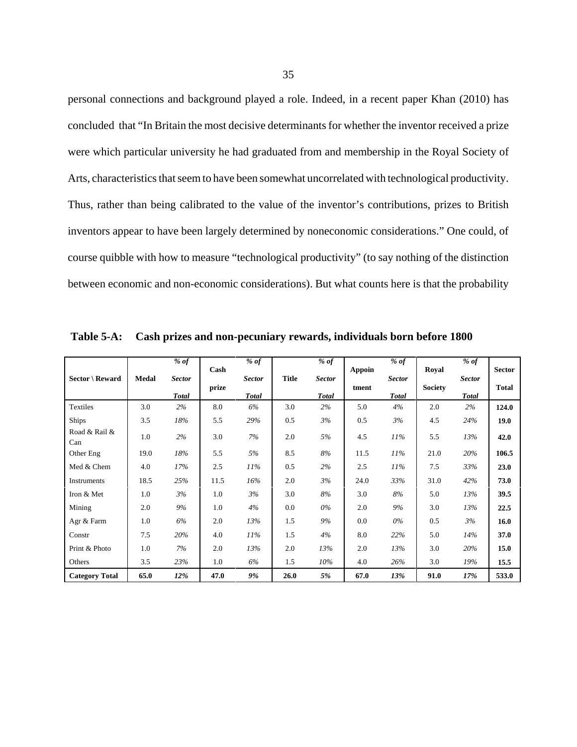personal connections and background played a role. Indeed, in a recent paper Khan (2010) has concluded that "In Britain the most decisive determinants for whether the inventor received a prize were which particular university he had graduated from and membership in the Royal Society of Arts, characteristics that seem to have been somewhat uncorrelated with technological productivity. Thus, rather than being calibrated to the value of the inventor's contributions, prizes to British inventors appear to have been largely determined by noneconomic considerations." One could, of course quibble with how to measure "technological productivity" (to say nothing of the distinction between economic and non-economic considerations). But what counts here is that the probability

**Table 5-A: Cash prizes and non-pecuniary rewards, individuals born before 1800**

| Sector \ Reward | Medal | *% of Sector Total* | Cash prize | *% of Sector Total* | Title | *% of Sector Total* | Appointment | *% of Sector Total* | Royal Society | *% of Sector Total* | Sector Total |
|---|---|---|---|---|---|---|---|---|---|---|---|
| Textiles | 3.0 | *2%* | 8.0 | *6%* | 3.0 | *2%* | 5.0 | *4%* | 2.0 | *2%* | **124.0** |
| Ships | 3.5 | *18%* | 5.5 | *29%* | 0.5 | *3%* | 0.5 | *3%* | 4.5 | *24%* | **19.0** |
| Road & Rail & Can | 1.0 | *2%* | 3.0 | *7%* | 2.0 | *5%* | 4.5 | *11%* | 5.5 | *13%* | **42.0** |
| Other Eng | 19.0 | *18%* | 5.5 | *5%* | 8.5 | *8%* | 11.5 | *11%* | 21.0 | *20%* | **106.5** |
| Med & Chem | 4.0 | *17%* | 2.5 | *11%* | 0.5 | *2%* | 2.5 | *11%* | 7.5 | *33%* | **23.0** |
| Instruments | 18.5 | *25%* | 11.5 | *16%* | 2.0 | *3%* | 24.0 | *33%* | 31.0 | *42%* | **73.0** |
| Iron & Met | 1.0 | *3%* | 1.0 | *3%* | 3.0 | *8%* | 3.0 | *8%* | 5.0 | *13%* | **39.5** |
| Mining | 2.0 | *9%* | 1.0 | *4%* | 0.0 | *0%* | 2.0 | *9%* | 3.0 | *13%* | **22.5** |
| Agr & Farm | 1.0 | *6%* | 2.0 | *13%* | 1.5 | *9%* | 0.0 | *0%* | 0.5 | *3%* | **16.0** |
| Constr | 7.5 | *20%* | 4.0 | *11%* | 1.5 | *4%* | 8.0 | *22%* | 5.0 | *14%* | **37.0** |
| Print & Photo | 1.0 | *7%* | 2.0 | *13%* | 2.0 | *13%* | 2.0 | *13%* | 3.0 | *20%* | **15.0** |
| Others | 3.5 | *23%* | 1.0 | *6%* | 1.5 | *10%* | 4.0 | *26%* | 3.0 | *19%* | **15.5** |
| **Category Total** | **65.0** | ***12%*** | **47.0** | ***9%*** | **26.0** | ***5%*** | **67.0** | ***13%*** | **91.0** | ***17%*** | **533.0** |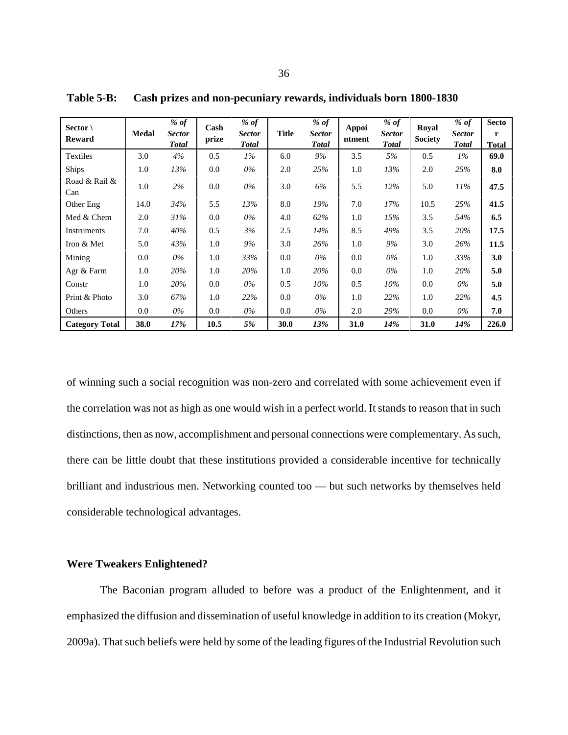**Table 5-B: Cash prizes and non-pecuniary rewards, individuals born 1800-1830**

| Sector \ Reward | Medal | *% of Sector Total* | Cash prize | *% of Sector Total* | Title | *% of Sector Total* | Appointment | *% of Sector Total* | Royal Society | *% of Sector Total* | Sector Total |
|---|---|---|---|---|---|---|---|---|---|---|---|
| Textiles | 3.0 | *4%* | 0.5 | *1%* | 6.0 | *9%* | 3.5 | *5%* | 0.5 | *1%* | **69.0** |
| Ships | 1.0 | *13%* | 0.0 | *0%* | 2.0 | *25%* | 1.0 | *13%* | 2.0 | *25%* | **8.0** |
| Road & Rail & Can | 1.0 | *2%* | 0.0 | *0%* | 3.0 | *6%* | 5.5 | *12%* | 5.0 | *11%* | **47.5** |
| Other Eng | 14.0 | *34%* | 5.5 | *13%* | 8.0 | *19%* | 7.0 | *17%* | 10.5 | *25%* | **41.5** |
| Med & Chem | 2.0 | *31%* | 0.0 | *0%* | 4.0 | *62%* | 1.0 | *15%* | 3.5 | *54%* | **6.5** |
| Instruments | 7.0 | *40%* | 0.5 | *3%* | 2.5 | *14%* | 8.5 | *49%* | 3.5 | *20%* | **17.5** |
| Iron & Met | 5.0 | *43%* | 1.0 | *9%* | 3.0 | *26%* | 1.0 | *9%* | 3.0 | *26%* | **11.5** |
| Mining | 0.0 | *0%* | 1.0 | *33%* | 0.0 | *0%* | 0.0 | *0%* | 1.0 | *33%* | **3.0** |
| Agr & Farm | 1.0 | *20%* | 1.0 | *20%* | 1.0 | *20%* | 0.0 | *0%* | 1.0 | *20%* | **5.0** |
| Constr | 1.0 | *20%* | 0.0 | *0%* | 0.5 | *10%* | 0.5 | *10%* | 0.0 | *0%* | **5.0** |
| Print & Photo | 3.0 | *67%* | 1.0 | *22%* | 0.0 | *0%* | 1.0 | *22%* | 1.0 | *22%* | **4.5** |
| Others | 0.0 | *0%* | 0.0 | *0%* | 0.0 | *0%* | 2.0 | *29%* | 0.0 | *0%* | **7.0** |
| **Category Total** | **38.0** | ***17%*** | **10.5** | ***5%*** | **30.0** | ***13%*** | **31.0** | ***14%*** | **31.0** | ***14%*** | **226.0** |

of winning such a social recognition was non-zero and correlated with some achievement even if the correlation was not as high as one would wish in a perfect world. It stands to reason that in such distinctions, then as now, accomplishment and personal connections were complementary. As such, there can be little doubt that these institutions provided a considerable incentive for technically brilliant and industrious men. Networking counted too — but such networks by themselves held considerable technological advantages.

### Were Tweakers Enlightened?

The Baconian program alluded to before was a product of the Enlightenment, and it emphasized the diffusion and dissemination of useful knowledge in addition to its creation (Mokyr, 2009a). That such beliefs were held by some of the leading figures of the Industrial Revolution such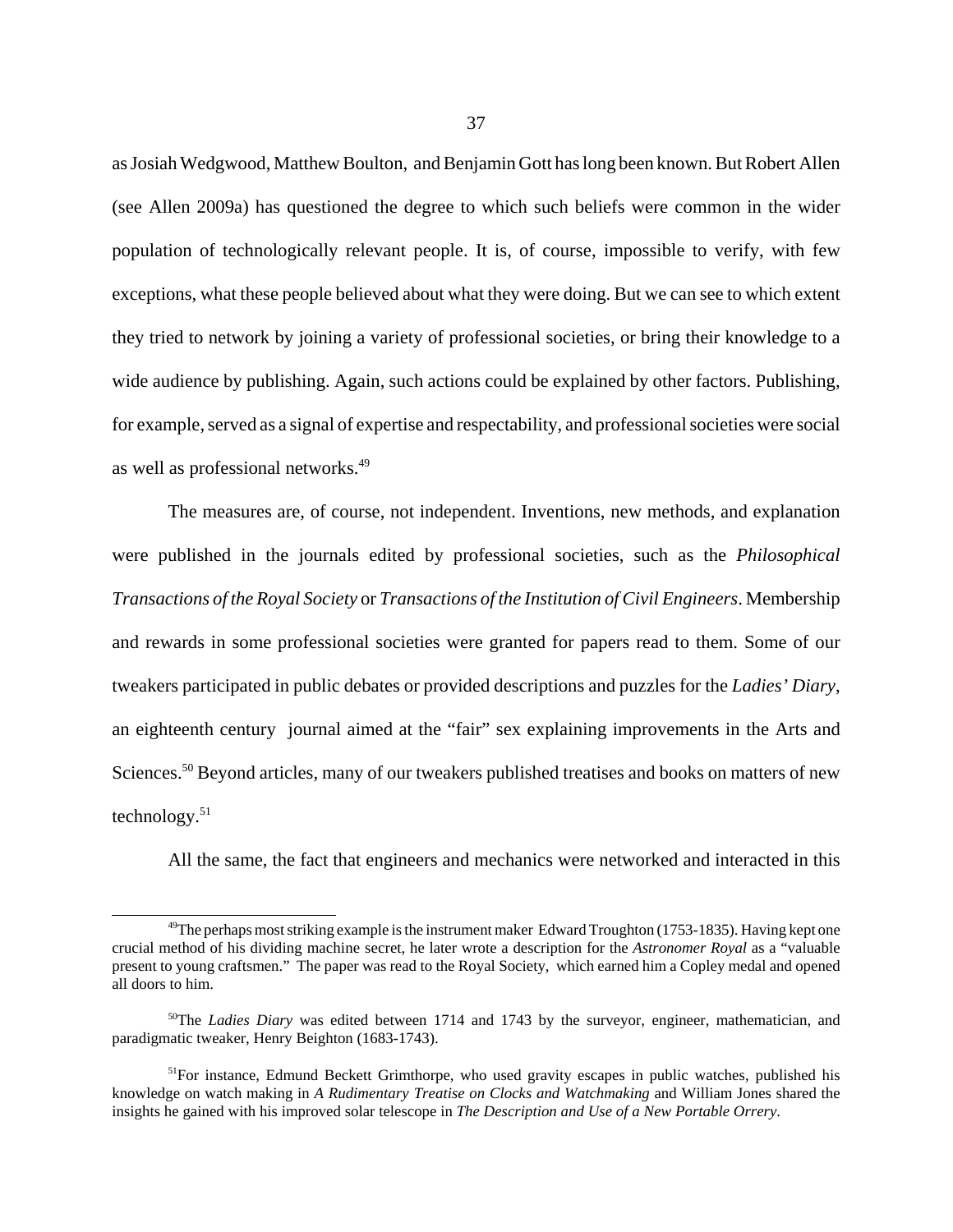as Josiah Wedgwood, Matthew Boulton, and Benjamin Gott has long been known. But Robert Allen (see Allen 2009a) has questioned the degree to which such beliefs were common in the wider population of technologically relevant people. It is, of course, impossible to verify, with few exceptions, what these people believed about what they were doing. But we can see to which extent they tried to network by joining a variety of professional societies, or bring their knowledge to a wide audience by publishing. Again, such actions could be explained by other factors. Publishing, for example, served as a signal of expertise and respectability, and professional societies were social as well as professional networks.[49]

The measures are, of course, not independent. Inventions, new methods, and explanation were published in the journals edited by professional societies, such as the *Philosophical Transactions of the Royal Society* or *Transactions of the Institution of Civil Engineers*. Membership and rewards in some professional societies were granted for papers read to them. Some of our tweakers participated in public debates or provided descriptions and puzzles for the *Ladies' Diary*, an eighteenth century journal aimed at the "fair" sex explaining improvements in the Arts and Sciences.[50] Beyond articles, many of our tweakers published treatises and books on matters of new technology.[51]

All the same, the fact that engineers and mechanics were networked and interacted in this

[49]The perhaps most striking example is the instrument maker Edward Troughton (1753-1835). Having kept one crucial method of his dividing machine secret, he later wrote a description for the *Astronomer Royal* as a "valuable present to young craftsmen." The paper was read to the Royal Society, which earned him a Copley medal and opened all doors to him.

[50]The *Ladies Diary* was edited between 1714 and 1743 by the surveyor, engineer, mathematician, and paradigmatic tweaker, Henry Beighton (1683-1743).

[51]For instance, Edmund Beckett Grimthorpe, who used gravity escapes in public watches, published his knowledge on watch making in *A Rudimentary Treatise on Clocks and Watchmaking* and William Jones shared the insights he gained with his improved solar telescope in *The Description and Use of a New Portable Orrery*.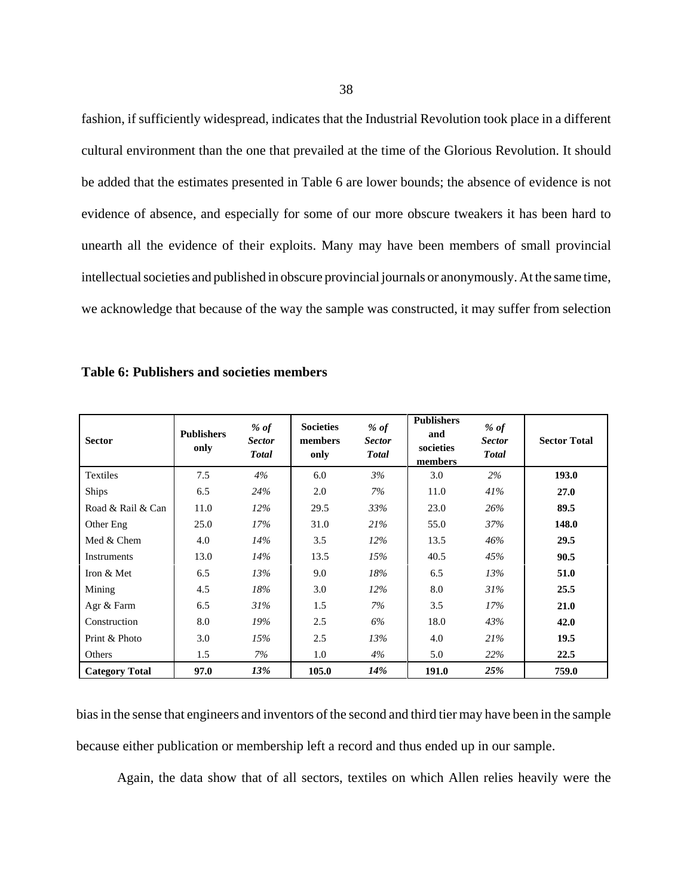fashion, if sufficiently widespread, indicates that the Industrial Revolution took place in a different cultural environment than the one that prevailed at the time of the Glorious Revolution. It should be added that the estimates presented in Table 6 are lower bounds; the absence of evidence is not evidence of absence, and especially for some of our more obscure tweakers it has been hard to unearth all the evidence of their exploits. Many may have been members of small provincial intellectual societies and published in obscure provincial journals or anonymously. At the same time, we acknowledge that because of the way the sample was constructed, it may suffer from selection bias in the sense that engineers and inventors of the second and third tier may have been in the sample because either publication or membership left a record and thus ended up in our sample.

**Table 6: Publishers and societies members**

| Sector | Publishers only | *% of Sector Total* | Societies members only | *% of Sector Total* | Publishers and societies members | *% of Sector Total* | Sector Total |
|---|---|---|---|---|---|---|---|
| Textiles | 7.5 | *4%* | 6.0 | *3%* | 3.0 | *2%* | **193.0** |
| Ships | 6.5 | *24%* | 2.0 | *7%* | 11.0 | *41%* | **27.0** |
| Road & Rail & Can | 11.0 | *12%* | 29.5 | *33%* | 23.0 | *26%* | **89.5** |
| Other Eng | 25.0 | *17%* | 31.0 | *21%* | 55.0 | *37%* | **148.0** |
| Med & Chem | 4.0 | *14%* | 3.5 | *12%* | 13.5 | *46%* | **29.5** |
| Instruments | 13.0 | *14%* | 13.5 | *15%* | 40.5 | *45%* | **90.5** |
| Iron & Met | 6.5 | *13%* | 9.0 | *18%* | 6.5 | *13%* | **51.0** |
| Mining | 4.5 | *18%* | 3.0 | *12%* | 8.0 | *31%* | **25.5** |
| Agr & Farm | 6.5 | *31%* | 1.5 | *7%* | 3.5 | *17%* | **21.0** |
| Construction | 8.0 | *19%* | 2.5 | *6%* | 18.0 | *43%* | **42.0** |
| Print & Photo | 3.0 | *15%* | 2.5 | *13%* | 4.0 | *21%* | **19.5** |
| Others | 1.5 | *7%* | 1.0 | *4%* | 5.0 | *22%* | **22.5** |
| **Category Total** | **97.0** | ***13%*** | **105.0** | ***14%*** | **191.0** | ***25%*** | **759.0** |

Again, the data show that of all sectors, textiles on which Allen relies heavily were the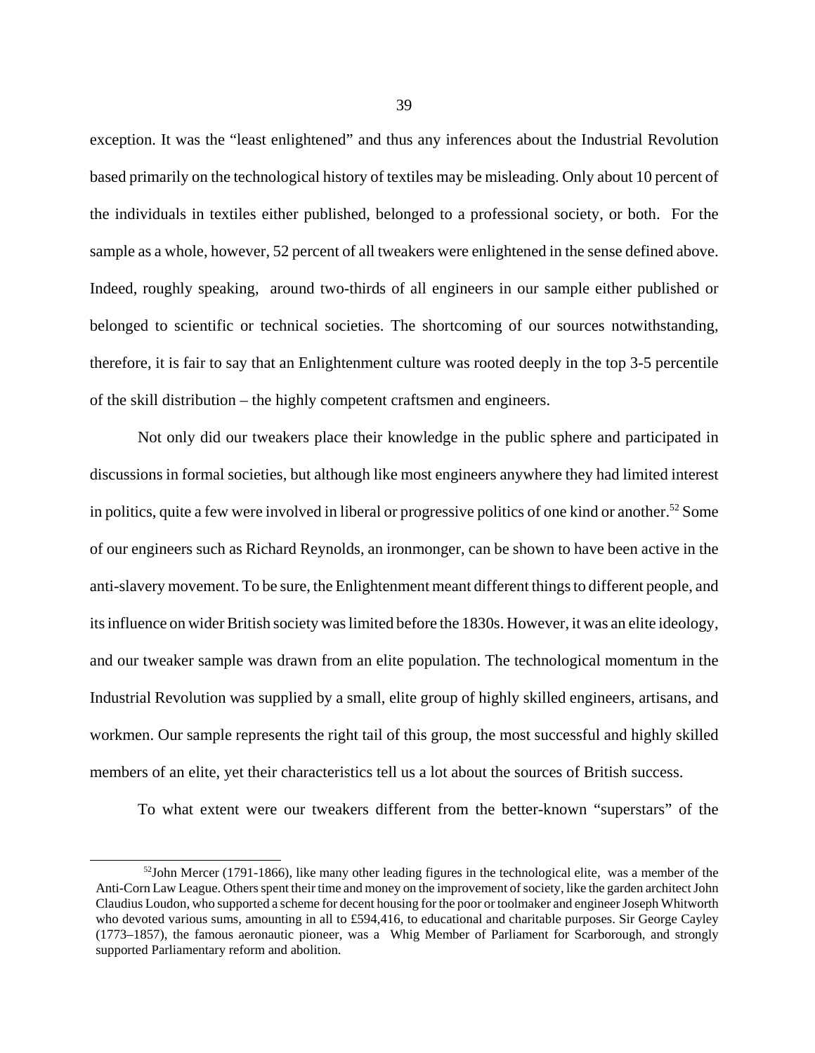exception. It was the "least enlightened" and thus any inferences about the Industrial Revolution based primarily on the technological history of textiles may be misleading. Only about 10 percent of the individuals in textiles either published, belonged to a professional society, or both. For the sample as a whole, however, 52 percent of all tweakers were enlightened in the sense defined above. Indeed, roughly speaking, around two-thirds of all engineers in our sample either published or belonged to scientific or technical societies. The shortcoming of our sources notwithstanding, therefore, it is fair to say that an Enlightenment culture was rooted deeply in the top 3-5 percentile of the skill distribution – the highly competent craftsmen and engineers.

Not only did our tweakers place their knowledge in the public sphere and participated in discussions in formal societies, but although like most engineers anywhere they had limited interest in politics, quite a few were involved in liberal or progressive politics of one kind or another.[52] Some of our engineers such as Richard Reynolds, an ironmonger, can be shown to have been active in the anti-slavery movement. To be sure, the Enlightenment meant different things to different people, and its influence on wider British society was limited before the 1830s. However, it was an elite ideology, and our tweaker sample was drawn from an elite population. The technological momentum in the Industrial Revolution was supplied by a small, elite group of highly skilled engineers, artisans, and workmen. Our sample represents the right tail of this group, the most successful and highly skilled members of an elite, yet their characteristics tell us a lot about the sources of British success.

To what extent were our tweakers different from the better-known "superstars" of the

---

[52]John Mercer (1791-1866), like many other leading figures in the technological elite, was a member of the Anti-Corn Law League. Others spent their time and money on the improvement of society, like the garden architect John Claudius Loudon, who supported a scheme for decent housing for the poor or toolmaker and engineer Joseph Whitworth who devoted various sums, amounting in all to £594,416, to educational and charitable purposes. Sir George Cayley (1773–1857), the famous aeronautic pioneer, was a Whig Member of Parliament for Scarborough, and strongly supported Parliamentary reform and abolition.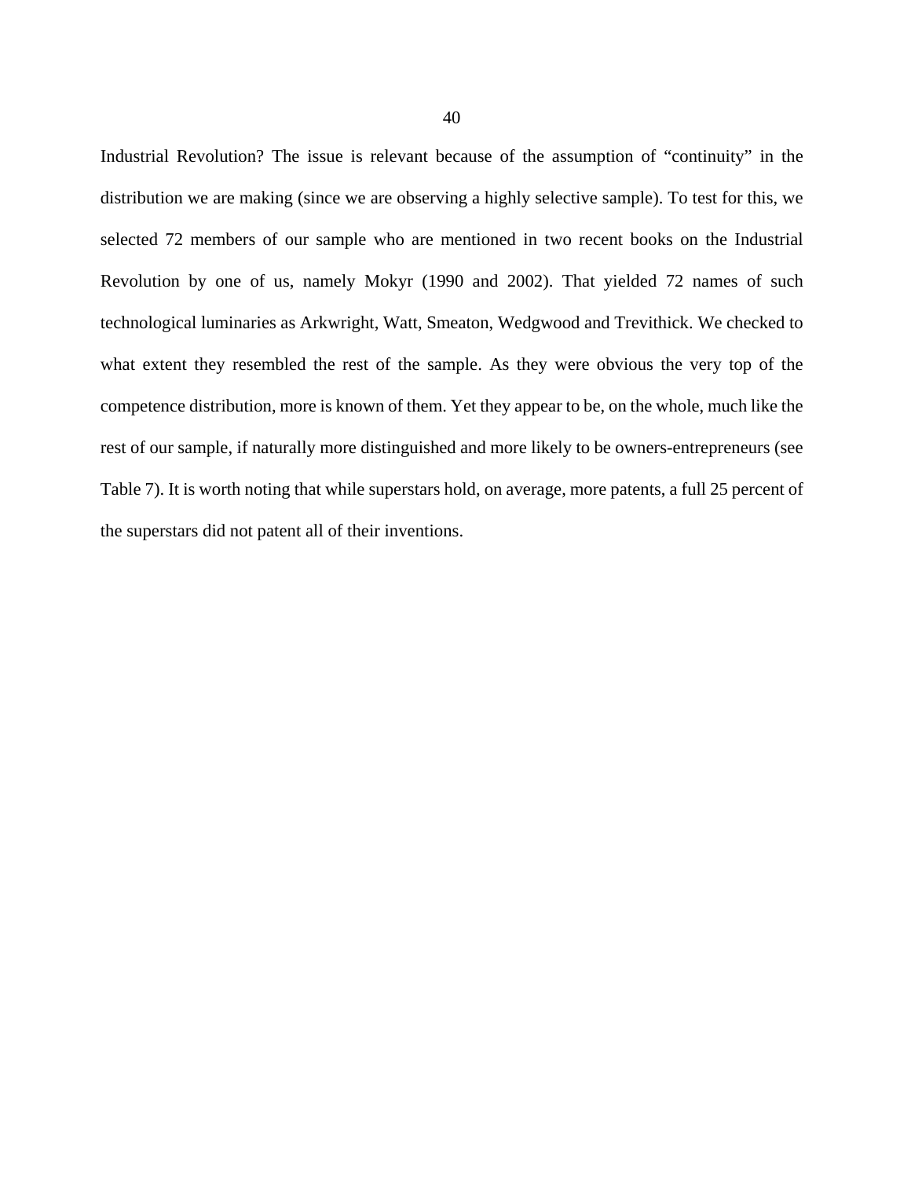Industrial Revolution? The issue is relevant because of the assumption of "continuity" in the distribution we are making (since we are observing a highly selective sample). To test for this, we selected 72 members of our sample who are mentioned in two recent books on the Industrial Revolution by one of us, namely Mokyr (1990 and 2002). That yielded 72 names of such technological luminaries as Arkwright, Watt, Smeaton, Wedgwood and Trevithick. We checked to what extent they resembled the rest of the sample. As they were obvious the very top of the competence distribution, more is known of them. Yet they appear to be, on the whole, much like the rest of our sample, if naturally more distinguished and more likely to be owners-entrepreneurs (see Table 7). It is worth noting that while superstars hold, on average, more patents, a full 25 percent of the superstars did not patent all of their inventions.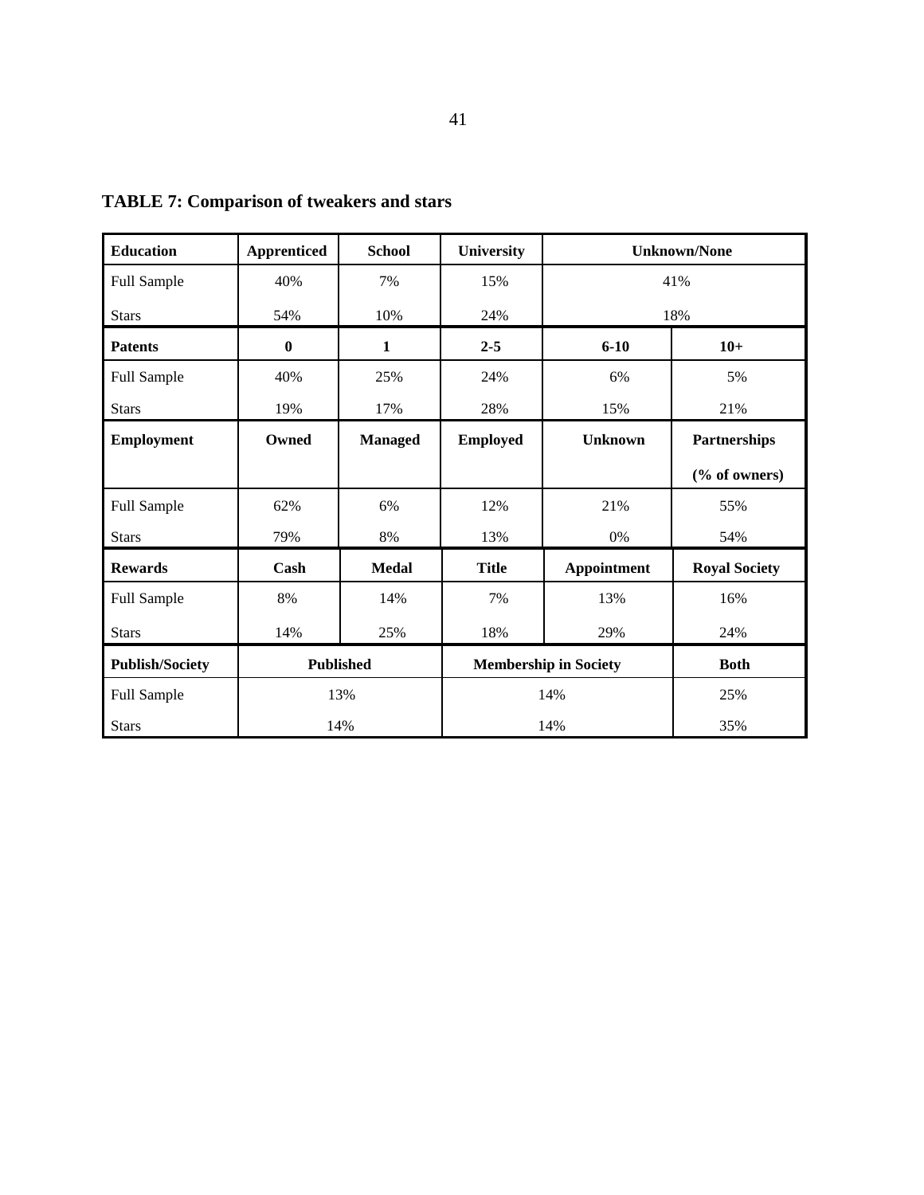**TABLE 7: Comparison of tweakers and stars**

| Education | Apprenticed | School | University | Unknown/None | |
|---|---|---|---|---|---|
| Full Sample | 40% | 7% | 15% | 41% | |
| Stars | 54% | 10% | 24% | 18% | |
| **Patents** | **0** | **1** | **2-5** | **6-10** | **10+** |
| Full Sample | 40% | 25% | 24% | 6% | 5% |
| Stars | 19% | 17% | 28% | 15% | 21% |
| **Employment** | **Owned** | **Managed** | **Employed** | **Unknown** | **Partnerships (% of owners)** |
| Full Sample | 62% | 6% | 12% | 21% | 55% |
| Stars | 79% | 8% | 13% | 0% | 54% |
| **Rewards** | **Cash** | **Medal** | **Title** | **Appointment** | **Royal Society** |
| Full Sample | 8% | 14% | 7% | 13% | 16% |
| Stars | 14% | 25% | 18% | 29% | 24% |
| **Publish/Society** | **Published** | | **Membership in Society** | | **Both** |
| Full Sample | 13% | | 14% | | 25% |
| Stars | 14% | | 14% | | 35% |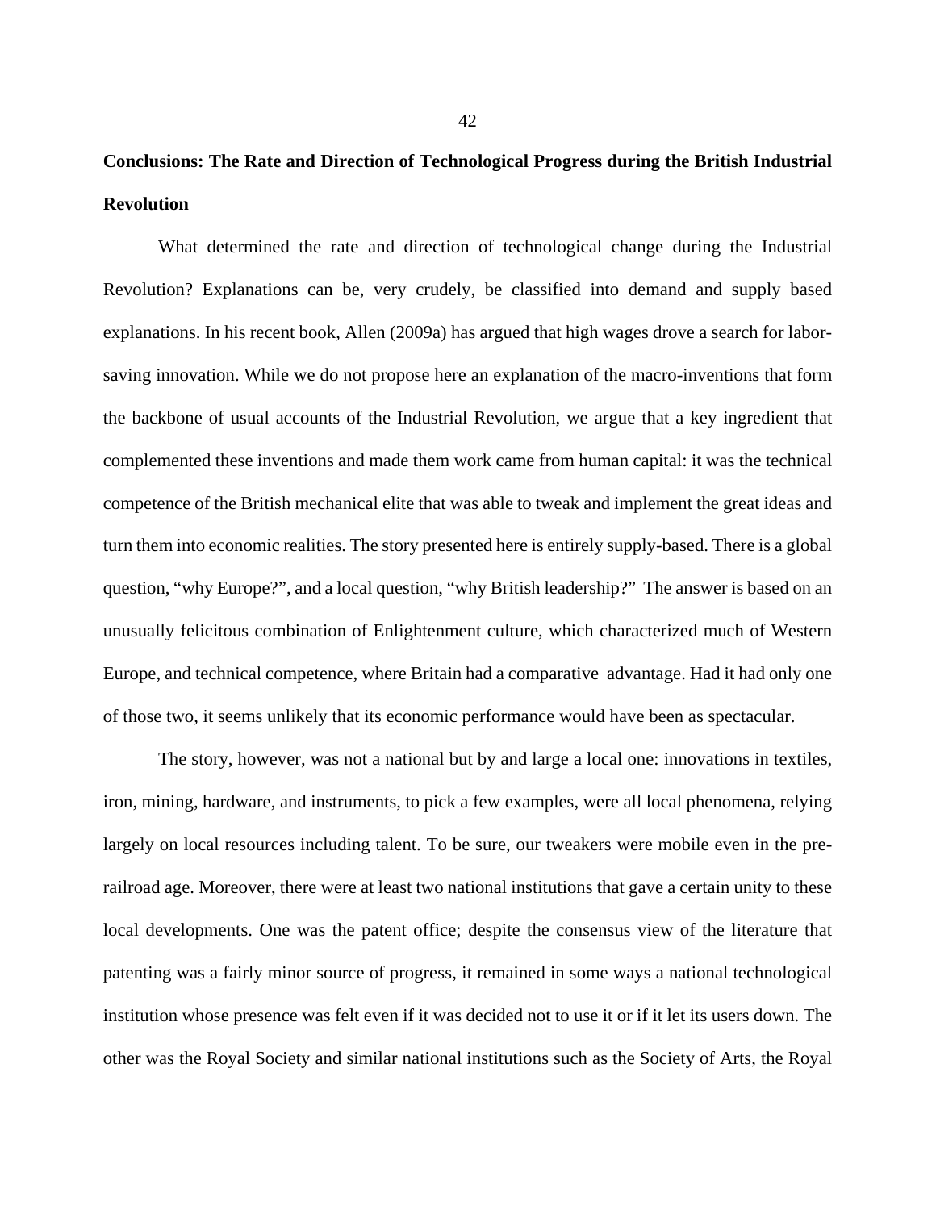## Conclusions: The Rate and Direction of Technological Progress during the British Industrial Revolution

What determined the rate and direction of technological change during the Industrial Revolution? Explanations can be, very crudely, be classified into demand and supply based explanations. In his recent book, Allen (2009a) has argued that high wages drove a search for labor-saving innovation. While we do not propose here an explanation of the macro-inventions that form the backbone of usual accounts of the Industrial Revolution, we argue that a key ingredient that complemented these inventions and made them work came from human capital: it was the technical competence of the British mechanical elite that was able to tweak and implement the great ideas and turn them into economic realities. The story presented here is entirely supply-based. There is a global question, "why Europe?", and a local question, "why British leadership?" The answer is based on an unusually felicitous combination of Enlightenment culture, which characterized much of Western Europe, and technical competence, where Britain had a comparative advantage. Had it had only one of those two, it seems unlikely that its economic performance would have been as spectacular.

The story, however, was not a national but by and large a local one: innovations in textiles, iron, mining, hardware, and instruments, to pick a few examples, were all local phenomena, relying largely on local resources including talent. To be sure, our tweakers were mobile even in the pre-railroad age. Moreover, there were at least two national institutions that gave a certain unity to these local developments. One was the patent office; despite the consensus view of the literature that patenting was a fairly minor source of progress, it remained in some ways a national technological institution whose presence was felt even if it was decided not to use it or if it let its users down. The other was the Royal Society and similar national institutions such as the Society of Arts, the Royal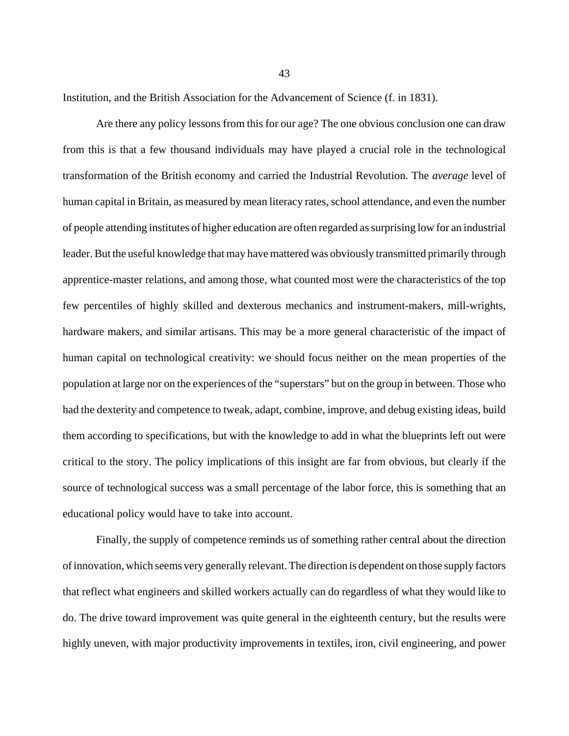Institution, and the British Association for the Advancement of Science (f. in 1831).

Are there any policy lessons from this for our age? The one obvious conclusion one can draw from this is that a few thousand individuals may have played a crucial role in the technological transformation of the British economy and carried the Industrial Revolution. The *average* level of human capital in Britain, as measured by mean literacy rates, school attendance, and even the number of people attending institutes of higher education are often regarded as surprising low for an industrial leader. But the useful knowledge that may have mattered was obviously transmitted primarily through apprentice-master relations, and among those, what counted most were the characteristics of the top few percentiles of highly skilled and dexterous mechanics and instrument-makers, mill-wrights, hardware makers, and similar artisans. This may be a more general characteristic of the impact of human capital on technological creativity: we should focus neither on the mean properties of the population at large nor on the experiences of the "superstars" but on the group in between. Those who had the dexterity and competence to tweak, adapt, combine, improve, and debug existing ideas, build them according to specifications, but with the knowledge to add in what the blueprints left out were critical to the story. The policy implications of this insight are far from obvious, but clearly if the source of technological success was a small percentage of the labor force, this is something that an educational policy would have to take into account.

Finally, the supply of competence reminds us of something rather central about the direction of innovation, which seems very generally relevant. The direction is dependent on those supply factors that reflect what engineers and skilled workers actually can do regardless of what they would like to do. The drive toward improvement was quite general in the eighteenth century, but the results were highly uneven, with major productivity improvements in textiles, iron, civil engineering, and power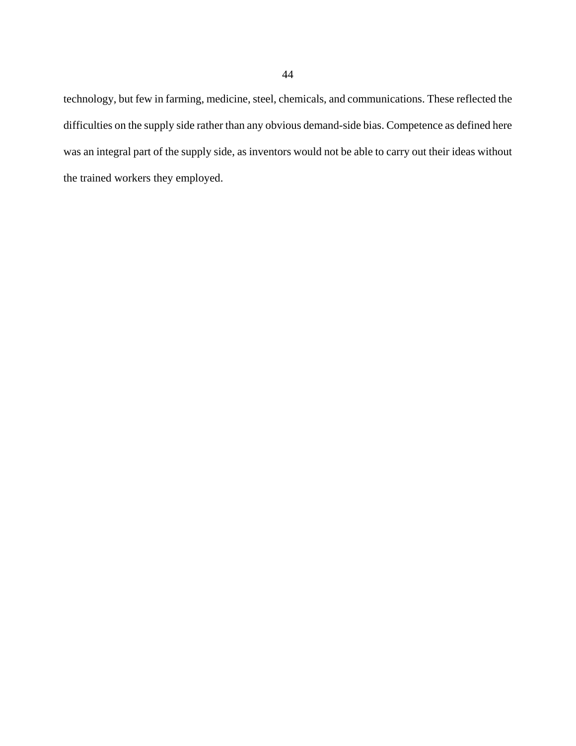technology, but few in farming, medicine, steel, chemicals, and communications. These reflected the difficulties on the supply side rather than any obvious demand-side bias. Competence as defined here was an integral part of the supply side, as inventors would not be able to carry out their ideas without the trained workers they employed.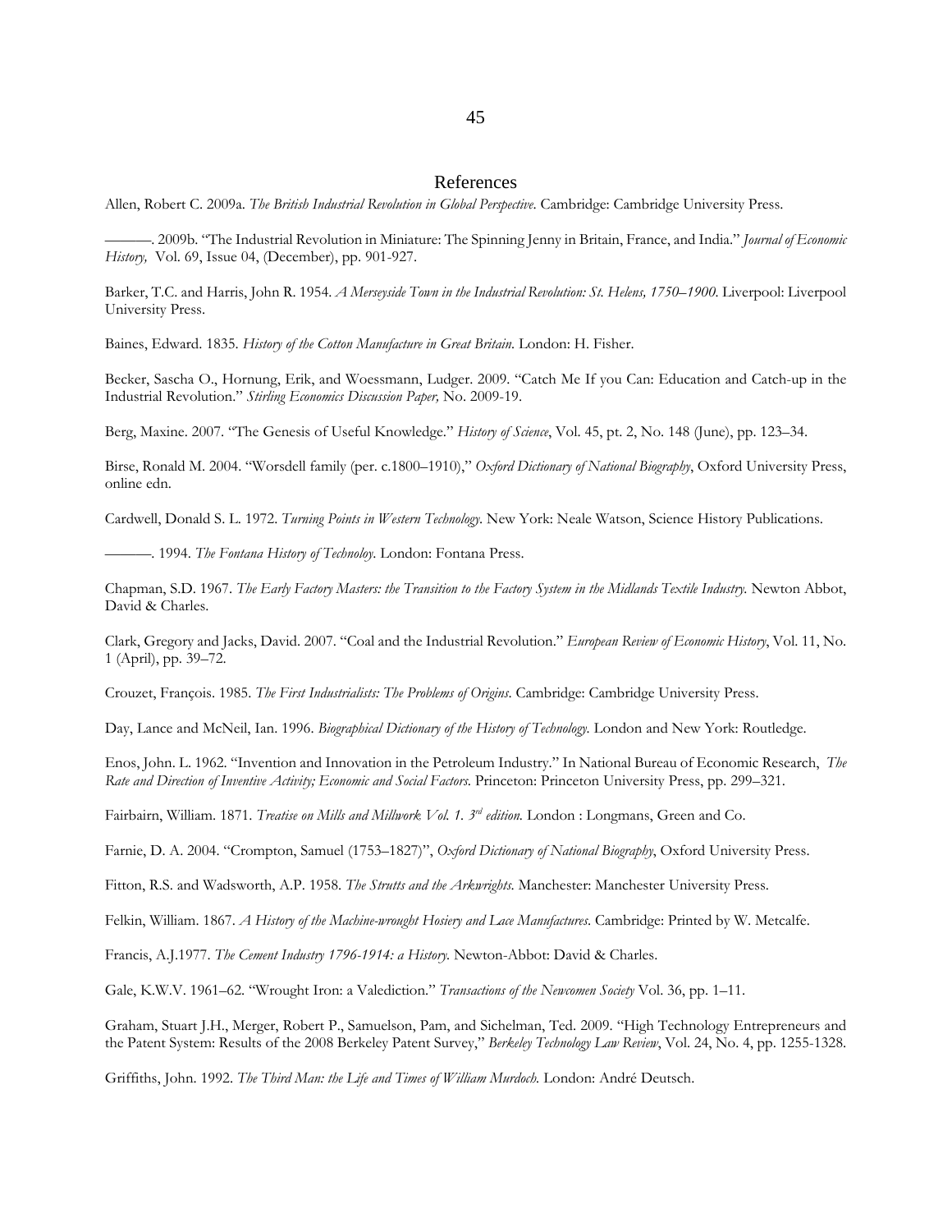# References

Allen, Robert C. 2009a. *The British Industrial Revolution in Global Perspective*. Cambridge: Cambridge University Press.

———. 2009b. "The Industrial Revolution in Miniature: The Spinning Jenny in Britain, France, and India." *Journal of Economic History,* Vol. 69, Issue 04, (December), pp. 901-927.

Barker, T.C. and Harris, John R. 1954. *A Merseyside Town in the Industrial Revolution: St. Helens, 1750–1900.* Liverpool: Liverpool University Press.

Baines, Edward. 1835. *History of the Cotton Manufacture in Great Britain.* London: H. Fisher.

Becker, Sascha O., Hornung, Erik, and Woessmann, Ludger. 2009. "Catch Me If you Can: Education and Catch-up in the Industrial Revolution." *Stirling Economics Discussion Paper,* No. 2009-19.

Berg, Maxine. 2007. "The Genesis of Useful Knowledge." *History of Science*, Vol. 45, pt. 2, No. 148 (June), pp. 123–34.

Birse, Ronald M. 2004. "Worsdell family (per. c.1800–1910)," *Oxford Dictionary of National Biography*, Oxford University Press, online edn.

Cardwell, Donald S. L. 1972. *Turning Points in Western Technology.* New York: Neale Watson, Science History Publications.

———. 1994. *The Fontana History of Technoloy.* London: Fontana Press.

Chapman, S.D. 1967. *The Early Factory Masters: the Transition to the Factory System in the Midlands Textile Industry.* Newton Abbot, David & Charles.

Clark, Gregory and Jacks, David. 2007. "Coal and the Industrial Revolution." *European Review of Economic History*, Vol. 11, No. 1 (April), pp. 39–72.

Crouzet, François. 1985. *The First Industrialists: The Problems of Origins.* Cambridge: Cambridge University Press.

Day, Lance and McNeil, Ian. 1996. *Biographical Dictionary of the History of Technology.* London and New York: Routledge.

Enos, John. L. 1962. "Invention and Innovation in the Petroleum Industry." In National Bureau of Economic Research, *The Rate and Direction of Inventive Activity; Economic and Social Factors.* Princeton: Princeton University Press, pp. 299–321.

Fairbairn, William. 1871. *Treatise on Mills and Millwork Vol. 1. 3rd edition.* London : Longmans, Green and Co.

Farnie, D. A. 2004. "Crompton, Samuel (1753–1827)", *Oxford Dictionary of National Biography*, Oxford University Press.

Fitton, R.S. and Wadsworth, A.P. 1958. *The Strutts and the Arkwrights.* Manchester: Manchester University Press.

Felkin, William. 1867. *A History of the Machine-wrought Hosiery and Lace Manufactures.* Cambridge: Printed by W. Metcalfe.

Francis, A.J.1977. *The Cement Industry 1796-1914: a History.* Newton-Abbot: David & Charles.

Gale, K.W.V. 1961–62. "Wrought Iron: a Valediction." *Transactions of the Newcomen Society* Vol. 36, pp. 1–11.

Graham, Stuart J.H., Merger, Robert P., Samuelson, Pam, and Sichelman, Ted. 2009. "High Technology Entrepreneurs and the Patent System: Results of the 2008 Berkeley Patent Survey," *Berkeley Technology Law Review*, Vol. 24, No. 4, pp. 1255-1328.

Griffiths, John. 1992. *The Third Man: the Life and Times of William Murdoch.* London: André Deutsch.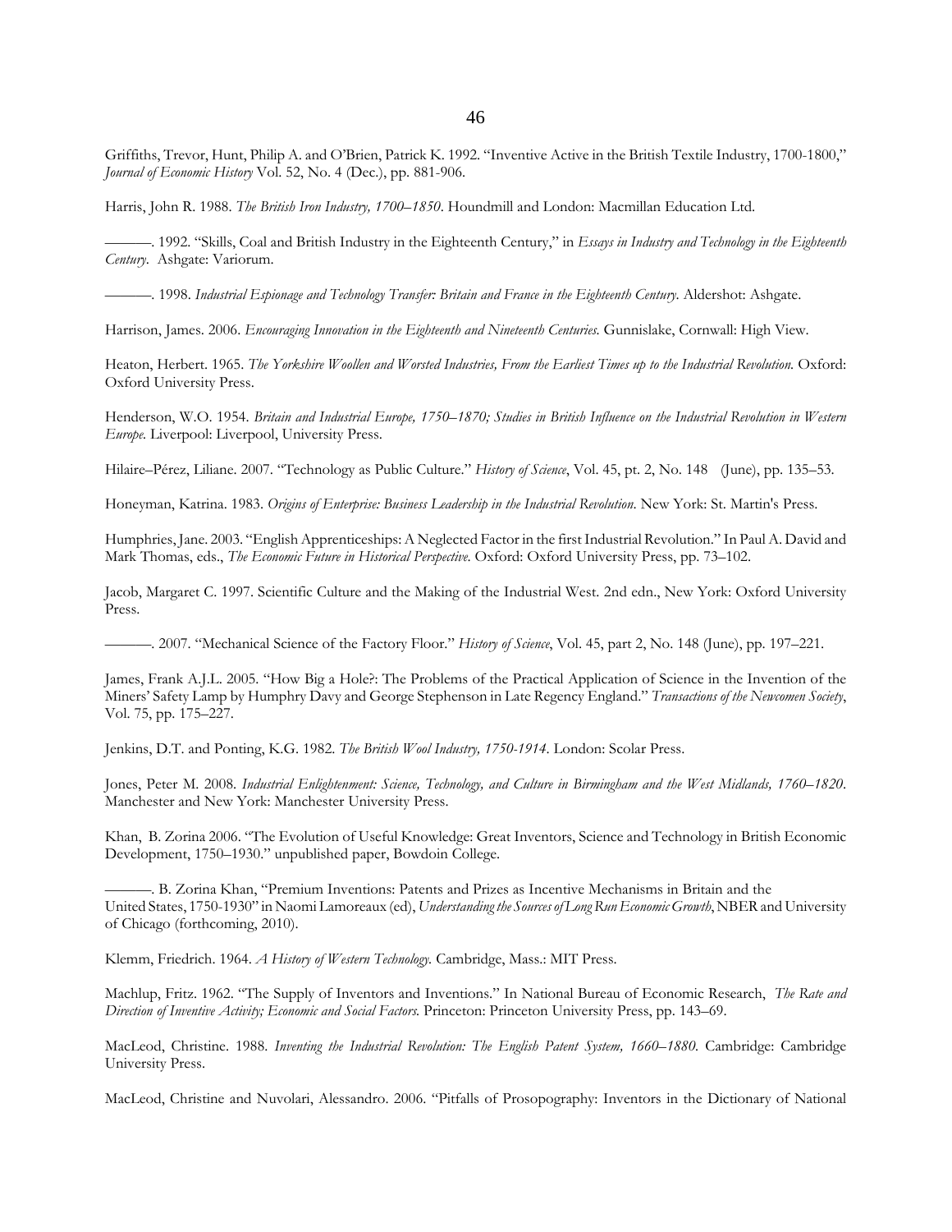Griffiths, Trevor, Hunt, Philip A. and O'Brien, Patrick K. 1992. "Inventive Active in the British Textile Industry, 1700-1800," *Journal of Economic History* Vol. 52, No. 4 (Dec.), pp. 881-906.

Harris, John R. 1988. *The British Iron Industry, 1700–1850*. Houndmill and London: Macmillan Education Ltd.

———. 1992. "Skills, Coal and British Industry in the Eighteenth Century," in *Essays in Industry and Technology in the Eighteenth Century*. Ashgate: Variorum.

———. 1998. *Industrial Espionage and Technology Transfer: Britain and France in the Eighteenth Century*. Aldershot: Ashgate.

Harrison, James. 2006. *Encouraging Innovation in the Eighteenth and Nineteenth Centuries.* Gunnislake, Cornwall: High View.

Heaton, Herbert. 1965. *The Yorkshire Woollen and Worsted Industries, From the Earliest Times up to the Industrial Revolution.* Oxford: Oxford University Press.

Henderson, W.O. 1954. *Britain and Industrial Europe, 1750–1870; Studies in British Influence on the Industrial Revolution in Western Europe*. Liverpool: Liverpool, University Press.

Hilaire–Pérez, Liliane. 2007. "Technology as Public Culture." *History of Science*, Vol. 45, pt. 2, No. 148 (June), pp. 135–53.

Honeyman, Katrina. 1983. *Origins of Enterprise: Business Leadership in the Industrial Revolution*. New York: St. Martin's Press.

Humphries, Jane. 2003. "English Apprenticeships: A Neglected Factor in the first Industrial Revolution." In Paul A. David and Mark Thomas, eds., *The Economic Future in Historical Perspective.* Oxford: Oxford University Press, pp. 73–102.

Jacob, Margaret C. 1997. Scientific Culture and the Making of the Industrial West. 2nd edn., New York: Oxford University Press.

———. 2007. "Mechanical Science of the Factory Floor." *History of Science*, Vol. 45, part 2, No. 148 (June), pp. 197–221.

James, Frank A.J.L. 2005. "How Big a Hole?: The Problems of the Practical Application of Science in the Invention of the Miners' Safety Lamp by Humphry Davy and George Stephenson in Late Regency England." *Transactions of the Newcomen Society*, Vol. 75, pp. 175–227.

Jenkins, D.T. and Ponting, K.G. 1982. *The British Wool Industry, 1750-1914*. London: Scolar Press.

Jones, Peter M. 2008. *Industrial Enlightenment: Science, Technology, and Culture in Birmingham and the West Midlands, 1760–1820*. Manchester and New York: Manchester University Press.

Khan, B. Zorina 2006. "The Evolution of Useful Knowledge: Great Inventors, Science and Technology in British Economic Development, 1750–1930." unpublished paper, Bowdoin College.

———. B. Zorina Khan, "Premium Inventions: Patents and Prizes as Incentive Mechanisms in Britain and the United States, 1750-1930" in Naomi Lamoreaux (ed), *Understanding the Sources of Long Run Economic Growth*, NBER and University of Chicago (forthcoming, 2010).

Klemm, Friedrich. 1964. *A History of Western Technology.* Cambridge, Mass.: MIT Press.

Machlup, Fritz. 1962. "The Supply of Inventors and Inventions." In National Bureau of Economic Research, *The Rate and Direction of Inventive Activity; Economic and Social Factors.* Princeton: Princeton University Press, pp. 143–69.

MacLeod, Christine. 1988. *Inventing the Industrial Revolution: The English Patent System, 1660–1880*. Cambridge: Cambridge University Press.

MacLeod, Christine and Nuvolari, Alessandro. 2006. "Pitfalls of Prosopography: Inventors in the Dictionary of National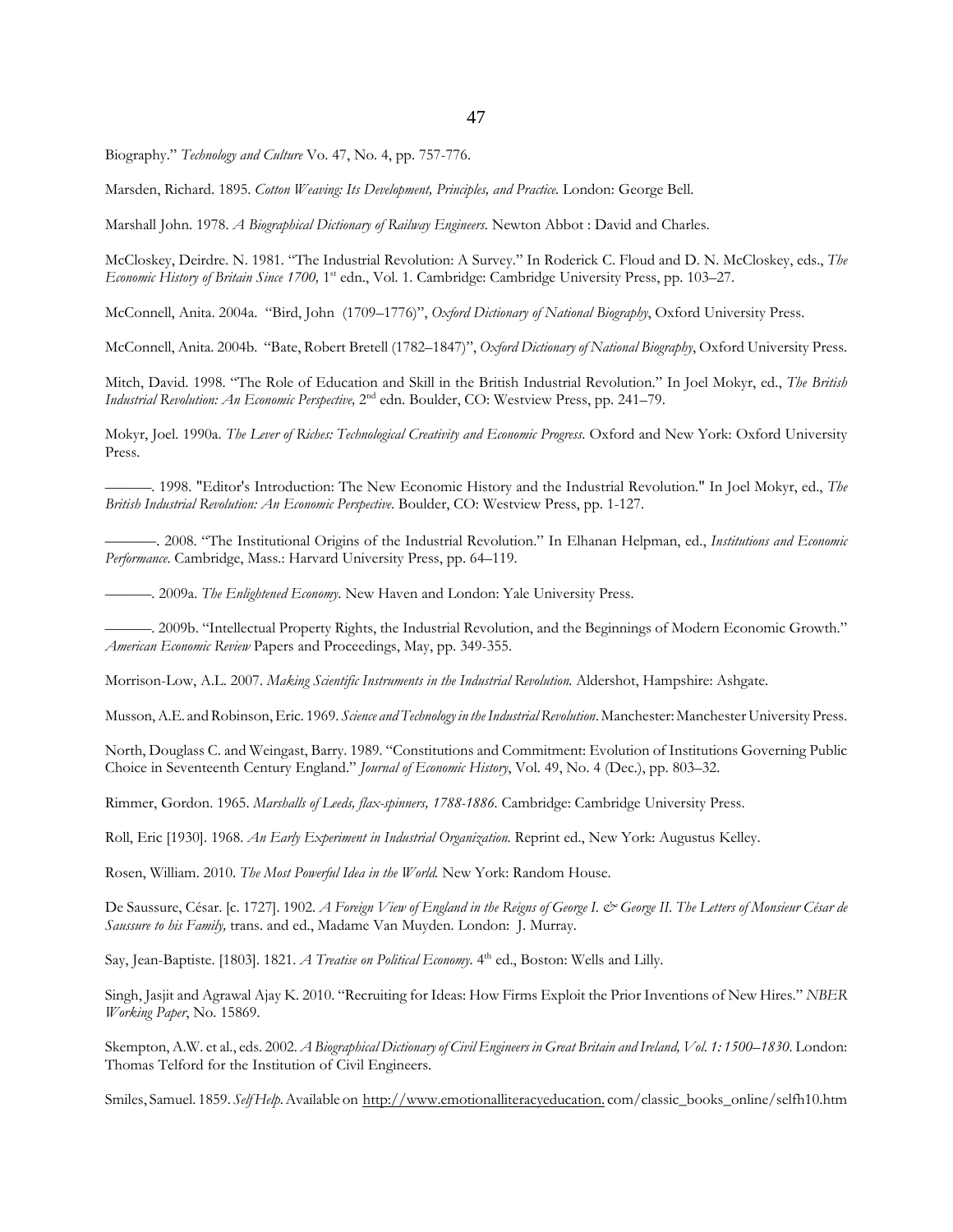Biography." *Technology and Culture* Vo. 47, No. 4, pp. 757-776.

Marsden, Richard. 1895. *Cotton Weaving: Its Development, Principles, and Practice.* London: George Bell.

Marshall John. 1978. *A Biographical Dictionary of Railway Engineers*. Newton Abbot : David and Charles.

McCloskey, Deirdre. N. 1981. "The Industrial Revolution: A Survey." In Roderick C. Floud and D. N. McCloskey, eds., *The Economic History of Britain Since 1700,* 1st edn., Vol. 1. Cambridge: Cambridge University Press, pp. 103–27.

McConnell, Anita. 2004a. "Bird, John (1709–1776)", *Oxford Dictionary of National Biography*, Oxford University Press.

McConnell, Anita. 2004b. "Bate, Robert Bretell (1782–1847)", *Oxford Dictionary of National Biography*, Oxford University Press.

Mitch, David. 1998. "The Role of Education and Skill in the British Industrial Revolution." In Joel Mokyr, ed., *The British Industrial Revolution: An Economic Perspective,* 2nd edn. Boulder, CO: Westview Press, pp. 241–79.

Mokyr, Joel. 1990a. *The Lever of Riches: Technological Creativity and Economic Progress*. Oxford and New York: Oxford University Press.

———. 1998. "Editor's Introduction: The New Economic History and the Industrial Revolution." In Joel Mokyr, ed., *The British Industrial Revolution: An Economic Perspective*. Boulder, CO: Westview Press, pp. 1-127.

———. 2008. "The Institutional Origins of the Industrial Revolution." In Elhanan Helpman, ed., *Institutions and Economic Performance*. Cambridge, Mass.: Harvard University Press, pp. 64–119.

———. 2009a. *The Enlightened Economy*. New Haven and London: Yale University Press.

———. 2009b. "Intellectual Property Rights, the Industrial Revolution, and the Beginnings of Modern Economic Growth." *American Economic Review* Papers and Proceedings, May, pp. 349-355.

Morrison-Low, A.L. 2007. *Making Scientific Instruments in the Industrial Revolution.* Aldershot, Hampshire: Ashgate.

Musson, A.E. and Robinson, Eric. 1969. *Science and Technology in the Industrial Revolution*. Manchester: Manchester University Press.

North, Douglass C. and Weingast, Barry. 1989. "Constitutions and Commitment: Evolution of Institutions Governing Public Choice in Seventeenth Century England." *Journal of Economic History*, Vol. 49, No. 4 (Dec.), pp. 803–32.

Rimmer, Gordon. 1965. *Marshalls of Leeds, flax-spinners, 1788-1886*. Cambridge: Cambridge University Press.

Roll, Eric [1930]. 1968. *An Early Experiment in Industrial Organization.* Reprint ed., New York: Augustus Kelley.

Rosen, William. 2010. *The Most Powerful Idea in the World.* New York: Random House.

De Saussure, César. [c. 1727]. 1902. *A Foreign View of England in the Reigns of George I. & George II. The Letters of Monsieur César de Saussure to his Family,* trans. and ed., Madame Van Muyden. London: J. Murray.

Say, Jean-Baptiste. [1803]. 1821. *A Treatise on Political Economy*. 4th ed., Boston: Wells and Lilly.

Singh, Jasjit and Agrawal Ajay K. 2010. "Recruiting for Ideas: How Firms Exploit the Prior Inventions of New Hires." *NBER Working Paper*, No. 15869.

Skempton, A.W. et al., eds. 2002. *A Biographical Dictionary of Civil Engineers in Great Britain and Ireland, Vol. 1: 1500–1830*. London: Thomas Telford for the Institution of Civil Engineers.

Smiles, Samuel. 1859. *Self Help*. Available on http://www.emotionalliteracyeducation. com/classic_books_online/selfh10.htm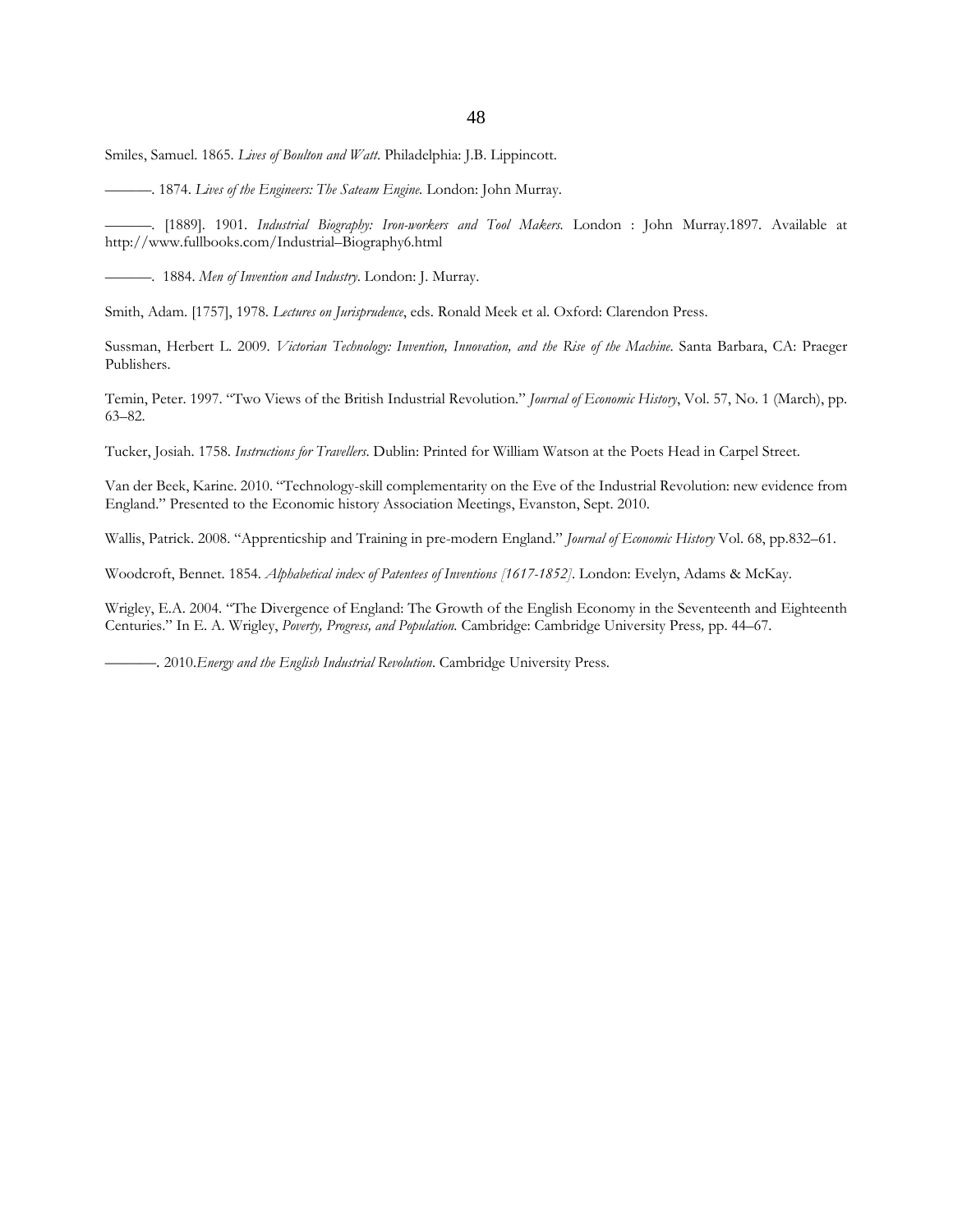Smiles, Samuel. 1865. *Lives of Boulton and Watt*. Philadelphia: J.B. Lippincott.

———. 1874. *Lives of the Engineers: The Sateam Engine.* London: John Murray.

———. [1889]. 1901. *Industrial Biography: Iron-workers and Tool Makers.* London : John Murray.1897. Available at http://www.fullbooks.com/Industrial–Biography6.html

———. 1884. *Men of Invention and Industry*. London: J. Murray.

Smith, Adam. [1757], 1978. *Lectures on Jurisprudence*, eds. Ronald Meek et al. Oxford: Clarendon Press.

Sussman, Herbert L. 2009. *Victorian Technology: Invention, Innovation, and the Rise of the Machine*. Santa Barbara, CA: Praeger Publishers.

Temin, Peter. 1997. "Two Views of the British Industrial Revolution." *Journal of Economic History*, Vol. 57, No. 1 (March), pp. 63–82.

Tucker, Josiah. 1758. *Instructions for Travellers*. Dublin: Printed for William Watson at the Poets Head in Carpel Street.

Van der Beek, Karine. 2010. "Technology-skill complementarity on the Eve of the Industrial Revolution: new evidence from England." Presented to the Economic history Association Meetings, Evanston, Sept. 2010.

Wallis, Patrick. 2008. "Apprenticship and Training in pre-modern England." *Journal of Economic History* Vol. 68, pp.832–61.

Woodcroft, Bennet. 1854. *Alphabetical index of Patentees of Inventions [1617-1852]*. London: Evelyn, Adams & McKay.

Wrigley, E.A. 2004. "The Divergence of England: The Growth of the English Economy in the Seventeenth and Eighteenth Centuries." In E. A. Wrigley, *Poverty, Progress, and Population.* Cambridge: Cambridge University Press, pp. 44–67.

———. 2010.*Energy and the English Industrial Revolution*. Cambridge University Press.